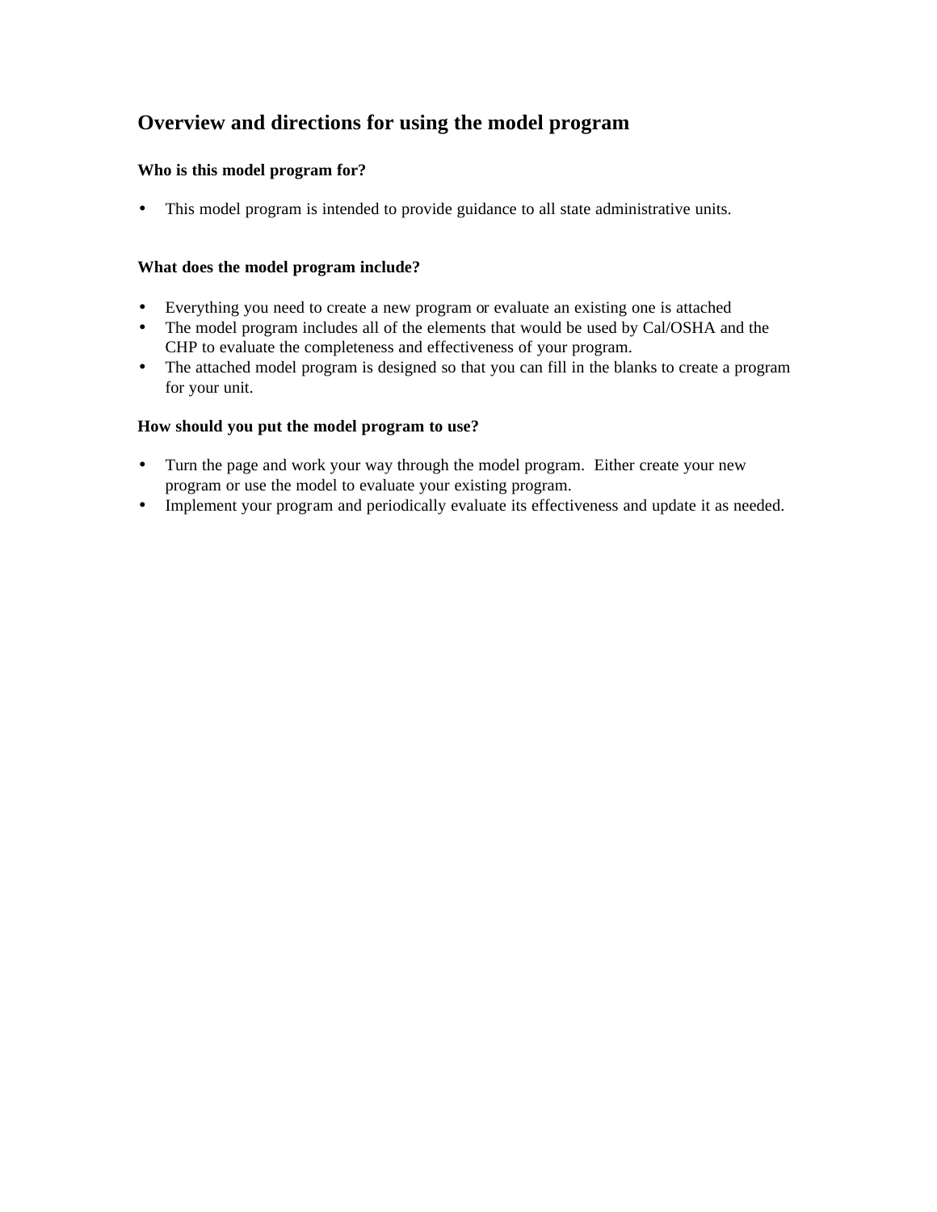# Overview and directions for using the model program

### Who is this model program for?

- This model program is intended to provide guidance to all state administrative units.

### What does the model program include?

- Everything you need to create a new program or evaluate an existing one is attached
- The model program includes all of the elements that would be used by Cal/OSHA and the CHP to evaluate the completeness and effectiveness of your program.
- The attached model program is designed so that you can fill in the blanks to create a program for your unit.

### How should you put the model program to use?

- Turn the page and work your way through the model program. Either create your new program or use the model to evaluate your existing program.
- Implement your program and periodically evaluate its effectiveness and update it as needed.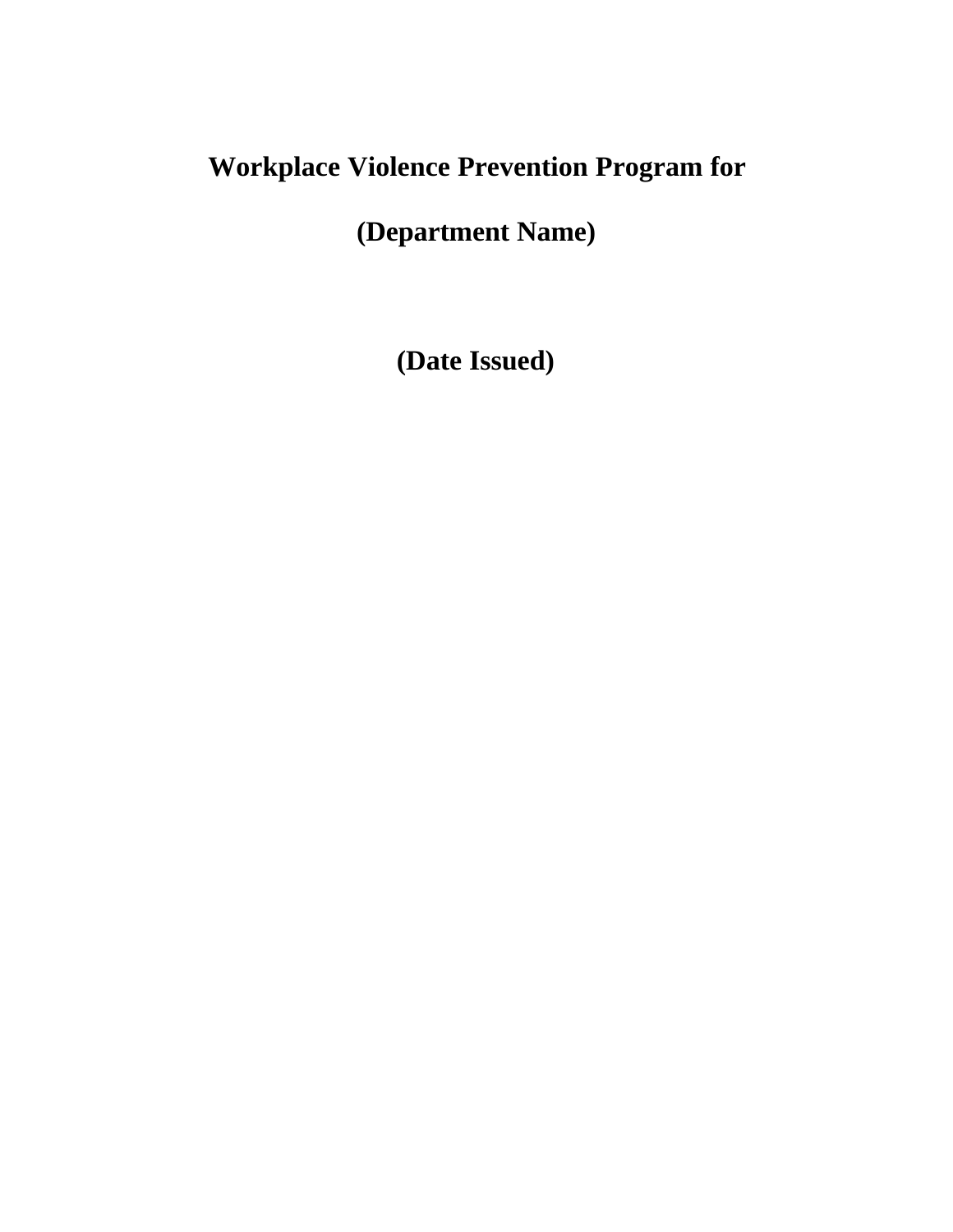# Workplace Violence Prevention Program for

# (Department Name)

**(Date Issued)**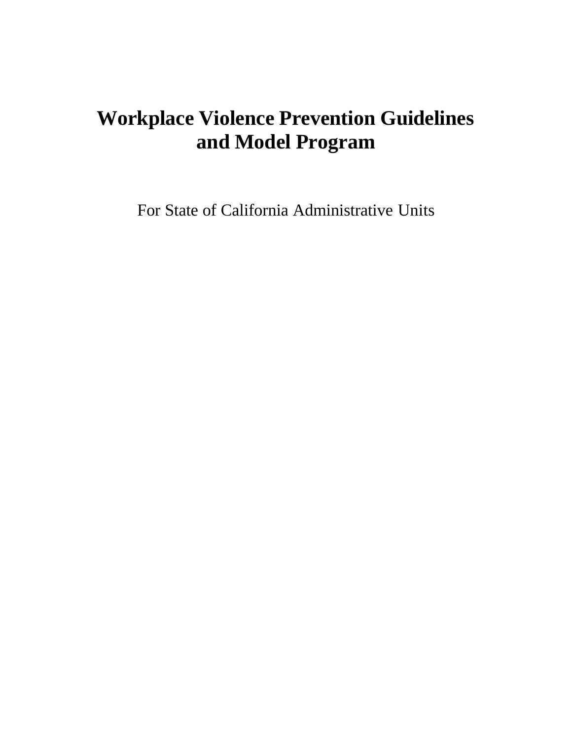# Workplace Violence Prevention Guidelines and Model Program

For State of California Administrative Units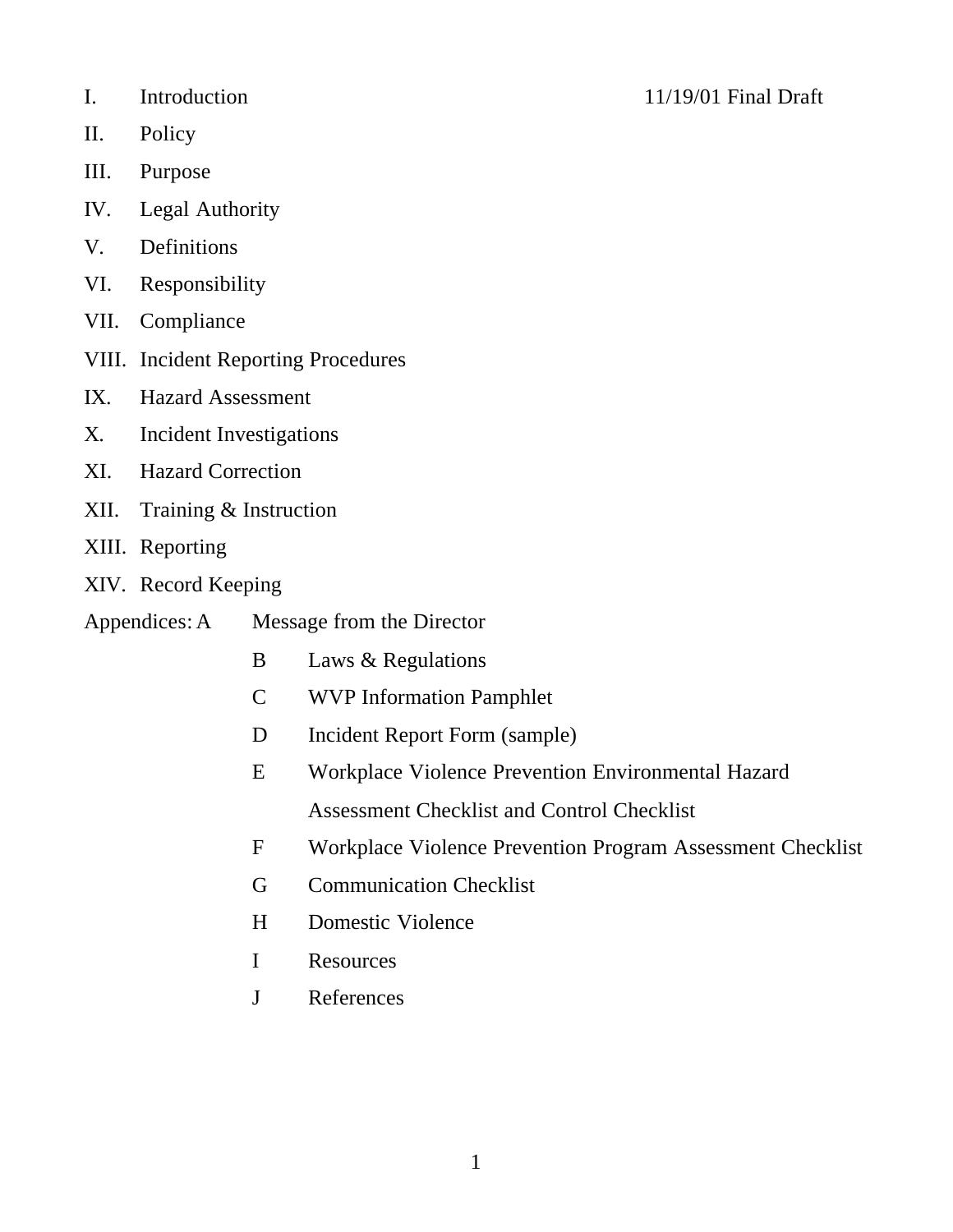I. Introduction 11/19/01 Final Draft

II. Policy

III. Purpose

IV. Legal Authority

V. Definitions

VI. Responsibility

VII. Compliance

VIII. Incident Reporting Procedures

IX. Hazard Assessment

X. Incident Investigations

XI. Hazard Correction

XII. Training & Instruction

XIII. Reporting

XIV. Record Keeping

Appendices:

- A Message from the Director
- B Laws & Regulations
- C WVP Information Pamphlet
- D Incident Report Form (sample)
- E Workplace Violence Prevention Environmental Hazard Assessment Checklist and Control Checklist
- F Workplace Violence Prevention Program Assessment Checklist
- G Communication Checklist
- H Domestic Violence
- I Resources
- J References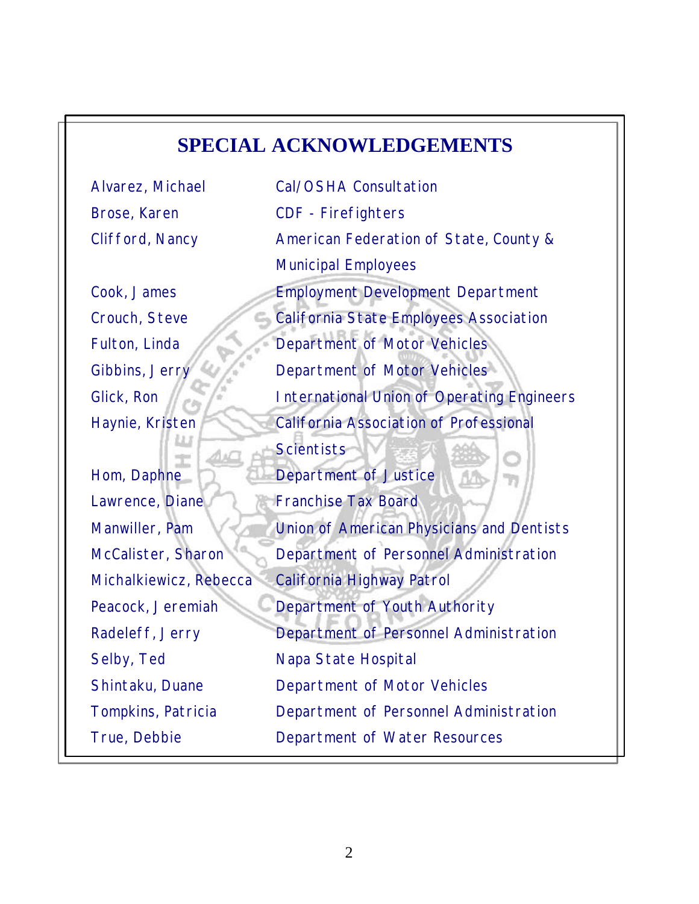# SPECIAL ACKNOWLEDGEMENTS

| | |
|---|---|
| Alvarez, Michael | Cal/OSHA Consultation |
| Brose, Karen | CDF - Firefighters |
| Clifford, Nancy | American Federation of State, County & Municipal Employees |
| Cook, James | Employment Development Department |
| Crouch, Steve | California State Employees Association |
| Fulton, Linda | Department of Motor Vehicles |
| Gibbins, Jerry | Department of Motor Vehicles |
| Glick, Ron | International Union of Operating Engineers |
| Haynie, Kristen | California Association of Professional Scientists |
| Hom, Daphne | Department of Justice |
| Lawrence, Diane | Franchise Tax Board |
| Manwiller, Pam | Union of American Physicians and Dentists |
| McCalister, Sharon | Department of Personnel Administration |
| Michalkiewicz, Rebecca | California Highway Patrol |
| Peacock, Jeremiah | Department of Youth Authority |
| Radeleff, Jerry | Department of Personnel Administration |
| Selby, Ted | Napa State Hospital |
| Shintaku, Duane | Department of Motor Vehicles |
| Tompkins, Patricia | Department of Personnel Administration |
| True, Debbie | Department of Water Resources |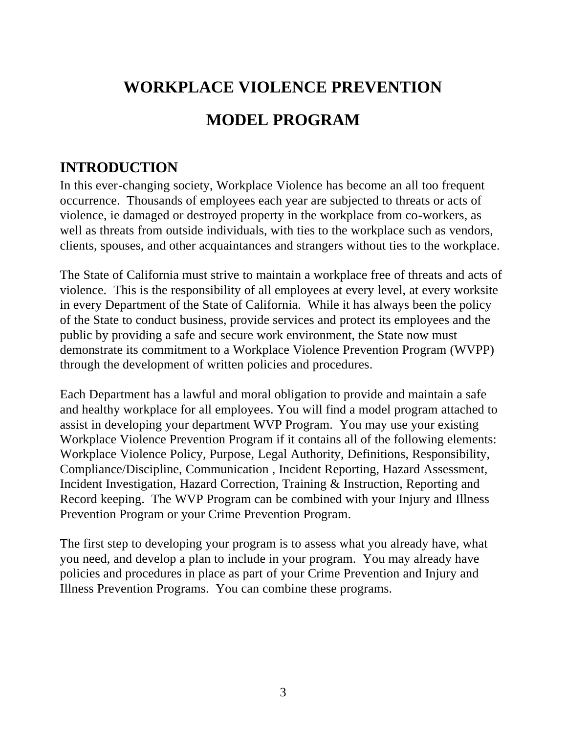# WORKPLACE VIOLENCE PREVENTION

# MODEL PROGRAM

## INTRODUCTION

In this ever-changing society, Workplace Violence has become an all too frequent occurrence. Thousands of employees each year are subjected to threats or acts of violence, ie damaged or destroyed property in the workplace from co-workers, as well as threats from outside individuals, with ties to the workplace such as vendors, clients, spouses, and other acquaintances and strangers without ties to the workplace.

The State of California must strive to maintain a workplace free of threats and acts of violence. This is the responsibility of all employees at every level, at every worksite in every Department of the State of California. While it has always been the policy of the State to conduct business, provide services and protect its employees and the public by providing a safe and secure work environment, the State now must demonstrate its commitment to a Workplace Violence Prevention Program (WVPP) through the development of written policies and procedures.

Each Department has a lawful and moral obligation to provide and maintain a safe and healthy workplace for all employees. You will find a model program attached to assist in developing your department WVP Program. You may use your existing Workplace Violence Prevention Program if it contains all of the following elements: Workplace Violence Policy, Purpose, Legal Authority, Definitions, Responsibility, Compliance/Discipline, Communication , Incident Reporting, Hazard Assessment, Incident Investigation, Hazard Correction, Training & Instruction, Reporting and Record keeping. The WVP Program can be combined with your Injury and Illness Prevention Program or your Crime Prevention Program.

The first step to developing your program is to assess what you already have, what you need, and develop a plan to include in your program. You may already have policies and procedures in place as part of your Crime Prevention and Injury and Illness Prevention Programs. You can combine these programs.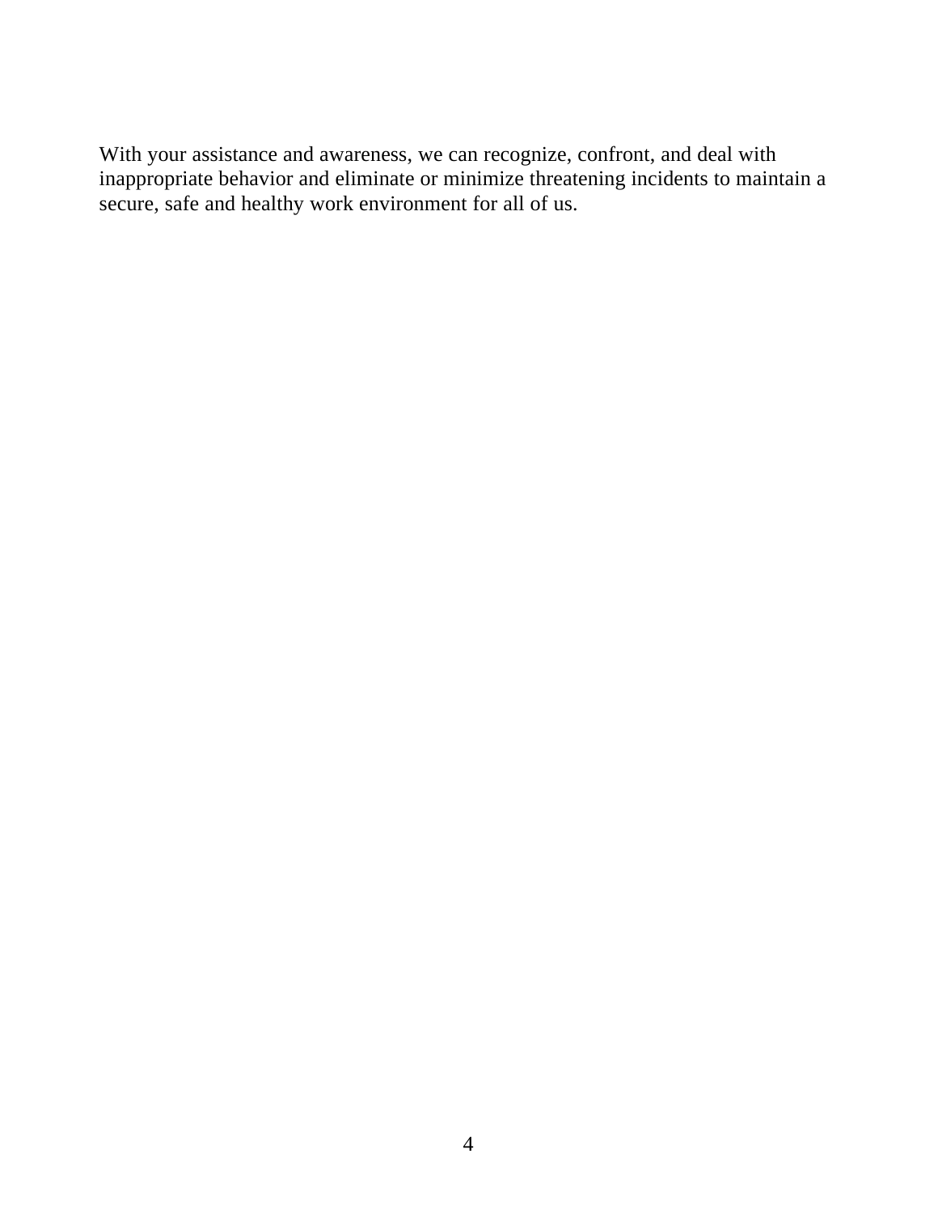With your assistance and awareness, we can recognize, confront, and deal with inappropriate behavior and eliminate or minimize threatening incidents to maintain a secure, safe and healthy work environment for all of us.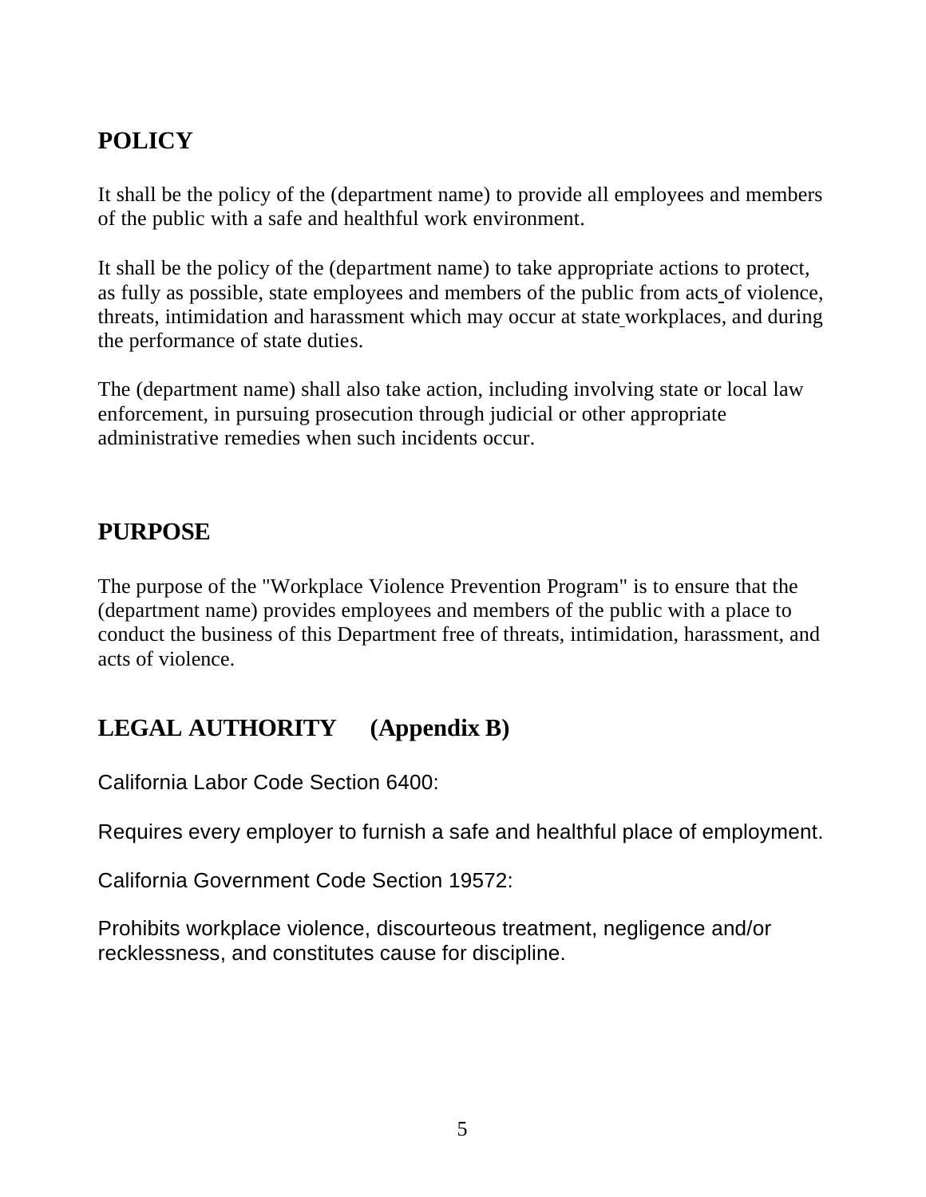## POLICY

It shall be the policy of the (department name) to provide all employees and members of the public with a safe and healthful work environment.

It shall be the policy of the (department name) to take appropriate actions to protect, as fully as possible, state employees and members of the public from acts of violence, threats, intimidation and harassment which may occur at state workplaces, and during the performance of state duties.

The (department name) shall also take action, including involving state or local law enforcement, in pursuing prosecution through judicial or other appropriate administrative remedies when such incidents occur.

## PURPOSE

The purpose of the "Workplace Violence Prevention Program" is to ensure that the (department name) provides employees and members of the public with a place to conduct the business of this Department free of threats, intimidation, harassment, and acts of violence.

## LEGAL AUTHORITY (Appendix B)

California Labor Code Section 6400:

Requires every employer to furnish a safe and healthful place of employment.

California Government Code Section 19572:

Prohibits workplace violence, discourteous treatment, negligence and/or recklessness, and constitutes cause for discipline.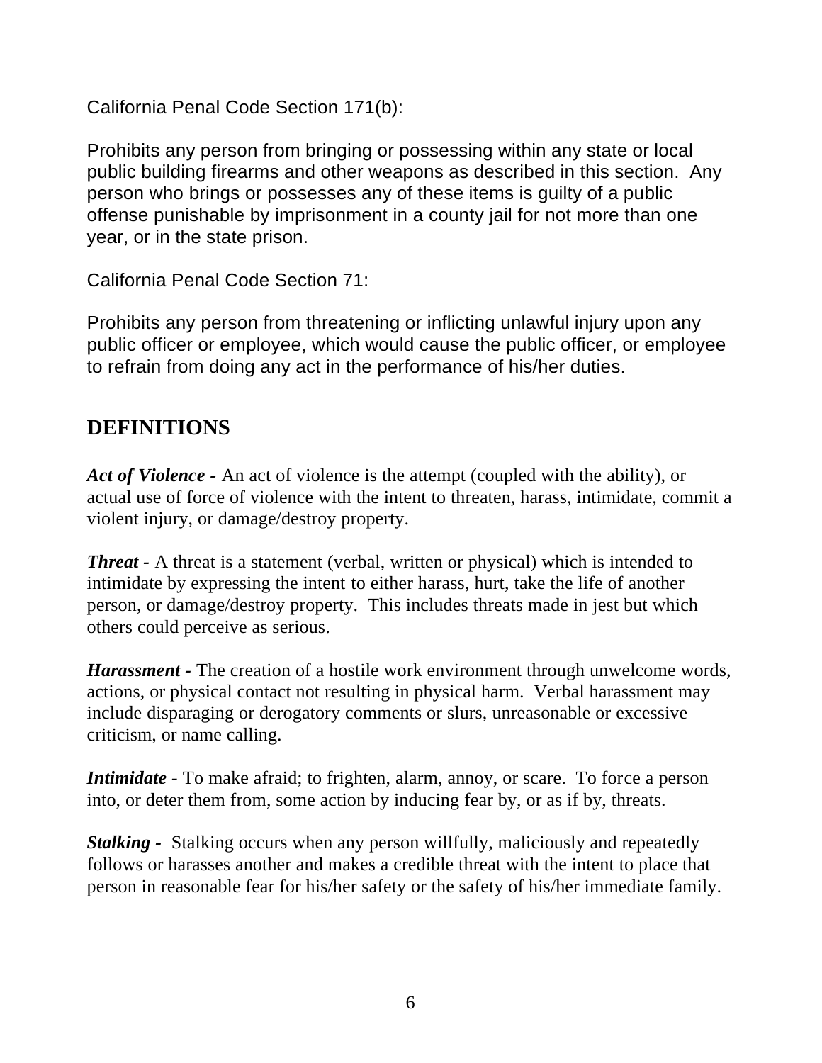California Penal Code Section 171(b):

Prohibits any person from bringing or possessing within any state or local public building firearms and other weapons as described in this section. Any person who brings or possesses any of these items is guilty of a public offense punishable by imprisonment in a county jail for not more than one year, or in the state prison.

California Penal Code Section 71:

Prohibits any person from threatening or inflicting unlawful injury upon any public officer or employee, which would cause the public officer, or employee to refrain from doing any act in the performance of his/her duties.

## DEFINITIONS

***Act of Violence*** **-** An act of violence is the attempt (coupled with the ability), or actual use of force of violence with the intent to threaten, harass, intimidate, commit a violent injury, or damage/destroy property.

***Threat*** **-** A threat is a statement (verbal, written or physical) which is intended to intimidate by expressing the intent to either harass, hurt, take the life of another person, or damage/destroy property. This includes threats made in jest but which others could perceive as serious.

***Harassment*** - The creation of a hostile work environment through unwelcome words, actions, or physical contact not resulting in physical harm. Verbal harassment may include disparaging or derogatory comments or slurs, unreasonable or excessive criticism, or name calling.

***Intimidate*** - To make afraid; to frighten, alarm, annoy, or scare. To force a person into, or deter them from, some action by inducing fear by, or as if by, threats.

***Stalking*** - Stalking occurs when any person willfully, maliciously and repeatedly follows or harasses another and makes a credible threat with the intent to place that person in reasonable fear for his/her safety or the safety of his/her immediate family.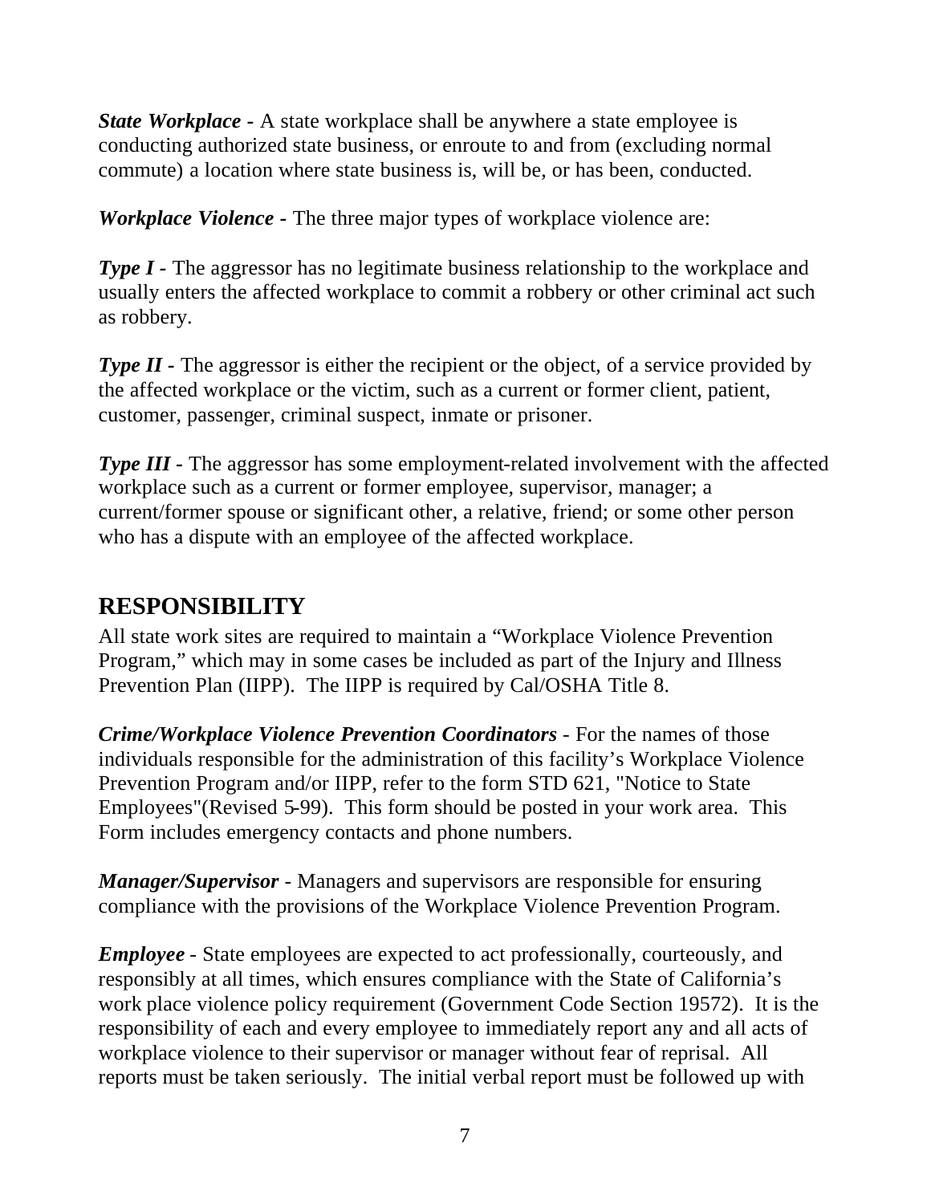***State Workplace*** - A state workplace shall be anywhere a state employee is conducting authorized state business, or enroute to and from (excluding normal commute) a location where state business is, will be, or has been, conducted.

***Workplace Violence*** - The three major types of workplace violence are:

***Type I*** - The aggressor has no legitimate business relationship to the workplace and usually enters the affected workplace to commit a robbery or other criminal act such as robbery.

***Type II*** - The aggressor is either the recipient or the object, of a service provided by the affected workplace or the victim, such as a current or former client, patient, customer, passenger, criminal suspect, inmate or prisoner.

***Type III*** - The aggressor has some employment-related involvement with the affected workplace such as a current or former employee, supervisor, manager; a current/former spouse or significant other, a relative, friend; or some other person who has a dispute with an employee of the affected workplace.

## RESPONSIBILITY

All state work sites are required to maintain a "Workplace Violence Prevention Program," which may in some cases be included as part of the Injury and Illness Prevention Plan (IIPP). The IIPP is required by Cal/OSHA Title 8.

***Crime/Workplace Violence Prevention Coordinators*** - For the names of those individuals responsible for the administration of this facility's Workplace Violence Prevention Program and/or IIPP, refer to the form STD 621, "Notice to State Employees"(Revised 5-99). This form should be posted in your work area. This Form includes emergency contacts and phone numbers.

***Manager/Supervisor*** - Managers and supervisors are responsible for ensuring compliance with the provisions of the Workplace Violence Prevention Program.

***Employee*** - State employees are expected to act professionally, courteously, and responsibly at all times, which ensures compliance with the State of California's work place violence policy requirement (Government Code Section 19572). It is the responsibility of each and every employee to immediately report any and all acts of workplace violence to their supervisor or manager without fear of reprisal. All reports must be taken seriously. The initial verbal report must be followed up with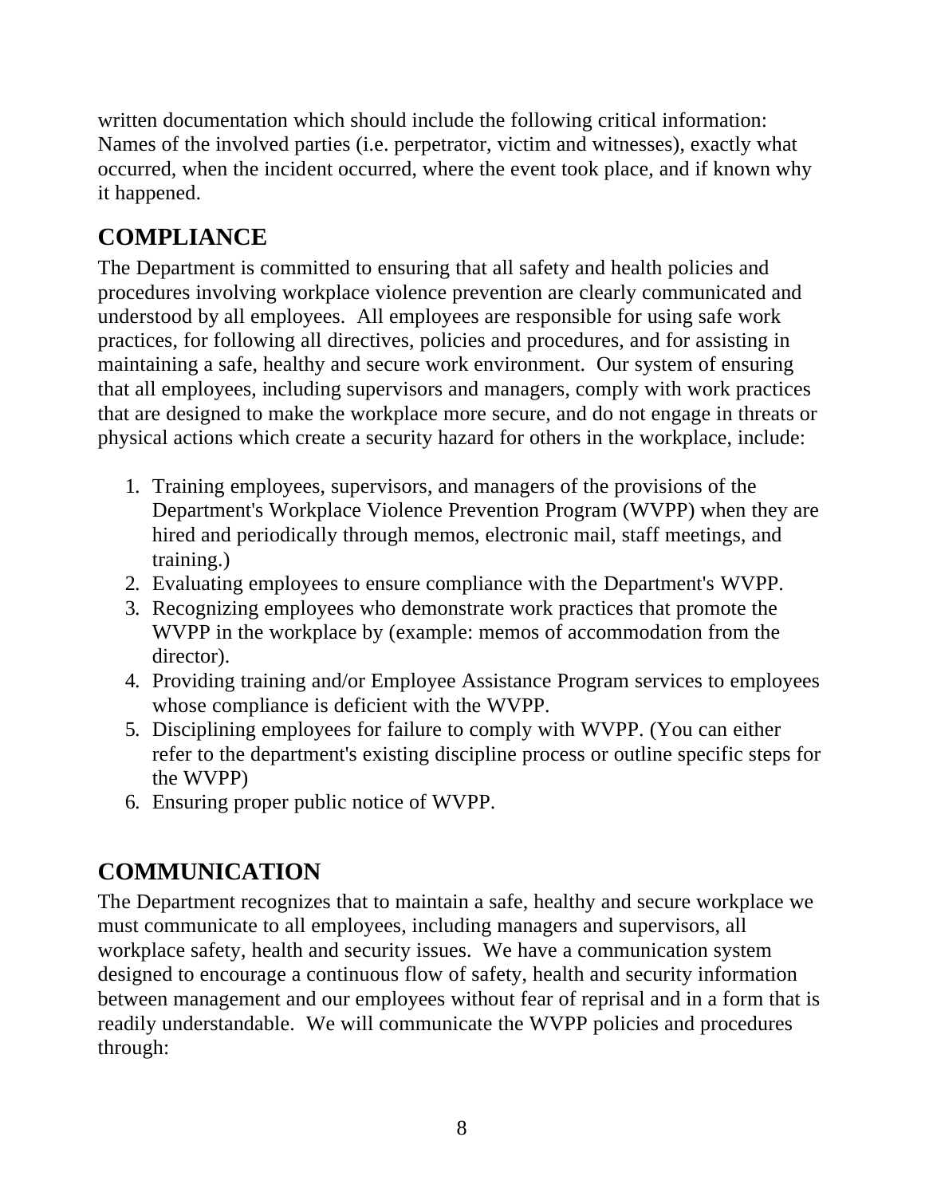written documentation which should include the following critical information: Names of the involved parties (i.e. perpetrator, victim and witnesses), exactly what occurred, when the incident occurred, where the event took place, and if known why it happened.

## COMPLIANCE

The Department is committed to ensuring that all safety and health policies and procedures involving workplace violence prevention are clearly communicated and understood by all employees. All employees are responsible for using safe work practices, for following all directives, policies and procedures, and for assisting in maintaining a safe, healthy and secure work environment. Our system of ensuring that all employees, including supervisors and managers, comply with work practices that are designed to make the workplace more secure, and do not engage in threats or physical actions which create a security hazard for others in the workplace, include:

1. Training employees, supervisors, and managers of the provisions of the Department's Workplace Violence Prevention Program (WVPP) when they are hired and periodically through memos, electronic mail, staff meetings, and training.)
2. Evaluating employees to ensure compliance with the Department's WVPP.
3. Recognizing employees who demonstrate work practices that promote the WVPP in the workplace by (example: memos of accommodation from the director).
4. Providing training and/or Employee Assistance Program services to employees whose compliance is deficient with the WVPP.
5. Disciplining employees for failure to comply with WVPP. (You can either refer to the department's existing discipline process or outline specific steps for the WVPP)
6. Ensuring proper public notice of WVPP.

## COMMUNICATION

The Department recognizes that to maintain a safe, healthy and secure workplace we must communicate to all employees, including managers and supervisors, all workplace safety, health and security issues. We have a communication system designed to encourage a continuous flow of safety, health and security information between management and our employees without fear of reprisal and in a form that is readily understandable. We will communicate the WVPP policies and procedures through: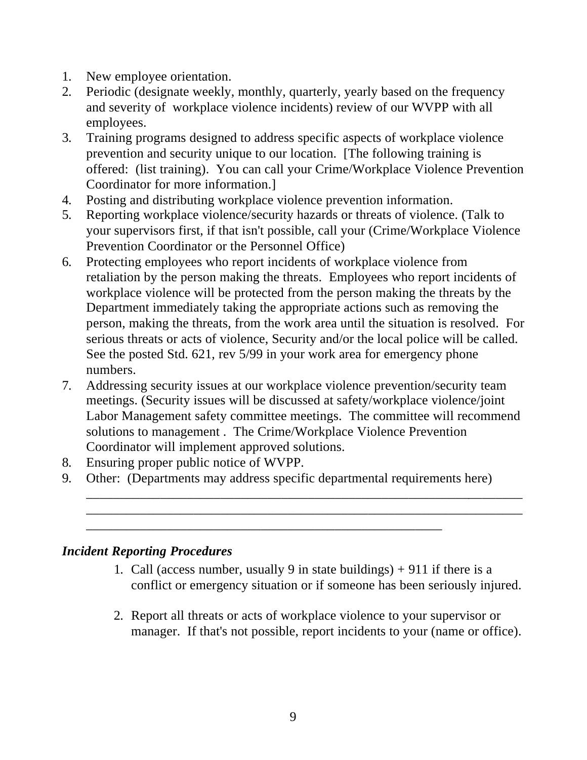1. New employee orientation.
2. Periodic (designate weekly, monthly, quarterly, yearly based on the frequency and severity of workplace violence incidents) review of our WVPP with all employees.
3. Training programs designed to address specific aspects of workplace violence prevention and security unique to our location. [The following training is offered: (list training). You can call your Crime/Workplace Violence Prevention Coordinator for more information.]
4. Posting and distributing workplace violence prevention information.
5. Reporting workplace violence/security hazards or threats of violence. (Talk to your supervisors first, if that isn't possible, call your (Crime/Workplace Violence Prevention Coordinator or the Personnel Office)
6. Protecting employees who report incidents of workplace violence from retaliation by the person making the threats. Employees who report incidents of workplace violence will be protected from the person making the threats by the Department immediately taking the appropriate actions such as removing the person, making the threats, from the work area until the situation is resolved. For serious threats or acts of violence, Security and/or the local police will be called. See the posted Std. 621, rev 5/99 in your work area for emergency phone numbers.
7. Addressing security issues at our workplace violence prevention/security team meetings. (Security issues will be discussed at safety/workplace violence/joint Labor Management safety committee meetings. The committee will recommend solutions to management . The Crime/Workplace Violence Prevention Coordinator will implement approved solutions.
8. Ensuring proper public notice of WVPP.
9. Other: (Departments may address specific departmental requirements here) ______________________________________________________________________ ______________________________________________________________________ ________________________________________________________

### *Incident Reporting Procedures*

1. Call (access number, usually 9 in state buildings) + 911 if there is a conflict or emergency situation or if someone has been seriously injured.

2. Report all threats or acts of workplace violence to your supervisor or manager. If that's not possible, report incidents to your (name or office).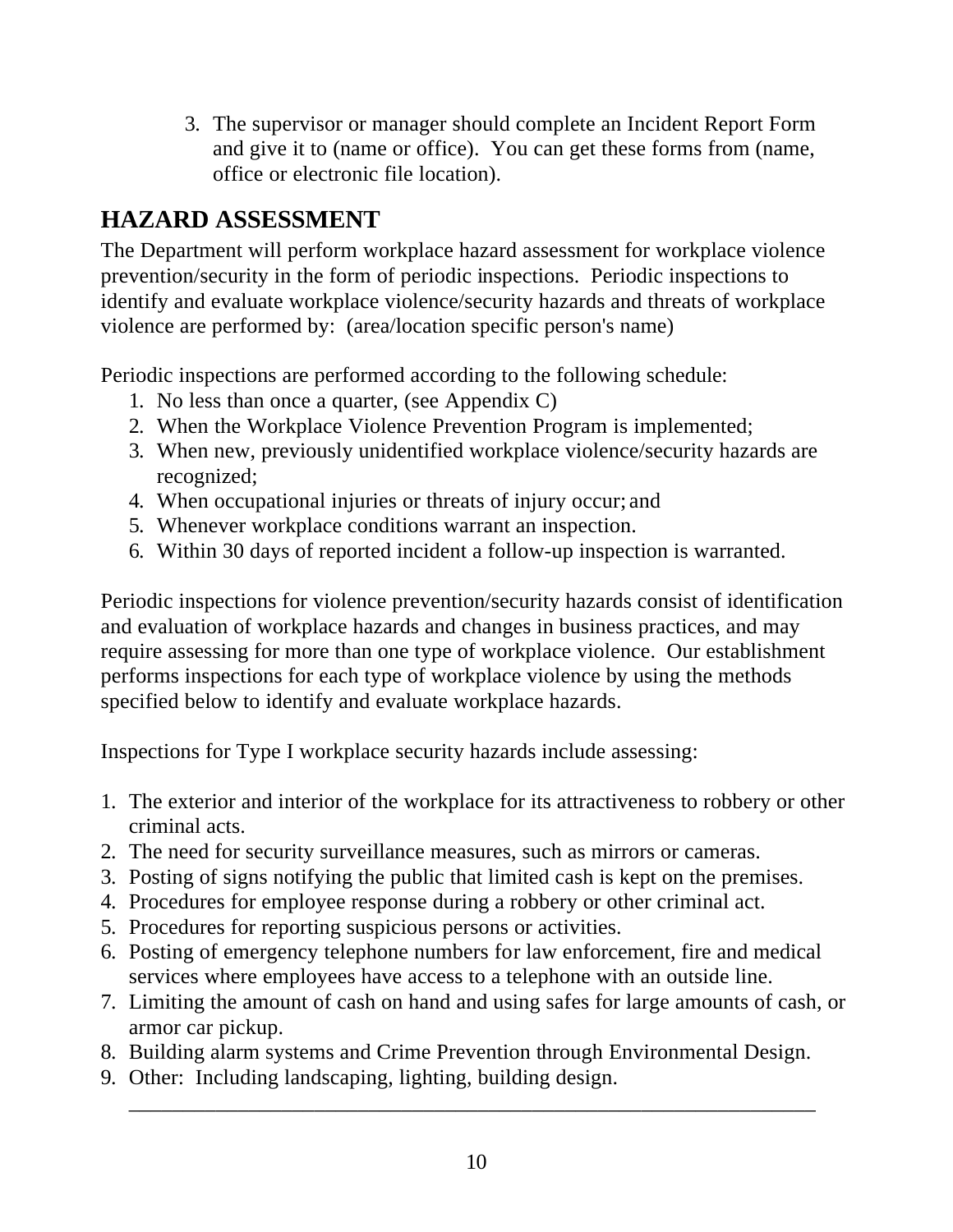3. The supervisor or manager should complete an Incident Report Form and give it to (name or office). You can get these forms from (name, office or electronic file location).

## HAZARD ASSESSMENT

The Department will perform workplace hazard assessment for workplace violence prevention/security in the form of periodic inspections. Periodic inspections to identify and evaluate workplace violence/security hazards and threats of workplace violence are performed by: (area/location specific person's name)

Periodic inspections are performed according to the following schedule:

1. No less than once a quarter, (see Appendix C)
2. When the Workplace Violence Prevention Program is implemented;
3. When new, previously unidentified workplace violence/security hazards are recognized;
4. When occupational injuries or threats of injury occur; and
5. Whenever workplace conditions warrant an inspection.
6. Within 30 days of reported incident a follow-up inspection is warranted.

Periodic inspections for violence prevention/security hazards consist of identification and evaluation of workplace hazards and changes in business practices, and may require assessing for more than one type of workplace violence. Our establishment performs inspections for each type of workplace violence by using the methods specified below to identify and evaluate workplace hazards.

Inspections for Type I workplace security hazards include assessing:

1. The exterior and interior of the workplace for its attractiveness to robbery or other criminal acts.
2. The need for security surveillance measures, such as mirrors or cameras.
3. Posting of signs notifying the public that limited cash is kept on the premises.
4. Procedures for employee response during a robbery or other criminal act.
5. Procedures for reporting suspicious persons or activities.
6. Posting of emergency telephone numbers for law enforcement, fire and medical services where employees have access to a telephone with an outside line.
7. Limiting the amount of cash on hand and using safes for large amounts of cash, or armor car pickup.
8. Building alarm systems and Crime Prevention through Environmental Design.
9. Other: Including landscaping, lighting, building design.
   \_\_\_\_\_\_\_\_\_\_\_\_\_\_\_\_\_\_\_\_\_\_\_\_\_\_\_\_\_\_\_\_\_\_\_\_\_\_\_\_\_\_\_\_\_\_\_\_\_\_\_\_\_\_\_\_\_\_\_\_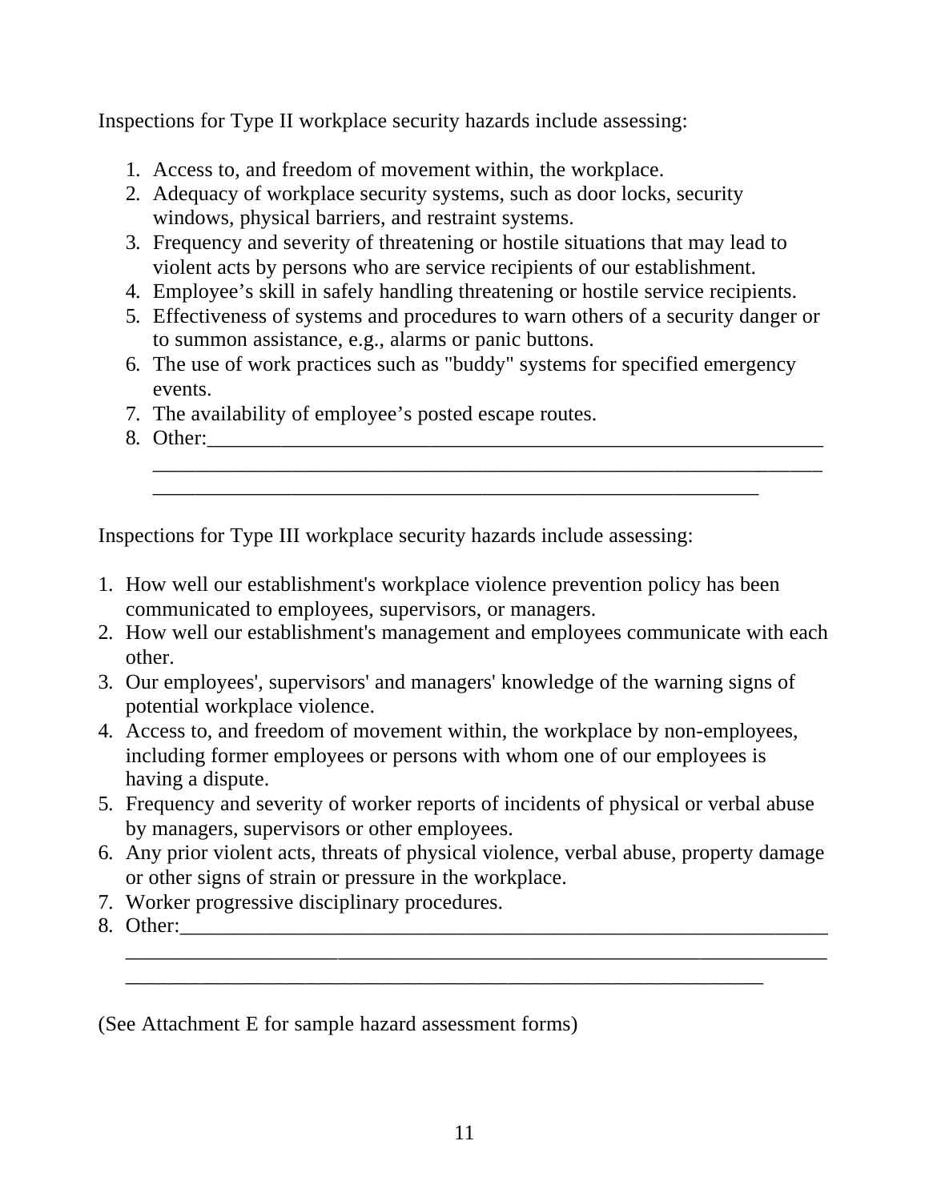Inspections for Type II workplace security hazards include assessing:

1. Access to, and freedom of movement within, the workplace.
2. Adequacy of workplace security systems, such as door locks, security windows, physical barriers, and restraint systems.
3. Frequency and severity of threatening or hostile situations that may lead to violent acts by persons who are service recipients of our establishment.
4. Employee's skill in safely handling threatening or hostile service recipients.
5. Effectiveness of systems and procedures to warn others of a security danger or to summon assistance, e.g., alarms or panic buttons.
6. The use of work practices such as "buddy" systems for specified emergency events.
7. The availability of employee's posted escape routes.
8. Other:_______________________________________________________________
   _______________________________________________________________
   _______________________________________________________

Inspections for Type III workplace security hazards include assessing:

1. How well our establishment's workplace violence prevention policy has been communicated to employees, supervisors, or managers.
2. How well our establishment's management and employees communicate with each other.
3. Our employees', supervisors' and managers' knowledge of the warning signs of potential workplace violence.
4. Access to, and freedom of movement within, the workplace by non-employees, including former employees or persons with whom one of our employees is having a dispute.
5. Frequency and severity of worker reports of incidents of physical or verbal abuse by managers, supervisors or other employees.
6. Any prior violent acts, threats of physical violence, verbal abuse, property damage or other signs of strain or pressure in the workplace.
7. Worker progressive disciplinary procedures.
8. Other:_______________________________________________________________
   _______________________________________________________________
   _______________________________________________________

(See Attachment E for sample hazard assessment forms)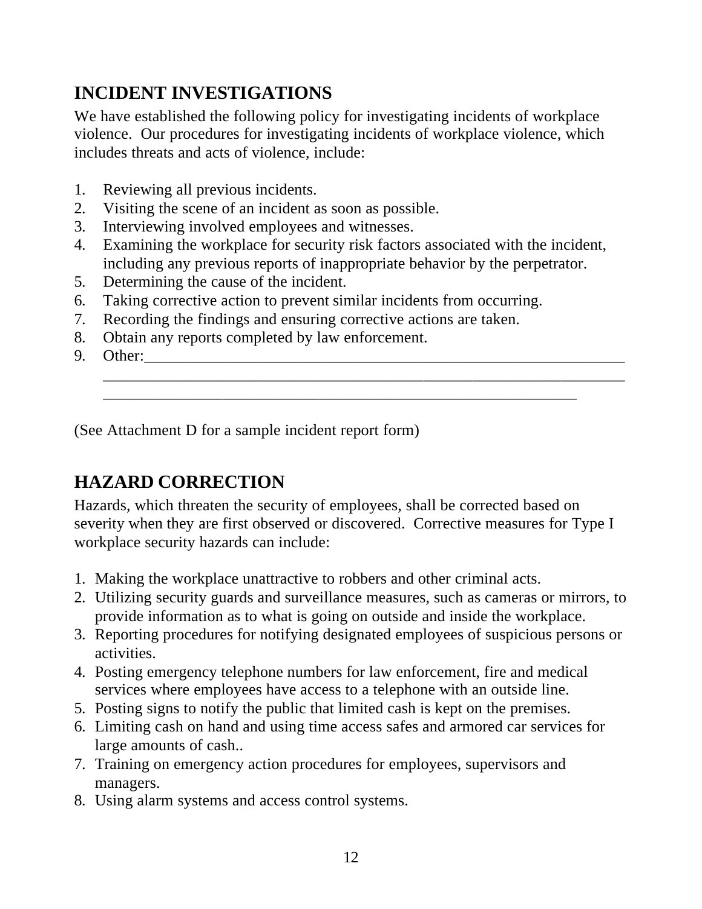## INCIDENT INVESTIGATIONS

We have established the following policy for investigating incidents of workplace violence. Our procedures for investigating incidents of workplace violence, which includes threats and acts of violence, include:

1. Reviewing all previous incidents.
2. Visiting the scene of an incident as soon as possible.
3. Interviewing involved employees and witnesses.
4. Examining the workplace for security risk factors associated with the incident, including any previous reports of inappropriate behavior by the perpetrator.
5. Determining the cause of the incident.
6. Taking corrective action to prevent similar incidents from occurring.
7. Recording the findings and ensuring corrective actions are taken.
8. Obtain any reports completed by law enforcement.
9. Other:\_\_\_\_\_\_\_\_\_\_\_\_\_\_\_\_\_\_\_\_\_\_\_\_\_\_\_\_\_\_\_\_\_\_\_\_\_\_\_\_\_\_\_\_\_\_\_\_\_\_\_\_\_\_\_\_\_\_\_\_\_\_\_\_\_\_\_\_
   \_\_\_\_\_\_\_\_\_\_\_\_\_\_\_\_\_\_\_\_\_\_\_\_\_\_\_\_\_\_\_\_\_\_\_\_\_\_\_\_\_\_\_\_\_\_\_\_\_\_\_\_\_\_\_\_\_\_\_\_\_\_\_\_\_\_\_\_\_\_\_\_\_\_
   \_\_\_\_\_\_\_\_\_\_\_\_\_\_\_\_\_\_\_\_\_\_\_\_\_\_\_\_\_\_\_\_\_\_\_\_\_\_\_\_\_\_\_\_\_\_\_\_\_\_\_\_\_\_\_\_\_\_\_\_\_\_\_\_\_\_

(See Attachment D for a sample incident report form)

## HAZARD CORRECTION

Hazards, which threaten the security of employees, shall be corrected based on severity when they are first observed or discovered. Corrective measures for Type I workplace security hazards can include:

1. Making the workplace unattractive to robbers and other criminal acts.
2. Utilizing security guards and surveillance measures, such as cameras or mirrors, to provide information as to what is going on outside and inside the workplace.
3. Reporting procedures for notifying designated employees of suspicious persons or activities.
4. Posting emergency telephone numbers for law enforcement, fire and medical services where employees have access to a telephone with an outside line.
5. Posting signs to notify the public that limited cash is kept on the premises.
6. Limiting cash on hand and using time access safes and armored car services for large amounts of cash..
7. Training on emergency action procedures for employees, supervisors and managers.
8. Using alarm systems and access control systems.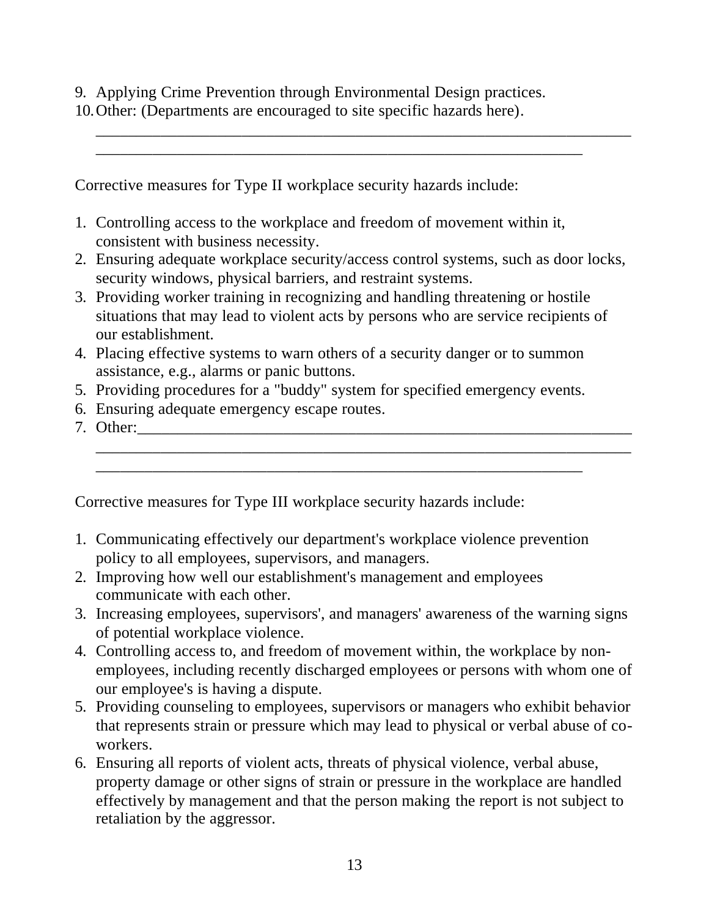9. Applying Crime Prevention through Environmental Design practices.
10. Other: (Departments are encouraged to site specific hazards here).

    ______________________________________________________________________
    ______________________________________________________________

Corrective measures for Type II workplace security hazards include:

1. Controlling access to the workplace and freedom of movement within it, consistent with business necessity.
2. Ensuring adequate workplace security/access control systems, such as door locks, security windows, physical barriers, and restraint systems.
3. Providing worker training in recognizing and handling threatening or hostile situations that may lead to violent acts by persons who are service recipients of our establishment.
4. Placing effective systems to warn others of a security danger or to summon assistance, e.g., alarms or panic buttons.
5. Providing procedures for a "buddy" system for specified emergency events.
6. Ensuring adequate emergency escape routes.
7. Other:______________________________________________________________

    ______________________________________________________________________
    ______________________________________________________________

Corrective measures for Type III workplace security hazards include:

1. Communicating effectively our department's workplace violence prevention policy to all employees, supervisors, and managers.
2. Improving how well our establishment's management and employees communicate with each other.
3. Increasing employees, supervisors', and managers' awareness of the warning signs of potential workplace violence.
4. Controlling access to, and freedom of movement within, the workplace by non-employees, including recently discharged employees or persons with whom one of our employee's is having a dispute.
5. Providing counseling to employees, supervisors or managers who exhibit behavior that represents strain or pressure which may lead to physical or verbal abuse of co-workers.
6. Ensuring all reports of violent acts, threats of physical violence, verbal abuse, property damage or other signs of strain or pressure in the workplace are handled effectively by management and that the person making the report is not subject to retaliation by the aggressor.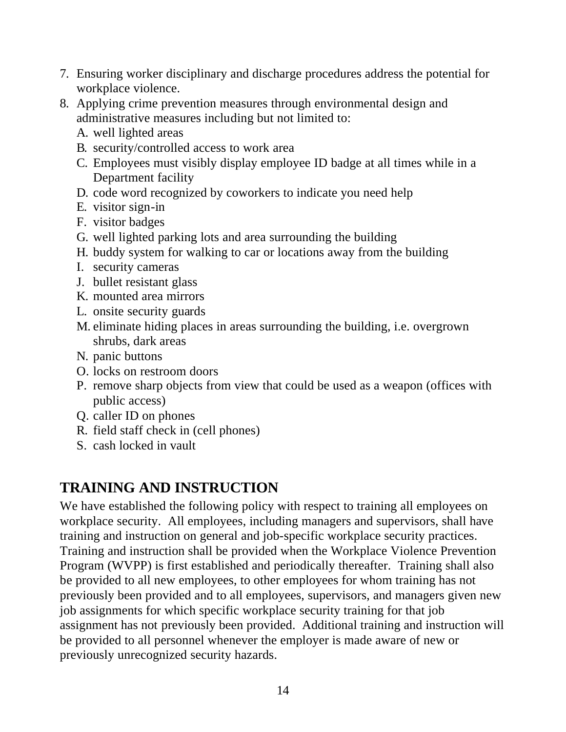7. Ensuring worker disciplinary and discharge procedures address the potential for workplace violence.
8. Applying crime prevention measures through environmental design and administrative measures including but not limited to:
   A. well lighted areas
   B. security/controlled access to work area
   C. Employees must visibly display employee ID badge at all times while in a Department facility
   D. code word recognized by coworkers to indicate you need help
   E. visitor sign-in
   F. visitor badges
   G. well lighted parking lots and area surrounding the building
   H. buddy system for walking to car or locations away from the building
   I. security cameras
   J. bullet resistant glass
   K. mounted area mirrors
   L. onsite security guards
   M. eliminate hiding places in areas surrounding the building, i.e. overgrown shrubs, dark areas
   N. panic buttons
   O. locks on restroom doors
   P. remove sharp objects from view that could be used as a weapon (offices with public access)
   Q. caller ID on phones
   R. field staff check in (cell phones)
   S. cash locked in vault

## TRAINING AND INSTRUCTION

We have established the following policy with respect to training all employees on workplace security. All employees, including managers and supervisors, shall have training and instruction on general and job-specific workplace security practices. Training and instruction shall be provided when the Workplace Violence Prevention Program (WVPP) is first established and periodically thereafter. Training shall also be provided to all new employees, to other employees for whom training has not previously been provided and to all employees, supervisors, and managers given new job assignments for which specific workplace security training for that job assignment has not previously been provided. Additional training and instruction will be provided to all personnel whenever the employer is made aware of new or previously unrecognized security hazards.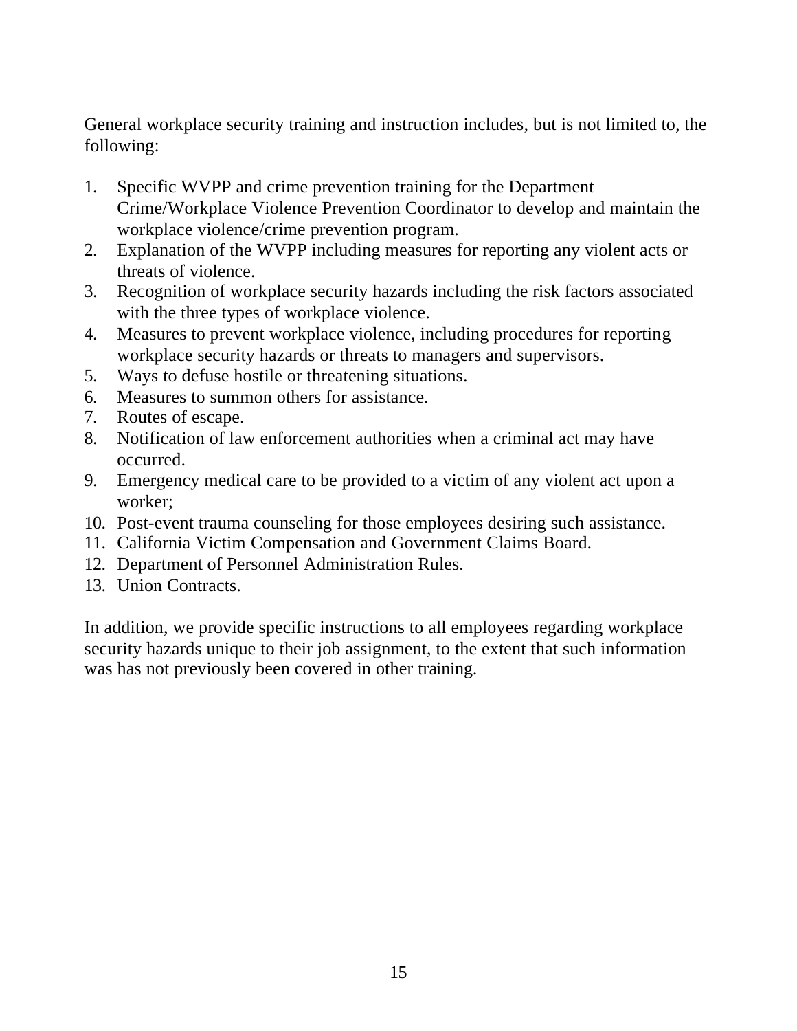General workplace security training and instruction includes, but is not limited to, the following:

1. Specific WVPP and crime prevention training for the Department Crime/Workplace Violence Prevention Coordinator to develop and maintain the workplace violence/crime prevention program.
2. Explanation of the WVPP including measures for reporting any violent acts or threats of violence.
3. Recognition of workplace security hazards including the risk factors associated with the three types of workplace violence.
4. Measures to prevent workplace violence, including procedures for reporting workplace security hazards or threats to managers and supervisors.
5. Ways to defuse hostile or threatening situations.
6. Measures to summon others for assistance.
7. Routes of escape.
8. Notification of law enforcement authorities when a criminal act may have occurred.
9. Emergency medical care to be provided to a victim of any violent act upon a worker;
10. Post-event trauma counseling for those employees desiring such assistance.
11. California Victim Compensation and Government Claims Board.
12. Department of Personnel Administration Rules.
13. Union Contracts.

In addition, we provide specific instructions to all employees regarding workplace security hazards unique to their job assignment, to the extent that such information was has not previously been covered in other training.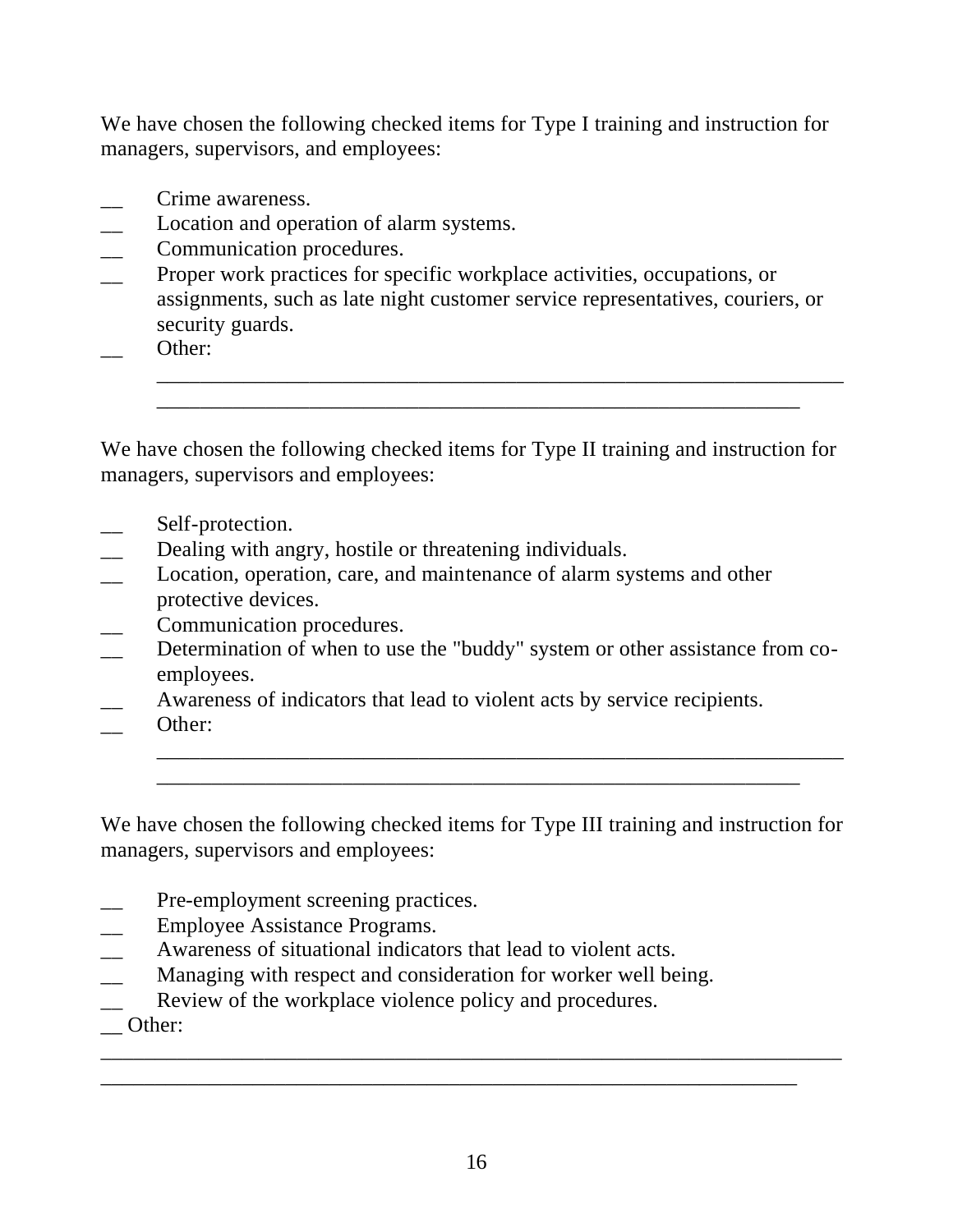We have chosen the following checked items for Type I training and instruction for managers, supervisors, and employees:

__ Crime awareness.
__ Location and operation of alarm systems.
__ Communication procedures.
__ Proper work practices for specific workplace activities, occupations, or assignments, such as late night customer service representatives, couriers, or security guards.
__ Other:
______________________________________________________________
___________________________________________________________

We have chosen the following checked items for Type II training and instruction for managers, supervisors and employees:

__ Self-protection.
__ Dealing with angry, hostile or threatening individuals.
__ Location, operation, care, and maintenance of alarm systems and other protective devices.
__ Communication procedures.
__ Determination of when to use the "buddy" system or other assistance from co-employees.
__ Awareness of indicators that lead to violent acts by service recipients.
__ Other:
______________________________________________________________
___________________________________________________________

We have chosen the following checked items for Type III training and instruction for managers, supervisors and employees:

__ Pre-employment screening practices.
__ Employee Assistance Programs.
__ Awareness of situational indicators that lead to violent acts.
__ Managing with respect and consideration for worker well being.
__ Review of the workplace violence policy and procedures.
__ Other:
___________________________________________________________________
________________________________________________________________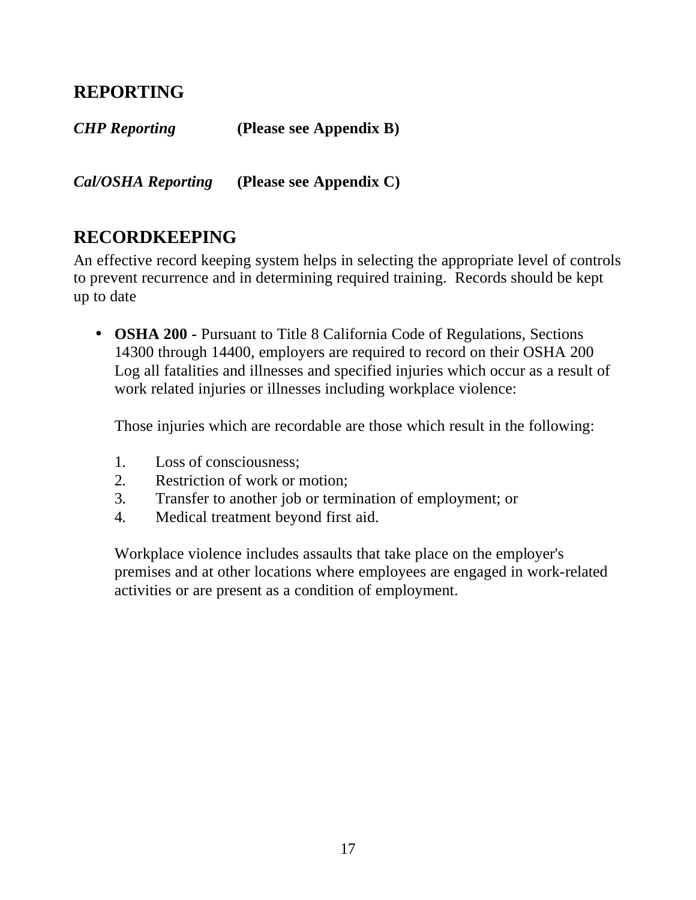## REPORTING

***CHP Reporting*** **(Please see Appendix B)**

***Cal/OSHA Reporting*** **(Please see Appendix C)**

## RECORDKEEPING

An effective record keeping system helps in selecting the appropriate level of controls to prevent recurrence and in determining required training. Records should be kept up to date

- **OSHA 200 -** Pursuant to Title 8 California Code of Regulations, Sections 14300 through 14400, employers are required to record on their OSHA 200 Log all fatalities and illnesses and specified injuries which occur as a result of work related injuries or illnesses including workplace violence:

  Those injuries which are recordable are those which result in the following:

  1. Loss of consciousness;
  2. Restriction of work or motion;
  3. Transfer to another job or termination of employment; or
  4. Medical treatment beyond first aid.

  Workplace violence includes assaults that take place on the employer's premises and at other locations where employees are engaged in work-related activities or are present as a condition of employment.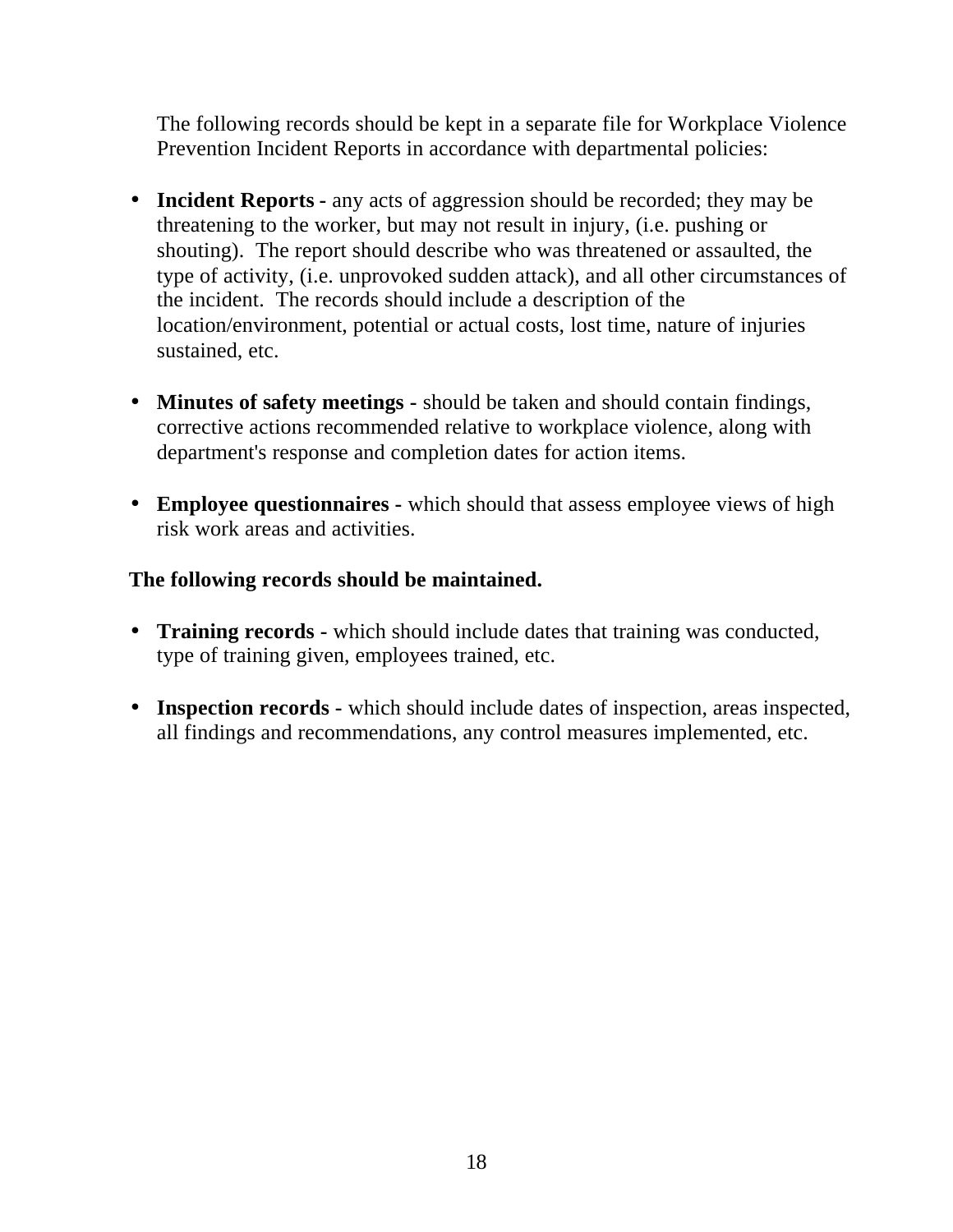The following records should be kept in a separate file for Workplace Violence Prevention Incident Reports in accordance with departmental policies:

- **Incident Reports -** any acts of aggression should be recorded; they may be threatening to the worker, but may not result in injury, (i.e. pushing or shouting). The report should describe who was threatened or assaulted, the type of activity, (i.e. unprovoked sudden attack), and all other circumstances of the incident. The records should include a description of the location/environment, potential or actual costs, lost time, nature of injuries sustained, etc.

- **Minutes of safety meetings -** should be taken and should contain findings, corrective actions recommended relative to workplace violence, along with department's response and completion dates for action items.

- **Employee questionnaires -** which should that assess employee views of high risk work areas and activities.

**The following records should be maintained.**

- **Training records -** which should include dates that training was conducted, type of training given, employees trained, etc.

- **Inspection records -** which should include dates of inspection, areas inspected, all findings and recommendations, any control measures implemented, etc.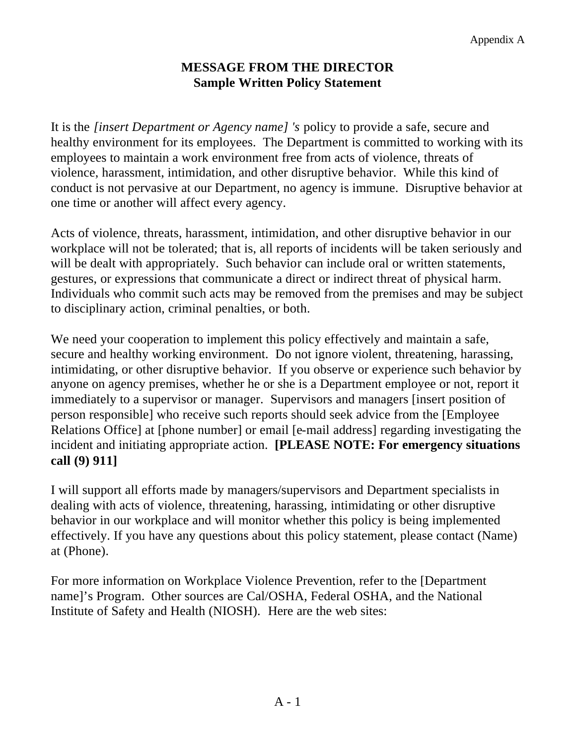Appendix A

# MESSAGE FROM THE DIRECTOR
## Sample Written Policy Statement

It is the *[insert Department or Agency name] 's* policy to provide a safe, secure and healthy environment for its employees. The Department is committed to working with its employees to maintain a work environment free from acts of violence, threats of violence, harassment, intimidation, and other disruptive behavior. While this kind of conduct is not pervasive at our Department, no agency is immune. Disruptive behavior at one time or another will affect every agency.

Acts of violence, threats, harassment, intimidation, and other disruptive behavior in our workplace will not be tolerated; that is, all reports of incidents will be taken seriously and will be dealt with appropriately. Such behavior can include oral or written statements, gestures, or expressions that communicate a direct or indirect threat of physical harm. Individuals who commit such acts may be removed from the premises and may be subject to disciplinary action, criminal penalties, or both.

We need your cooperation to implement this policy effectively and maintain a safe, secure and healthy working environment. Do not ignore violent, threatening, harassing, intimidating, or other disruptive behavior. If you observe or experience such behavior by anyone on agency premises, whether he or she is a Department employee or not, report it immediately to a supervisor or manager. Supervisors and managers [insert position of person responsible] who receive such reports should seek advice from the [Employee Relations Office] at [phone number] or email [e-mail address] regarding investigating the incident and initiating appropriate action. **[PLEASE NOTE: For emergency situations call (9) 911]**

I will support all efforts made by managers/supervisors and Department specialists in dealing with acts of violence, threatening, harassing, intimidating or other disruptive behavior in our workplace and will monitor whether this policy is being implemented effectively. If you have any questions about this policy statement, please contact (Name) at (Phone).

For more information on Workplace Violence Prevention, refer to the [Department name]'s Program. Other sources are Cal/OSHA, Federal OSHA, and the National Institute of Safety and Health (NIOSH). Here are the web sites: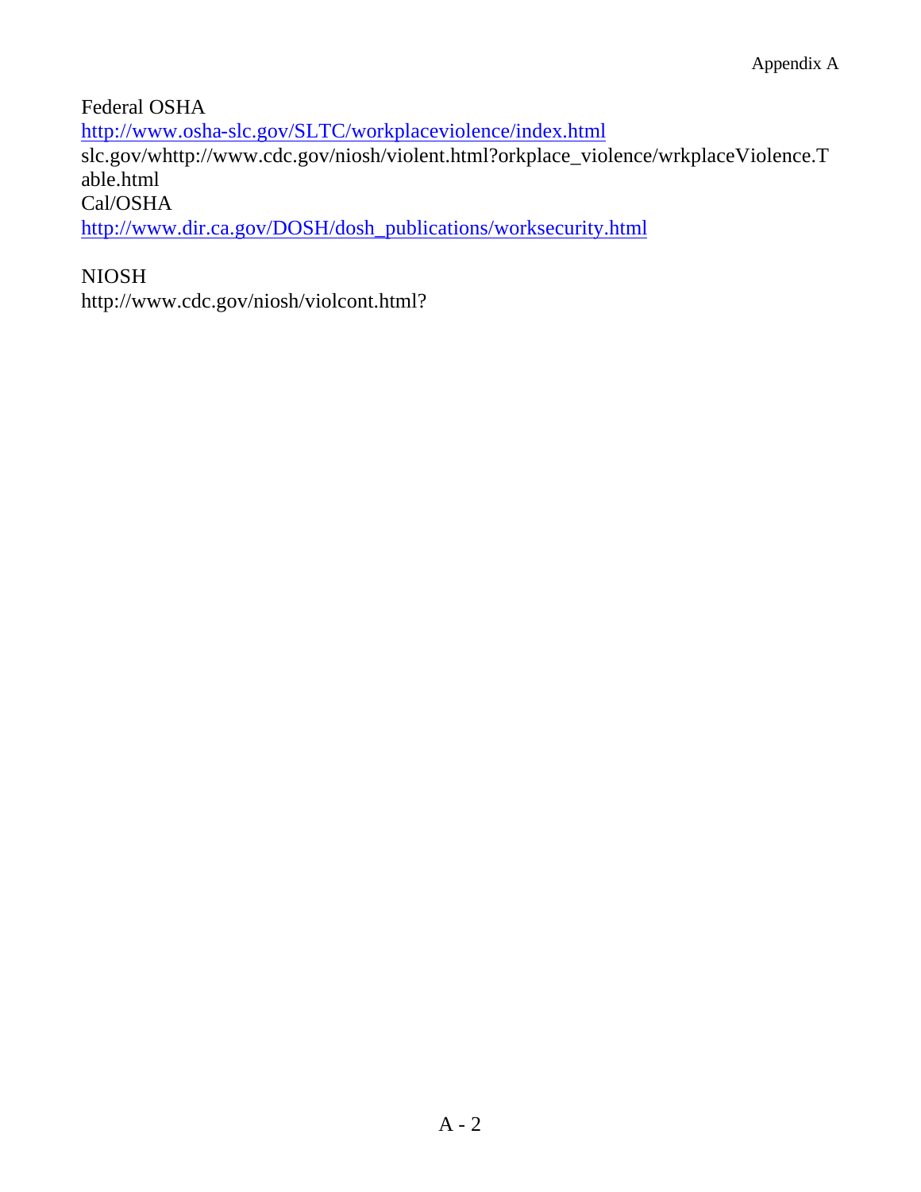Federal OSHA
http://www.osha-slc.gov/SLTC/workplaceviolence/index.html
slc.gov/whttp://www.cdc.gov/niosh/violent.html?orkplace_violence/wrkplaceViolence.Table.html
Cal/OSHA
http://www.dir.ca.gov/DOSH/dosh_publications/worksecurity.html

NIOSH
http://www.cdc.gov/niosh/violcont.html?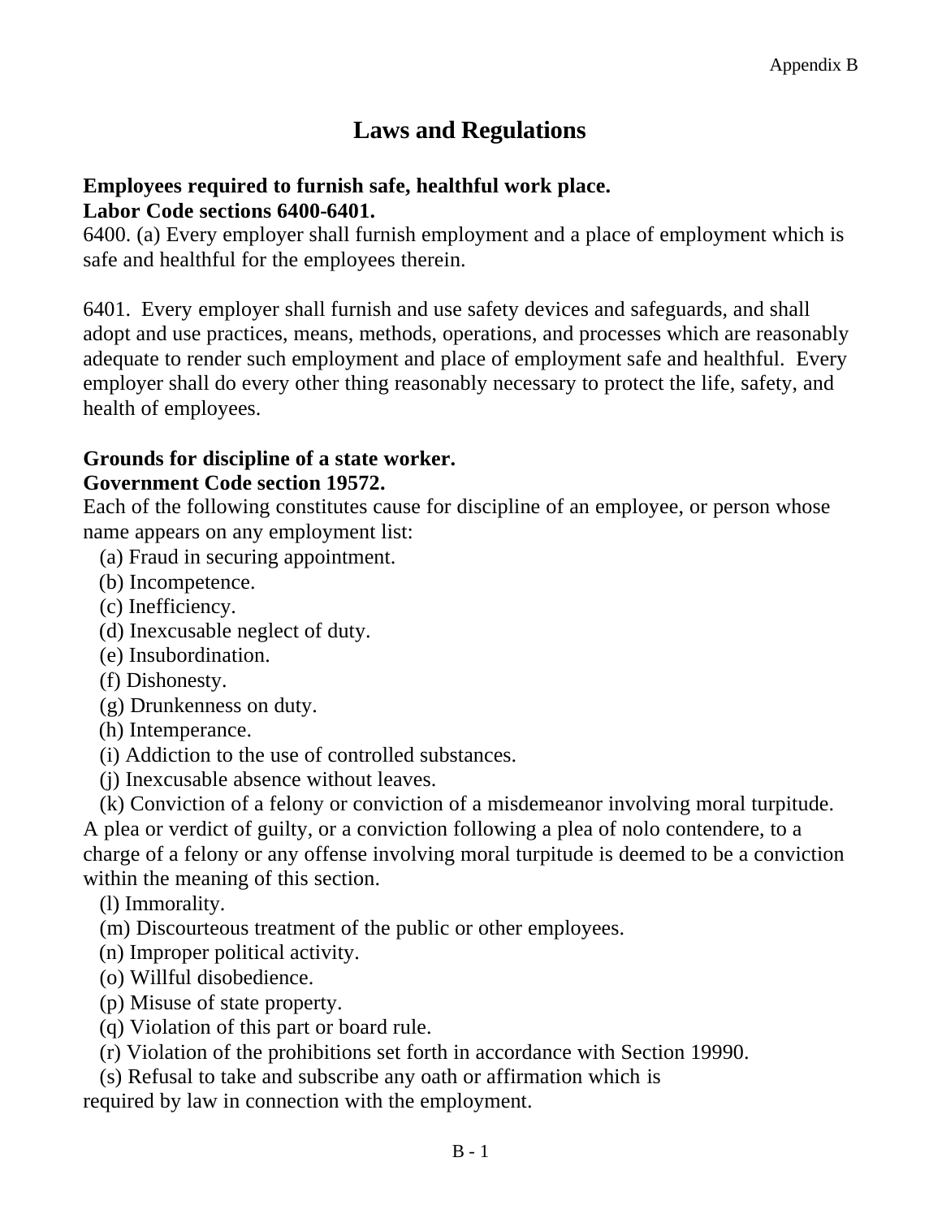# Laws and Regulations

**Employees required to furnish safe, healthful work place.**
**Labor Code sections 6400-6401.**

6400. (a) Every employer shall furnish employment and a place of employment which is safe and healthful for the employees therein.

6401. Every employer shall furnish and use safety devices and safeguards, and shall adopt and use practices, means, methods, operations, and processes which are reasonably adequate to render such employment and place of employment safe and healthful. Every employer shall do every other thing reasonably necessary to protect the life, safety, and health of employees.

**Grounds for discipline of a state worker.**
**Government Code section 19572.**

Each of the following constitutes cause for discipline of an employee, or person whose name appears on any employment list:

(a) Fraud in securing appointment.
(b) Incompetence.
(c) Inefficiency.
(d) Inexcusable neglect of duty.
(e) Insubordination.
(f) Dishonesty.
(g) Drunkenness on duty.
(h) Intemperance.
(i) Addiction to the use of controlled substances.
(j) Inexcusable absence without leaves.
(k) Conviction of a felony or conviction of a misdemeanor involving moral turpitude. A plea or verdict of guilty, or a conviction following a plea of nolo contendere, to a charge of a felony or any offense involving moral turpitude is deemed to be a conviction within the meaning of this section.
(l) Immorality.
(m) Discourteous treatment of the public or other employees.
(n) Improper political activity.
(o) Willful disobedience.
(p) Misuse of state property.
(q) Violation of this part or board rule.
(r) Violation of the prohibitions set forth in accordance with Section 19990.
(s) Refusal to take and subscribe any oath or affirmation which is required by law in connection with the employment.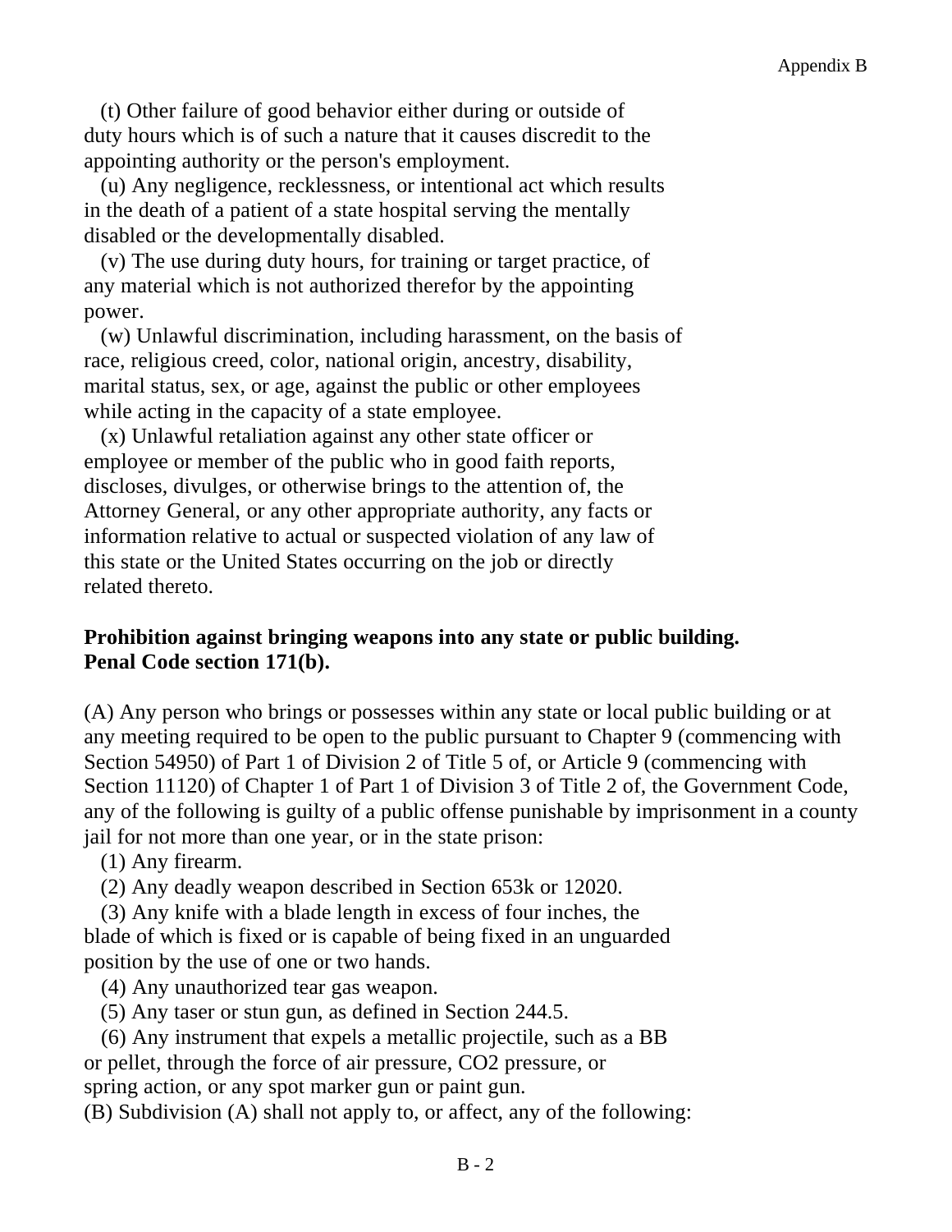(t) Other failure of good behavior either during or outside of duty hours which is of such a nature that it causes discredit to the appointing authority or the person's employment.

(u) Any negligence, recklessness, or intentional act which results in the death of a patient of a state hospital serving the mentally disabled or the developmentally disabled.

(v) The use during duty hours, for training or target practice, of any material which is not authorized therefor by the appointing power.

(w) Unlawful discrimination, including harassment, on the basis of race, religious creed, color, national origin, ancestry, disability, marital status, sex, or age, against the public or other employees while acting in the capacity of a state employee.

(x) Unlawful retaliation against any other state officer or employee or member of the public who in good faith reports, discloses, divulges, or otherwise brings to the attention of, the Attorney General, or any other appropriate authority, any facts or information relative to actual or suspected violation of any law of this state or the United States occurring on the job or directly related thereto.

**Prohibition against bringing weapons into any state or public building. Penal Code section 171(b).**

(A) Any person who brings or possesses within any state or local public building or at any meeting required to be open to the public pursuant to Chapter 9 (commencing with Section 54950) of Part 1 of Division 2 of Title 5 of, or Article 9 (commencing with Section 11120) of Chapter 1 of Part 1 of Division 3 of Title 2 of, the Government Code, any of the following is guilty of a public offense punishable by imprisonment in a county jail for not more than one year, or in the state prison:

(1) Any firearm.

(2) Any deadly weapon described in Section 653k or 12020.

(3) Any knife with a blade length in excess of four inches, the blade of which is fixed or is capable of being fixed in an unguarded position by the use of one or two hands.

(4) Any unauthorized tear gas weapon.

(5) Any taser or stun gun, as defined in Section 244.5.

(6) Any instrument that expels a metallic projectile, such as a BB or pellet, through the force of air pressure, CO2 pressure, or spring action, or any spot marker gun or paint gun.

(B) Subdivision (A) shall not apply to, or affect, any of the following: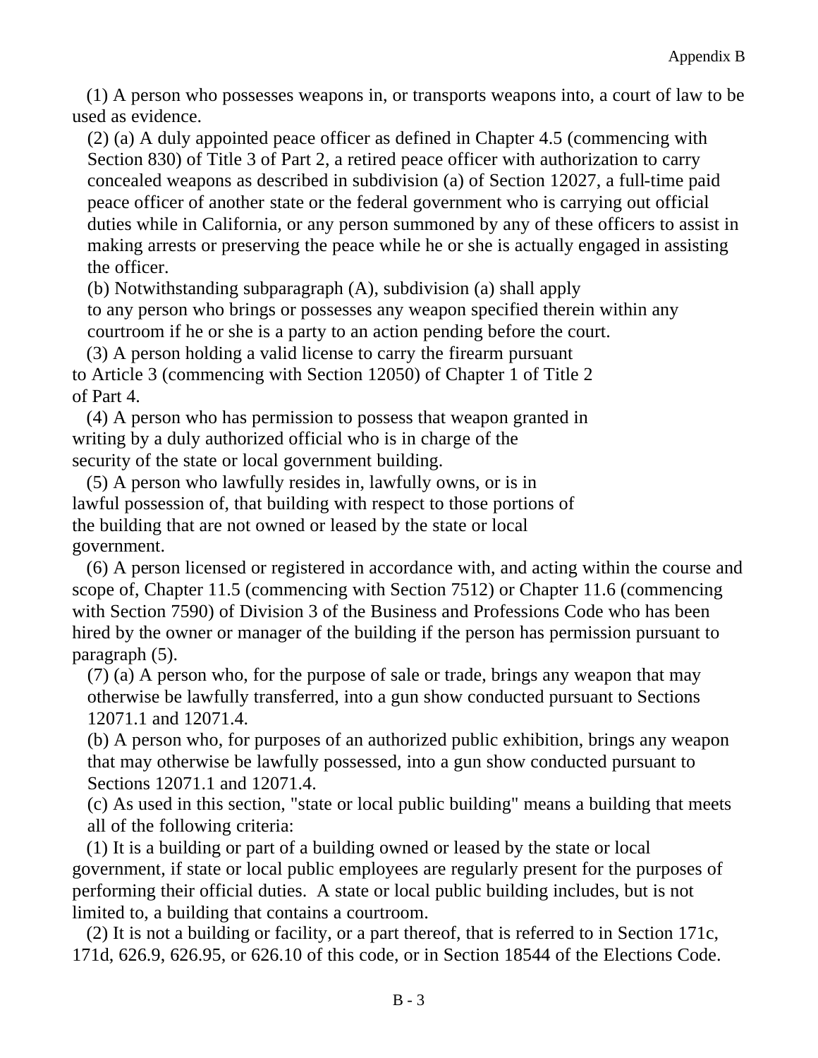(1) A person who possesses weapons in, or transports weapons into, a court of law to be used as evidence.

(2) (a) A duly appointed peace officer as defined in Chapter 4.5 (commencing with Section 830) of Title 3 of Part 2, a retired peace officer with authorization to carry concealed weapons as described in subdivision (a) of Section 12027, a full-time paid peace officer of another state or the federal government who is carrying out official duties while in California, or any person summoned by any of these officers to assist in making arrests or preserving the peace while he or she is actually engaged in assisting the officer.

(b) Notwithstanding subparagraph (A), subdivision (a) shall apply to any person who brings or possesses any weapon specified therein within any courtroom if he or she is a party to an action pending before the court.

(3) A person holding a valid license to carry the firearm pursuant to Article 3 (commencing with Section 12050) of Chapter 1 of Title 2 of Part 4.

(4) A person who has permission to possess that weapon granted in writing by a duly authorized official who is in charge of the security of the state or local government building.

(5) A person who lawfully resides in, lawfully owns, or is in lawful possession of, that building with respect to those portions of the building that are not owned or leased by the state or local government.

(6) A person licensed or registered in accordance with, and acting within the course and scope of, Chapter 11.5 (commencing with Section 7512) or Chapter 11.6 (commencing with Section 7590) of Division 3 of the Business and Professions Code who has been hired by the owner or manager of the building if the person has permission pursuant to paragraph (5).

(7) (a) A person who, for the purpose of sale or trade, brings any weapon that may otherwise be lawfully transferred, into a gun show conducted pursuant to Sections 12071.1 and 12071.4.

(b) A person who, for purposes of an authorized public exhibition, brings any weapon that may otherwise be lawfully possessed, into a gun show conducted pursuant to Sections 12071.1 and 12071.4.

(c) As used in this section, "state or local public building" means a building that meets all of the following criteria:

(1) It is a building or part of a building owned or leased by the state or local government, if state or local public employees are regularly present for the purposes of performing their official duties. A state or local public building includes, but is not limited to, a building that contains a courtroom.

(2) It is not a building or facility, or a part thereof, that is referred to in Section 171c, 171d, 626.9, 626.95, or 626.10 of this code, or in Section 18544 of the Elections Code.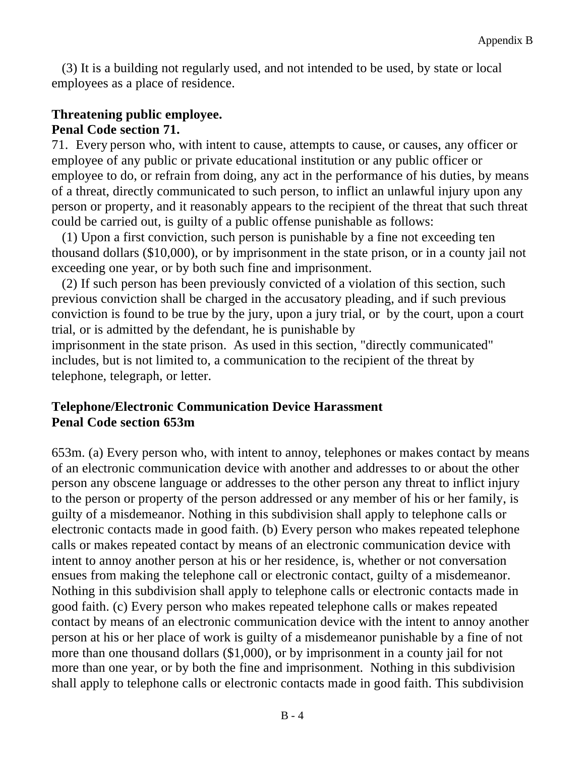(3) It is a building not regularly used, and not intended to be used, by state or local employees as a place of residence.

**Threatening public employee.**
**Penal Code section 71.**

71. Every person who, with intent to cause, attempts to cause, or causes, any officer or employee of any public or private educational institution or any public officer or employee to do, or refrain from doing, any act in the performance of his duties, by means of a threat, directly communicated to such person, to inflict an unlawful injury upon any person or property, and it reasonably appears to the recipient of the threat that such threat could be carried out, is guilty of a public offense punishable as follows:

(1) Upon a first conviction, such person is punishable by a fine not exceeding ten thousand dollars ($10,000), or by imprisonment in the state prison, or in a county jail not exceeding one year, or by both such fine and imprisonment.

(2) If such person has been previously convicted of a violation of this section, such previous conviction shall be charged in the accusatory pleading, and if such previous conviction is found to be true by the jury, upon a jury trial, or by the court, upon a court trial, or is admitted by the defendant, he is punishable by imprisonment in the state prison. As used in this section, "directly communicated" includes, but is not limited to, a communication to the recipient of the threat by telephone, telegraph, or letter.

**Telephone/Electronic Communication Device Harassment**
**Penal Code section 653m**

653m. (a) Every person who, with intent to annoy, telephones or makes contact by means of an electronic communication device with another and addresses to or about the other person any obscene language or addresses to the other person any threat to inflict injury to the person or property of the person addressed or any member of his or her family, is guilty of a misdemeanor. Nothing in this subdivision shall apply to telephone calls or electronic contacts made in good faith. (b) Every person who makes repeated telephone calls or makes repeated contact by means of an electronic communication device with intent to annoy another person at his or her residence, is, whether or not conversation ensues from making the telephone call or electronic contact, guilty of a misdemeanor. Nothing in this subdivision shall apply to telephone calls or electronic contacts made in good faith. (c) Every person who makes repeated telephone calls or makes repeated contact by means of an electronic communication device with the intent to annoy another person at his or her place of work is guilty of a misdemeanor punishable by a fine of not more than one thousand dollars ($1,000), or by imprisonment in a county jail for not more than one year, or by both the fine and imprisonment. Nothing in this subdivision shall apply to telephone calls or electronic contacts made in good faith. This subdivision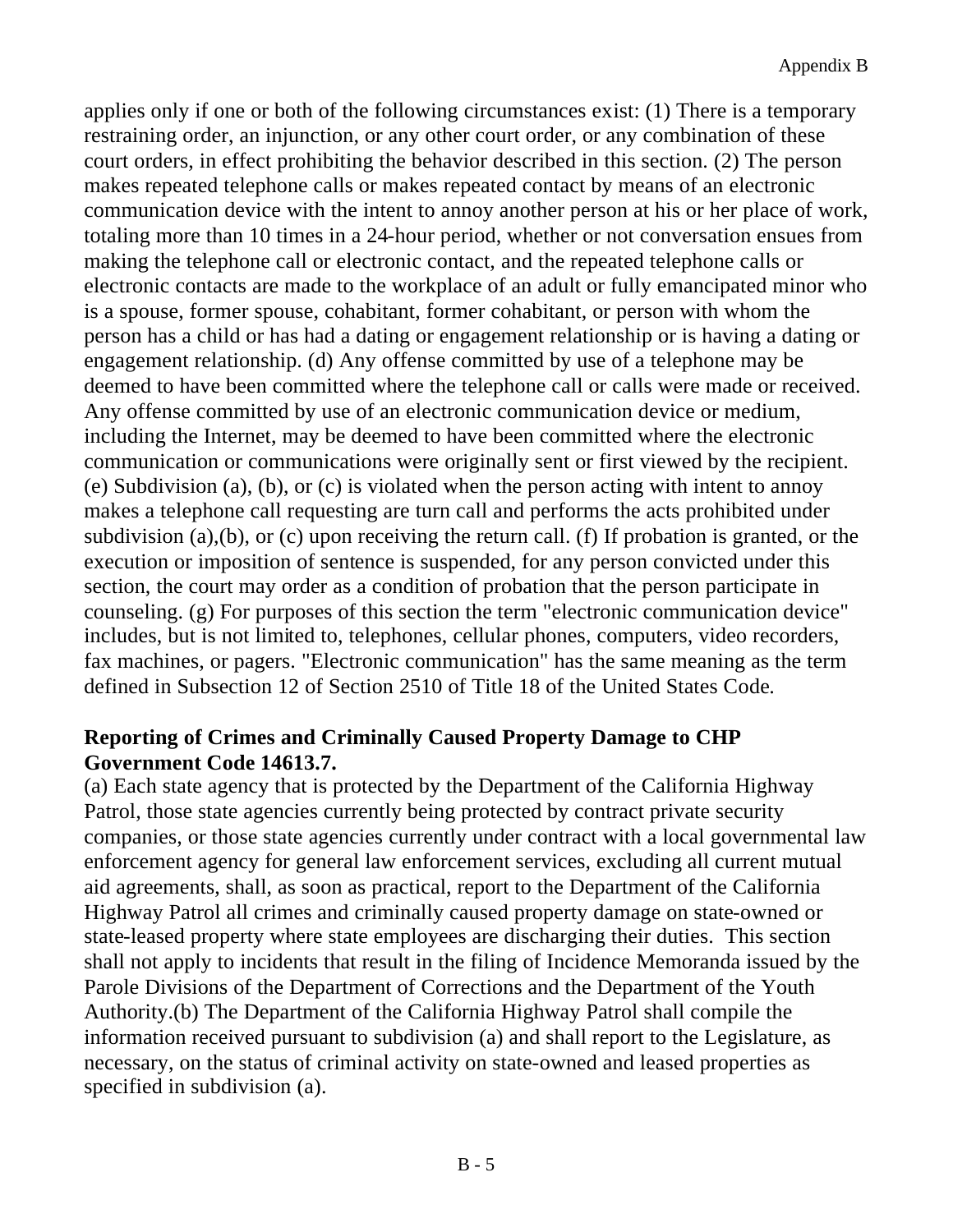applies only if one or both of the following circumstances exist: (1) There is a temporary restraining order, an injunction, or any other court order, or any combination of these court orders, in effect prohibiting the behavior described in this section. (2) The person makes repeated telephone calls or makes repeated contact by means of an electronic communication device with the intent to annoy another person at his or her place of work, totaling more than 10 times in a 24-hour period, whether or not conversation ensues from making the telephone call or electronic contact, and the repeated telephone calls or electronic contacts are made to the workplace of an adult or fully emancipated minor who is a spouse, former spouse, cohabitant, former cohabitant, or person with whom the person has a child or has had a dating or engagement relationship or is having a dating or engagement relationship. (d) Any offense committed by use of a telephone may be deemed to have been committed where the telephone call or calls were made or received. Any offense committed by use of an electronic communication device or medium, including the Internet, may be deemed to have been committed where the electronic communication or communications were originally sent or first viewed by the recipient. (e) Subdivision (a), (b), or (c) is violated when the person acting with intent to annoy makes a telephone call requesting are turn call and performs the acts prohibited under subdivision (a),(b), or (c) upon receiving the return call. (f) If probation is granted, or the execution or imposition of sentence is suspended, for any person convicted under this section, the court may order as a condition of probation that the person participate in counseling. (g) For purposes of this section the term "electronic communication device" includes, but is not limited to, telephones, cellular phones, computers, video recorders, fax machines, or pagers. "Electronic communication" has the same meaning as the term defined in Subsection 12 of Section 2510 of Title 18 of the United States Code.

**Reporting of Crimes and Criminally Caused Property Damage to CHP**
**Government Code 14613.7.**

(a) Each state agency that is protected by the Department of the California Highway Patrol, those state agencies currently being protected by contract private security companies, or those state agencies currently under contract with a local governmental law enforcement agency for general law enforcement services, excluding all current mutual aid agreements, shall, as soon as practical, report to the Department of the California Highway Patrol all crimes and criminally caused property damage on state-owned or state-leased property where state employees are discharging their duties. This section shall not apply to incidents that result in the filing of Incidence Memoranda issued by the Parole Divisions of the Department of Corrections and the Department of the Youth Authority.(b) The Department of the California Highway Patrol shall compile the information received pursuant to subdivision (a) and shall report to the Legislature, as necessary, on the status of criminal activity on state-owned and leased properties as specified in subdivision (a).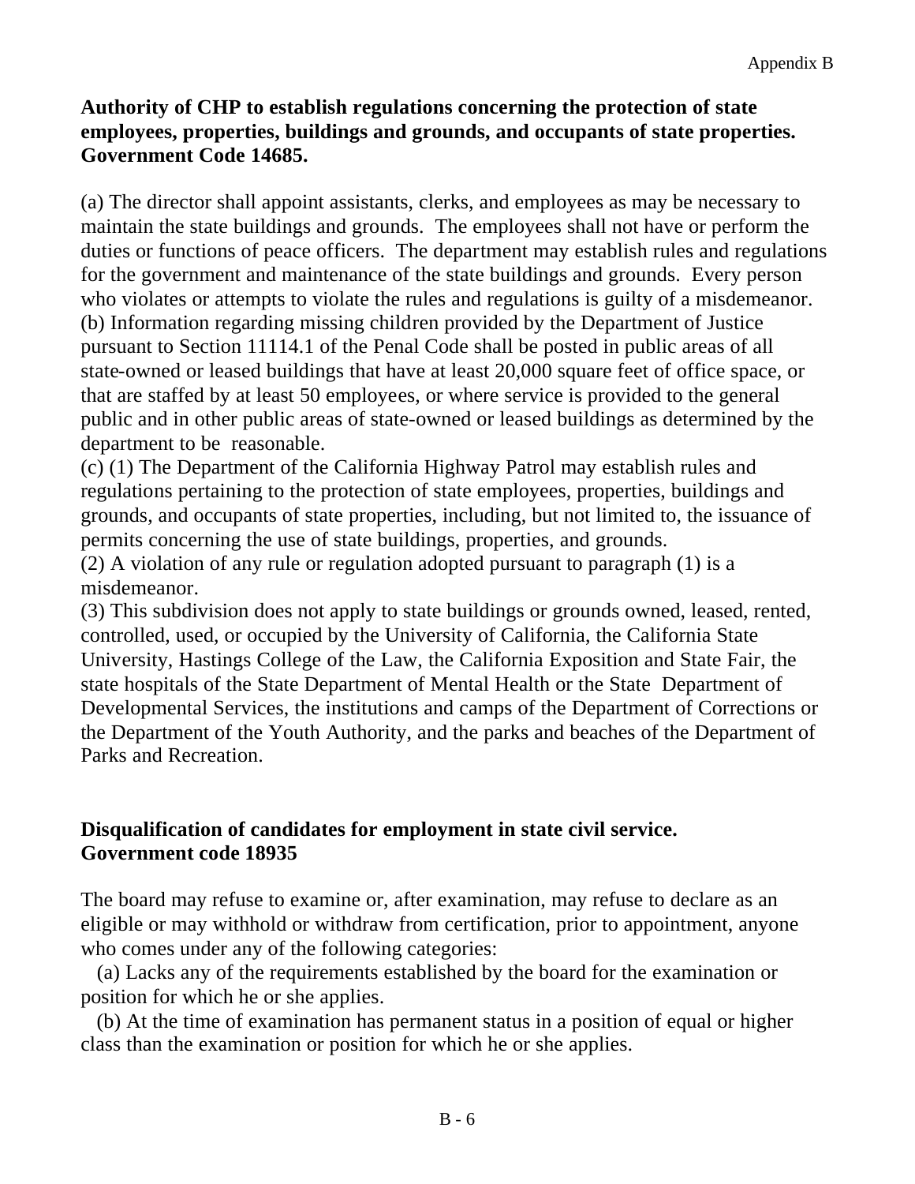**Authority of CHP to establish regulations concerning the protection of state employees, properties, buildings and grounds, and occupants of state properties. Government Code 14685.**

(a) The director shall appoint assistants, clerks, and employees as may be necessary to maintain the state buildings and grounds. The employees shall not have or perform the duties or functions of peace officers. The department may establish rules and regulations for the government and maintenance of the state buildings and grounds. Every person who violates or attempts to violate the rules and regulations is guilty of a misdemeanor.
(b) Information regarding missing children provided by the Department of Justice pursuant to Section 11114.1 of the Penal Code shall be posted in public areas of all state-owned or leased buildings that have at least 20,000 square feet of office space, or that are staffed by at least 50 employees, or where service is provided to the general public and in other public areas of state-owned or leased buildings as determined by the department to be reasonable.
(c) (1) The Department of the California Highway Patrol may establish rules and regulations pertaining to the protection of state employees, properties, buildings and grounds, and occupants of state properties, including, but not limited to, the issuance of permits concerning the use of state buildings, properties, and grounds.
(2) A violation of any rule or regulation adopted pursuant to paragraph (1) is a misdemeanor.
(3) This subdivision does not apply to state buildings or grounds owned, leased, rented, controlled, used, or occupied by the University of California, the California State University, Hastings College of the Law, the California Exposition and State Fair, the state hospitals of the State Department of Mental Health or the State Department of Developmental Services, the institutions and camps of the Department of Corrections or the Department of the Youth Authority, and the parks and beaches of the Department of Parks and Recreation.

**Disqualification of candidates for employment in state civil service. Government code 18935**

The board may refuse to examine or, after examination, may refuse to declare as an eligible or may withhold or withdraw from certification, prior to appointment, anyone who comes under any of the following categories:

(a) Lacks any of the requirements established by the board for the examination or position for which he or she applies.

(b) At the time of examination has permanent status in a position of equal or higher class than the examination or position for which he or she applies.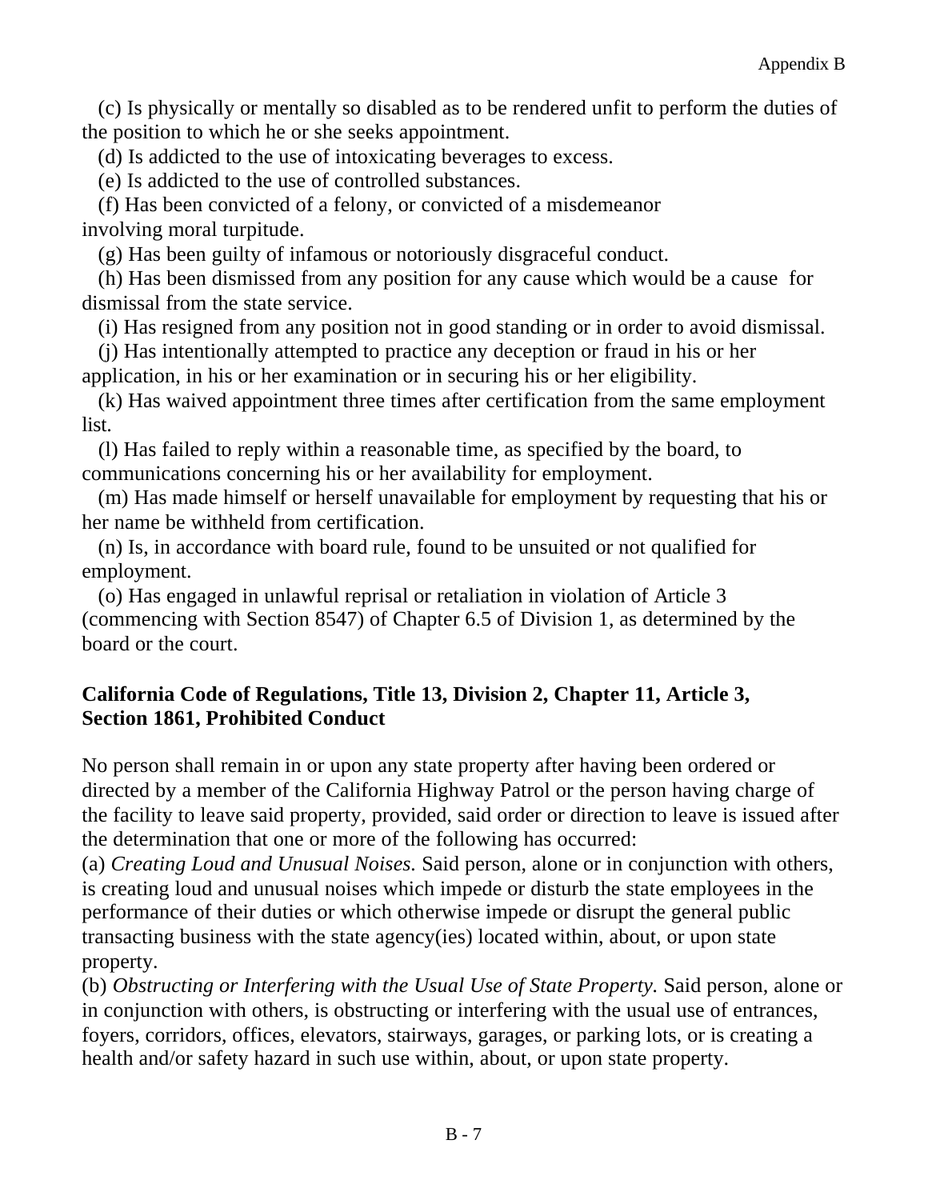(c) Is physically or mentally so disabled as to be rendered unfit to perform the duties of the position to which he or she seeks appointment.

(d) Is addicted to the use of intoxicating beverages to excess.

(e) Is addicted to the use of controlled substances.

(f) Has been convicted of a felony, or convicted of a misdemeanor involving moral turpitude.

(g) Has been guilty of infamous or notoriously disgraceful conduct.

(h) Has been dismissed from any position for any cause which would be a cause for dismissal from the state service.

(i) Has resigned from any position not in good standing or in order to avoid dismissal.

(j) Has intentionally attempted to practice any deception or fraud in his or her application, in his or her examination or in securing his or her eligibility.

(k) Has waived appointment three times after certification from the same employment list.

(l) Has failed to reply within a reasonable time, as specified by the board, to communications concerning his or her availability for employment.

(m) Has made himself or herself unavailable for employment by requesting that his or her name be withheld from certification.

(n) Is, in accordance with board rule, found to be unsuited or not qualified for employment.

(o) Has engaged in unlawful reprisal or retaliation in violation of Article 3 (commencing with Section 8547) of Chapter 6.5 of Division 1, as determined by the board or the court.

**California Code of Regulations, Title 13, Division 2, Chapter 11, Article 3, Section 1861, Prohibited Conduct**

No person shall remain in or upon any state property after having been ordered or directed by a member of the California Highway Patrol or the person having charge of the facility to leave said property, provided, said order or direction to leave is issued after the determination that one or more of the following has occurred:

(a) *Creating Loud and Unusual Noises.* Said person, alone or in conjunction with others, is creating loud and unusual noises which impede or disturb the state employees in the performance of their duties or which otherwise impede or disrupt the general public transacting business with the state agency(ies) located within, about, or upon state property.

(b) *Obstructing or Interfering with the Usual Use of State Property.* Said person, alone or in conjunction with others, is obstructing or interfering with the usual use of entrances, foyers, corridors, offices, elevators, stairways, garages, or parking lots, or is creating a health and/or safety hazard in such use within, about, or upon state property.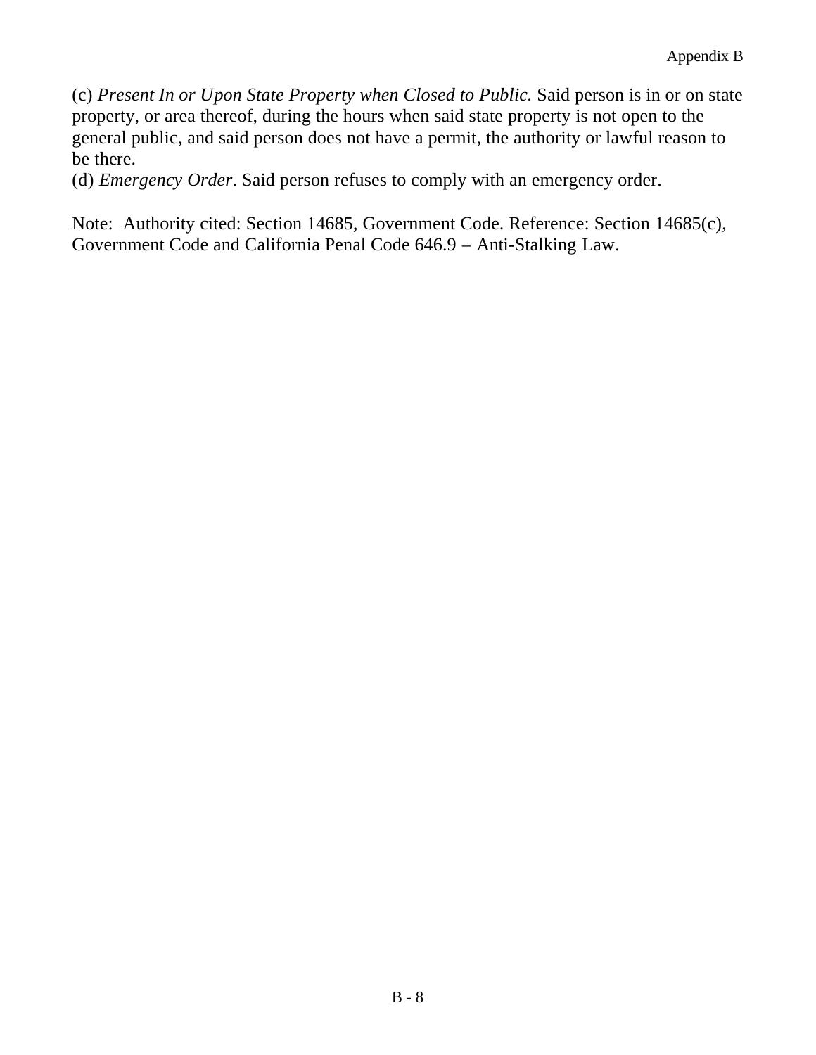(c) *Present In or Upon State Property when Closed to Public.* Said person is in or on state property, or area thereof, during the hours when said state property is not open to the general public, and said person does not have a permit, the authority or lawful reason to be there.
(d) *Emergency Order*. Said person refuses to comply with an emergency order.

Note: Authority cited: Section 14685, Government Code. Reference: Section 14685(c), Government Code and California Penal Code 646.9 – Anti-Stalking Law.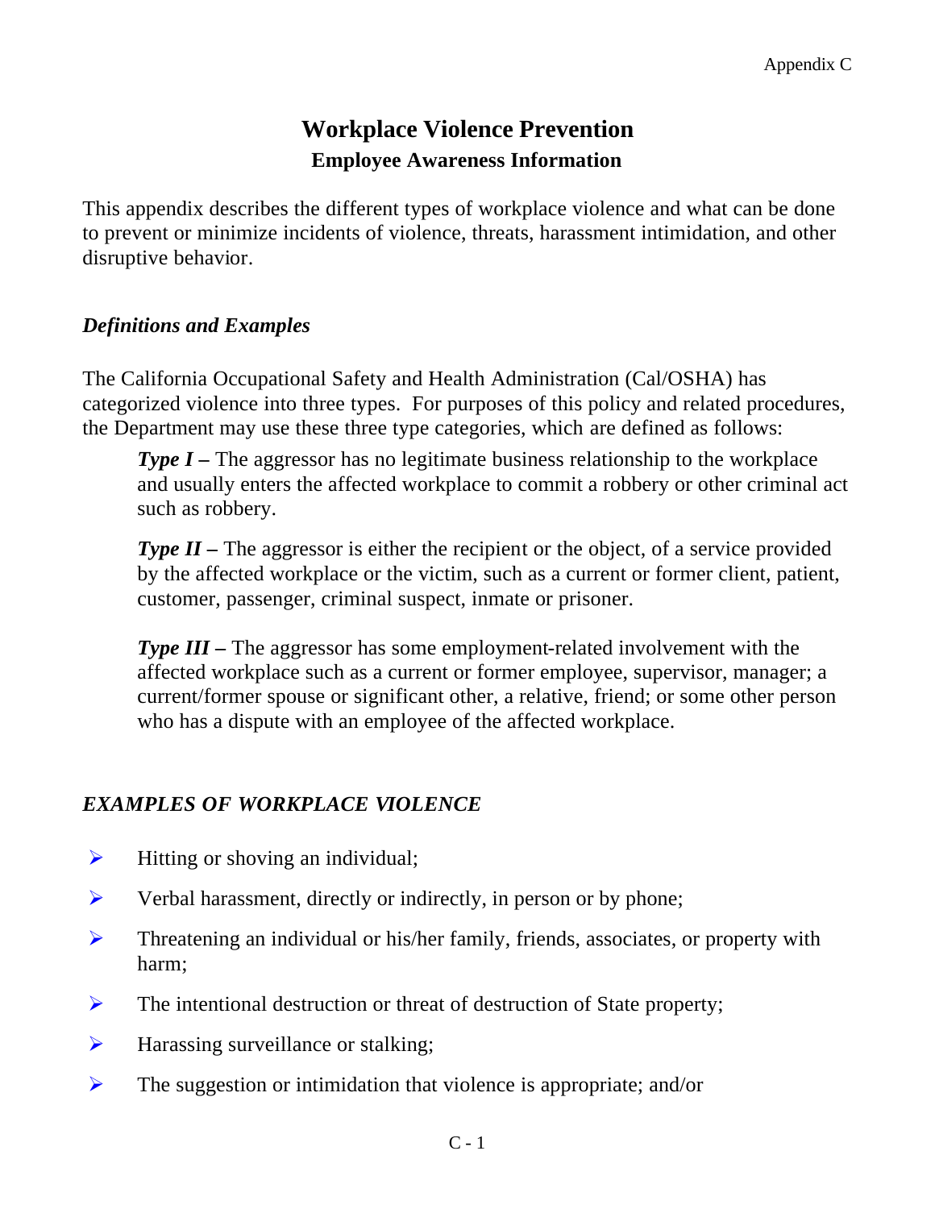# Workplace Violence Prevention

## Employee Awareness Information

This appendix describes the different types of workplace violence and what can be done to prevent or minimize incidents of violence, threats, harassment intimidation, and other disruptive behavior.

### *Definitions and Examples*

The California Occupational Safety and Health Administration (Cal/OSHA) has categorized violence into three types. For purposes of this policy and related procedures, the Department may use these three type categories, which are defined as follows:

> ***Type I –*** The aggressor has no legitimate business relationship to the workplace and usually enters the affected workplace to commit a robbery or other criminal act such as robbery.
>
> ***Type II –*** The aggressor is either the recipient or the object, of a service provided by the affected workplace or the victim, such as a current or former client, patient, customer, passenger, criminal suspect, inmate or prisoner.
>
> ***Type III –*** The aggressor has some employment-related involvement with the affected workplace such as a current or former employee, supervisor, manager; a current/former spouse or significant other, a relative, friend; or some other person who has a dispute with an employee of the affected workplace.

### *EXAMPLES OF WORKPLACE VIOLENCE*

- Hitting or shoving an individual;
- Verbal harassment, directly or indirectly, in person or by phone;
- Threatening an individual or his/her family, friends, associates, or property with harm;
- The intentional destruction or threat of destruction of State property;
- Harassing surveillance or stalking;
- The suggestion or intimidation that violence is appropriate; and/or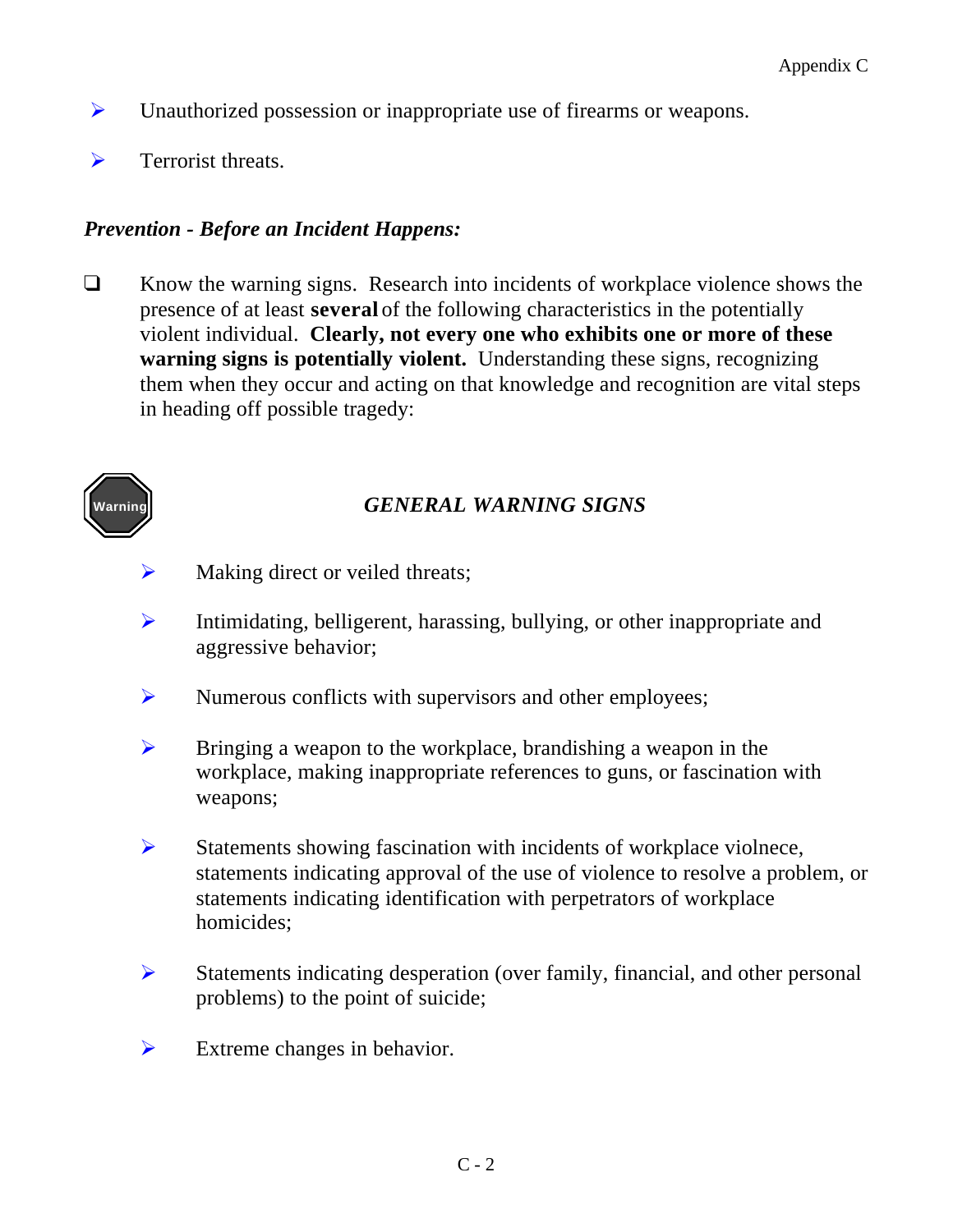- Unauthorized possession or inappropriate use of firearms or weapons.

- Terrorist threats.

***Prevention - Before an Incident Happens:***

- Know the warning signs. Research into incidents of workplace violence shows the presence of at least **several** of the following characteristics in the potentially violent individual. **Clearly, not every one who exhibits one or more of these warning signs is potentially violent.** Understanding these signs, recognizing them when they occur and acting on that knowledge and recognition are vital steps in heading off possible tragedy:

Warning

***GENERAL WARNING SIGNS***

- Making direct or veiled threats;

- Intimidating, belligerent, harassing, bullying, or other inappropriate and aggressive behavior;

- Numerous conflicts with supervisors and other employees;

- Bringing a weapon to the workplace, brandishing a weapon in the workplace, making inappropriate references to guns, or fascination with weapons;

- Statements showing fascination with incidents of workplace violnece, statements indicating approval of the use of violence to resolve a problem, or statements indicating identification with perpetrators of workplace homicides;

- Statements indicating desperation (over family, financial, and other personal problems) to the point of suicide;

- Extreme changes in behavior.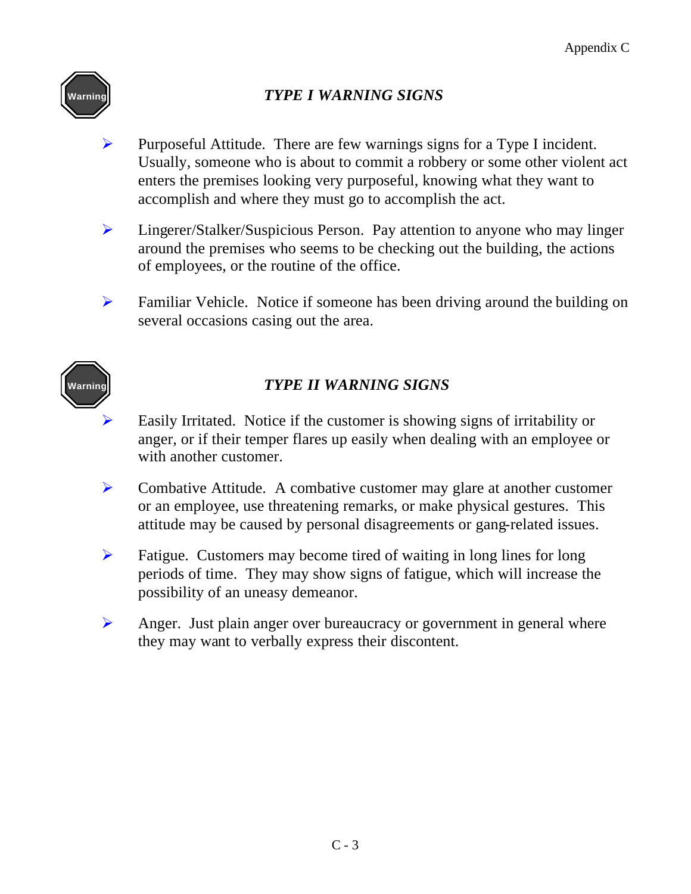## *TYPE I WARNING SIGNS*

- Purposeful Attitude. There are few warnings signs for a Type I incident. Usually, someone who is about to commit a robbery or some other violent act enters the premises looking very purposeful, knowing what they want to accomplish and where they must go to accomplish the act.
- Lingerer/Stalker/Suspicious Person. Pay attention to anyone who may linger around the premises who seems to be checking out the building, the actions of employees, or the routine of the office.
- Familiar Vehicle. Notice if someone has been driving around the building on several occasions casing out the area.

## *TYPE II WARNING SIGNS*

- Easily Irritated. Notice if the customer is showing signs of irritability or anger, or if their temper flares up easily when dealing with an employee or with another customer.
- Combative Attitude. A combative customer may glare at another customer or an employee, use threatening remarks, or make physical gestures. This attitude may be caused by personal disagreements or gang-related issues.
- Fatigue. Customers may become tired of waiting in long lines for long periods of time. They may show signs of fatigue, which will increase the possibility of an uneasy demeanor.
- Anger. Just plain anger over bureaucracy or government in general where they may want to verbally express their discontent.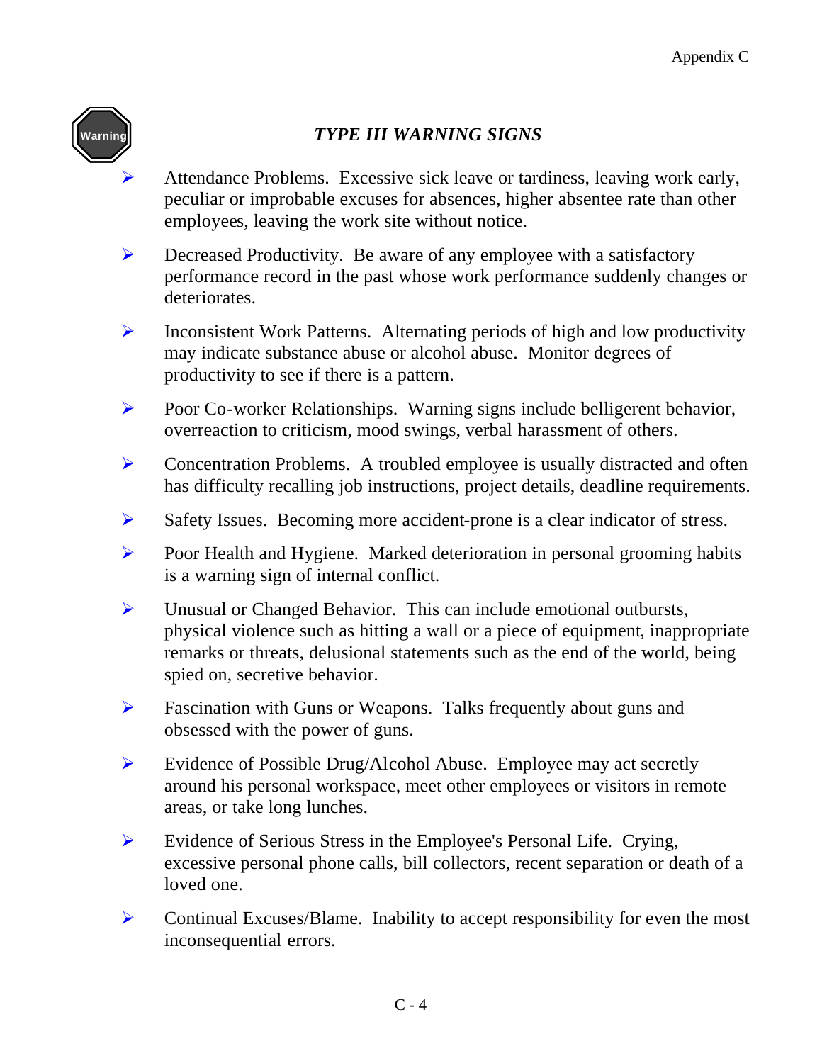## *TYPE III WARNING SIGNS*

- Attendance Problems. Excessive sick leave or tardiness, leaving work early, peculiar or improbable excuses for absences, higher absentee rate than other employees, leaving the work site without notice.
- Decreased Productivity. Be aware of any employee with a satisfactory performance record in the past whose work performance suddenly changes or deteriorates.
- Inconsistent Work Patterns. Alternating periods of high and low productivity may indicate substance abuse or alcohol abuse. Monitor degrees of productivity to see if there is a pattern.
- Poor Co-worker Relationships. Warning signs include belligerent behavior, overreaction to criticism, mood swings, verbal harassment of others.
- Concentration Problems. A troubled employee is usually distracted and often has difficulty recalling job instructions, project details, deadline requirements.
- Safety Issues. Becoming more accident-prone is a clear indicator of stress.
- Poor Health and Hygiene. Marked deterioration in personal grooming habits is a warning sign of internal conflict.
- Unusual or Changed Behavior. This can include emotional outbursts, physical violence such as hitting a wall or a piece of equipment, inappropriate remarks or threats, delusional statements such as the end of the world, being spied on, secretive behavior.
- Fascination with Guns or Weapons. Talks frequently about guns and obsessed with the power of guns.
- Evidence of Possible Drug/Alcohol Abuse. Employee may act secretly around his personal workspace, meet other employees or visitors in remote areas, or take long lunches.
- Evidence of Serious Stress in the Employee's Personal Life. Crying, excessive personal phone calls, bill collectors, recent separation or death of a loved one.
- Continual Excuses/Blame. Inability to accept responsibility for even the most inconsequential errors.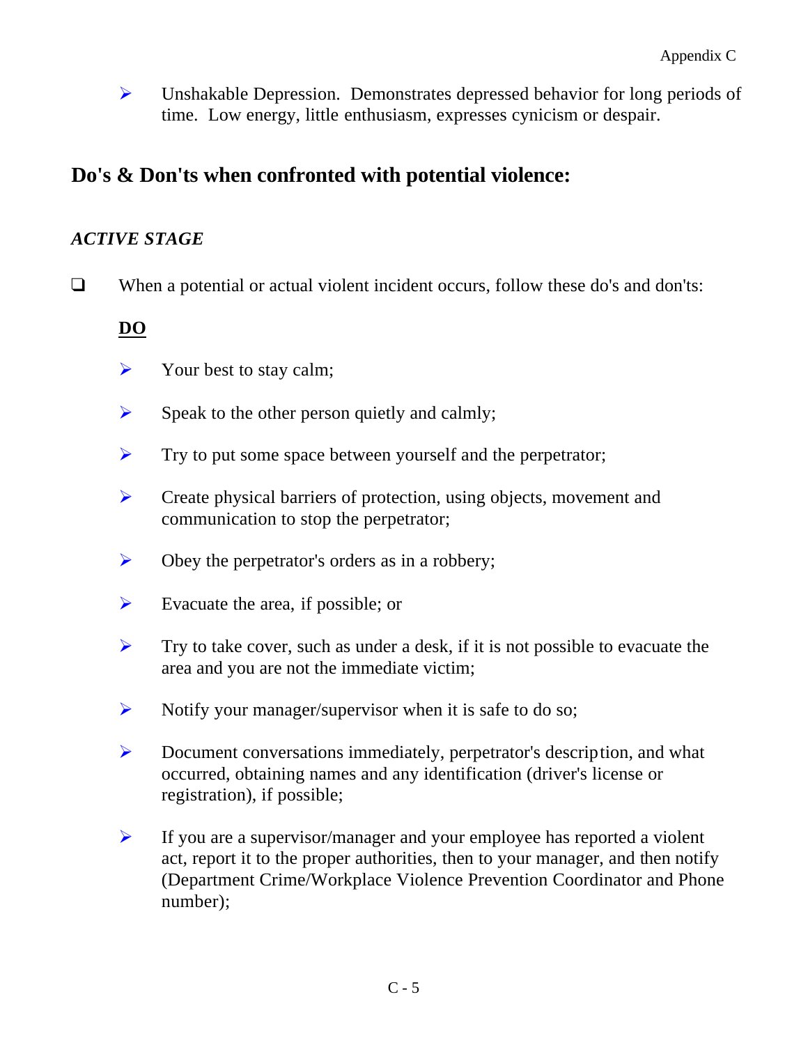- Unshakable Depression. Demonstrates depressed behavior for long periods of time. Low energy, little enthusiasm, expresses cynicism or despair.

## Do's & Don'ts when confronted with potential violence:

### *ACTIVE STAGE*

- When a potential or actual violent incident occurs, follow these do's and don'ts:

  **DO**

  - Your best to stay calm;
  - Speak to the other person quietly and calmly;
  - Try to put some space between yourself and the perpetrator;
  - Create physical barriers of protection, using objects, movement and communication to stop the perpetrator;
  - Obey the perpetrator's orders as in a robbery;
  - Evacuate the area, if possible; or
  - Try to take cover, such as under a desk, if it is not possible to evacuate the area and you are not the immediate victim;
  - Notify your manager/supervisor when it is safe to do so;
  - Document conversations immediately, perpetrator's description, and what occurred, obtaining names and any identification (driver's license or registration), if possible;
  - If you are a supervisor/manager and your employee has reported a violent act, report it to the proper authorities, then to your manager, and then notify (Department Crime/Workplace Violence Prevention Coordinator and Phone number);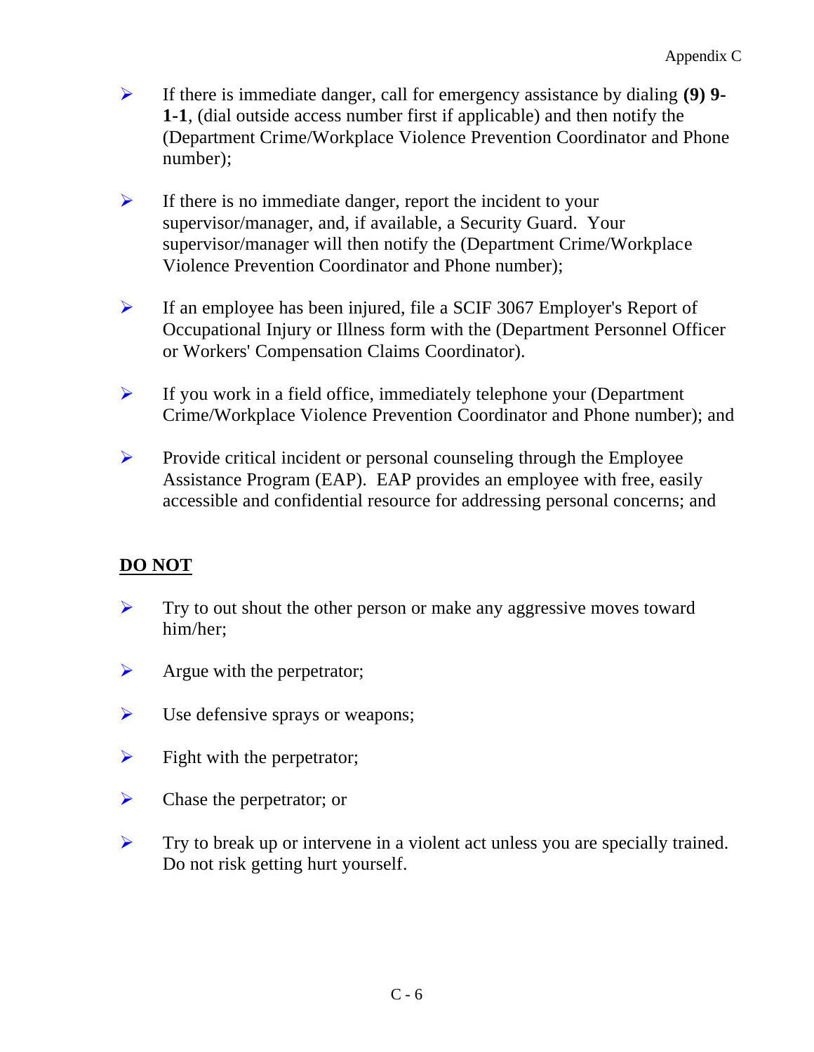- If there is immediate danger, call for emergency assistance by dialing **(9) 9-1-1**, (dial outside access number first if applicable) and then notify the (Department Crime/Workplace Violence Prevention Coordinator and Phone number);

- If there is no immediate danger, report the incident to your supervisor/manager, and, if available, a Security Guard. Your supervisor/manager will then notify the (Department Crime/Workplace Violence Prevention Coordinator and Phone number);

- If an employee has been injured, file a SCIF 3067 Employer's Report of Occupational Injury or Illness form with the (Department Personnel Officer or Workers' Compensation Claims Coordinator).

- If you work in a field office, immediately telephone your (Department Crime/Workplace Violence Prevention Coordinator and Phone number); and

- Provide critical incident or personal counseling through the Employee Assistance Program (EAP). EAP provides an employee with free, easily accessible and confidential resource for addressing personal concerns; and

**<u>DO NOT</u>**

- Try to out shout the other person or make any aggressive moves toward him/her;

- Argue with the perpetrator;

- Use defensive sprays or weapons;

- Fight with the perpetrator;

- Chase the perpetrator; or

- Try to break up or intervene in a violent act unless you are specially trained. Do not risk getting hurt yourself.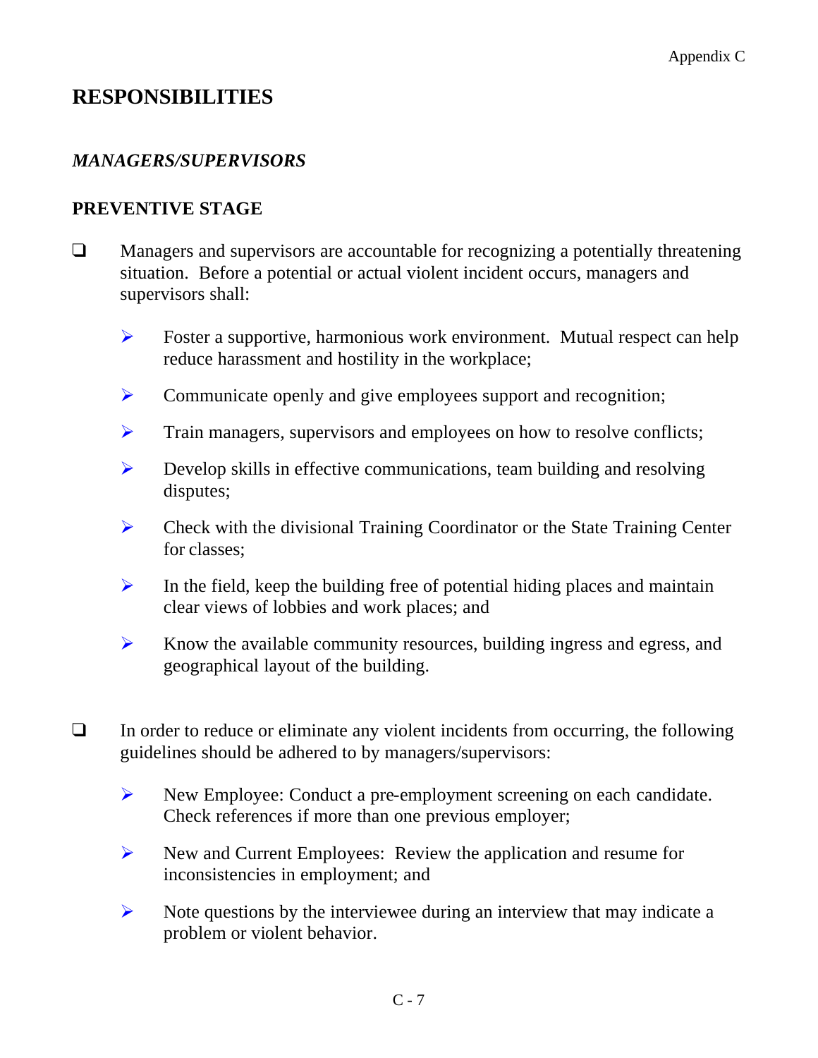# RESPONSIBILITIES

## *MANAGERS/SUPERVISORS*

### PREVENTIVE STAGE

- Managers and supervisors are accountable for recognizing a potentially threatening situation. Before a potential or actual violent incident occurs, managers and supervisors shall:

  - Foster a supportive, harmonious work environment. Mutual respect can help reduce harassment and hostility in the workplace;
  - Communicate openly and give employees support and recognition;
  - Train managers, supervisors and employees on how to resolve conflicts;
  - Develop skills in effective communications, team building and resolving disputes;
  - Check with the divisional Training Coordinator or the State Training Center for classes;
  - In the field, keep the building free of potential hiding places and maintain clear views of lobbies and work places; and
  - Know the available community resources, building ingress and egress, and geographical layout of the building.

- In order to reduce or eliminate any violent incidents from occurring, the following guidelines should be adhered to by managers/supervisors:

  - New Employee: Conduct a pre-employment screening on each candidate. Check references if more than one previous employer;
  - New and Current Employees: Review the application and resume for inconsistencies in employment; and
  - Note questions by the interviewee during an interview that may indicate a problem or violent behavior.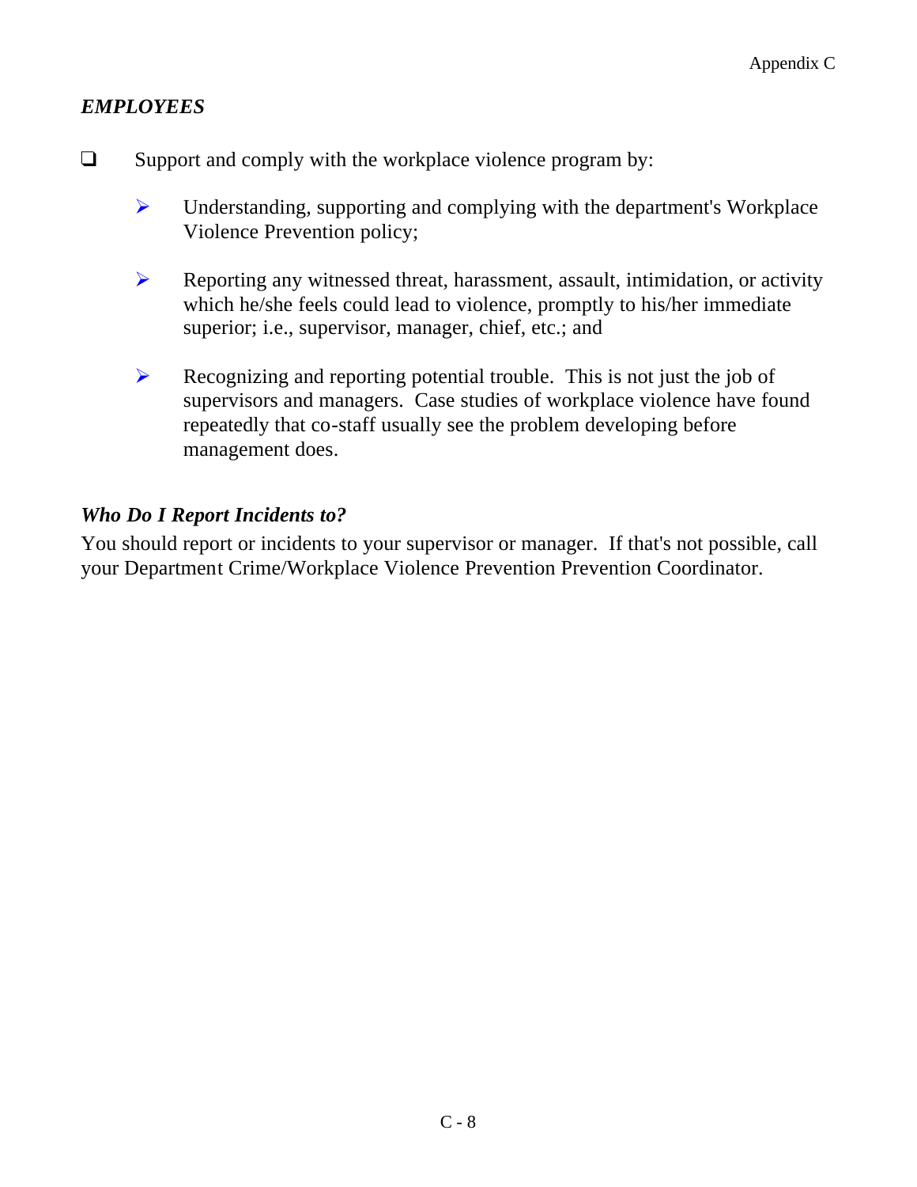***EMPLOYEES***

- Support and comply with the workplace violence program by:
  - Understanding, supporting and complying with the department's Workplace Violence Prevention policy;
  - Reporting any witnessed threat, harassment, assault, intimidation, or activity which he/she feels could lead to violence, promptly to his/her immediate superior; i.e., supervisor, manager, chief, etc.; and
  - Recognizing and reporting potential trouble. This is not just the job of supervisors and managers. Case studies of workplace violence have found repeatedly that co-staff usually see the problem developing before management does.

***Who Do I Report Incidents to?***

You should report or incidents to your supervisor or manager. If that's not possible, call your Department Crime/Workplace Violence Prevention Prevention Coordinator.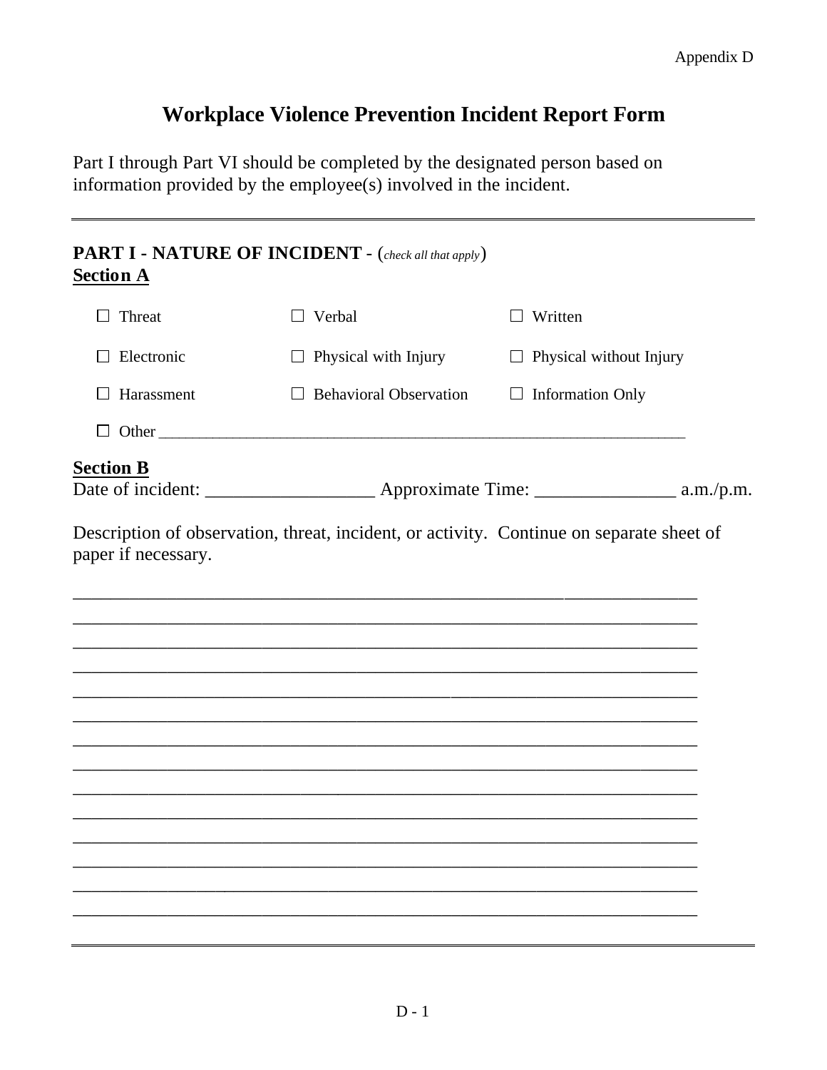Appendix D

# Workplace Violence Prevention Incident Report Form

Part I through Part VI should be completed by the designated person based on information provided by the employee(s) involved in the incident.

---

## PART I - NATURE OF INCIDENT - (*check all that apply*)

**Section A**

| | | |
|---|---|---|
| ☐ Threat | ☐ Verbal | ☐ Written |
| ☐ Electronic | ☐ Physical with Injury | ☐ Physical without Injury |
| ☐ Harassment | ☐ Behavioral Observation | ☐ Information Only |

☐ Other ___________________________________________________________________

**Section B**

Date of incident: __________________ Approximate Time: _______________ a.m./p.m.

Description of observation, threat, incident, or activity. Continue on separate sheet of paper if necessary.

______________________________________________________________________________
______________________________________________________________________________
______________________________________________________________________________
______________________________________________________________________________
______________________________________________________________________________
______________________________________________________________________________
______________________________________________________________________________
______________________________________________________________________________
______________________________________________________________________________
______________________________________________________________________________
______________________________________________________________________________
______________________________________________________________________________
______________________________________________________________________________
______________________________________________________________________________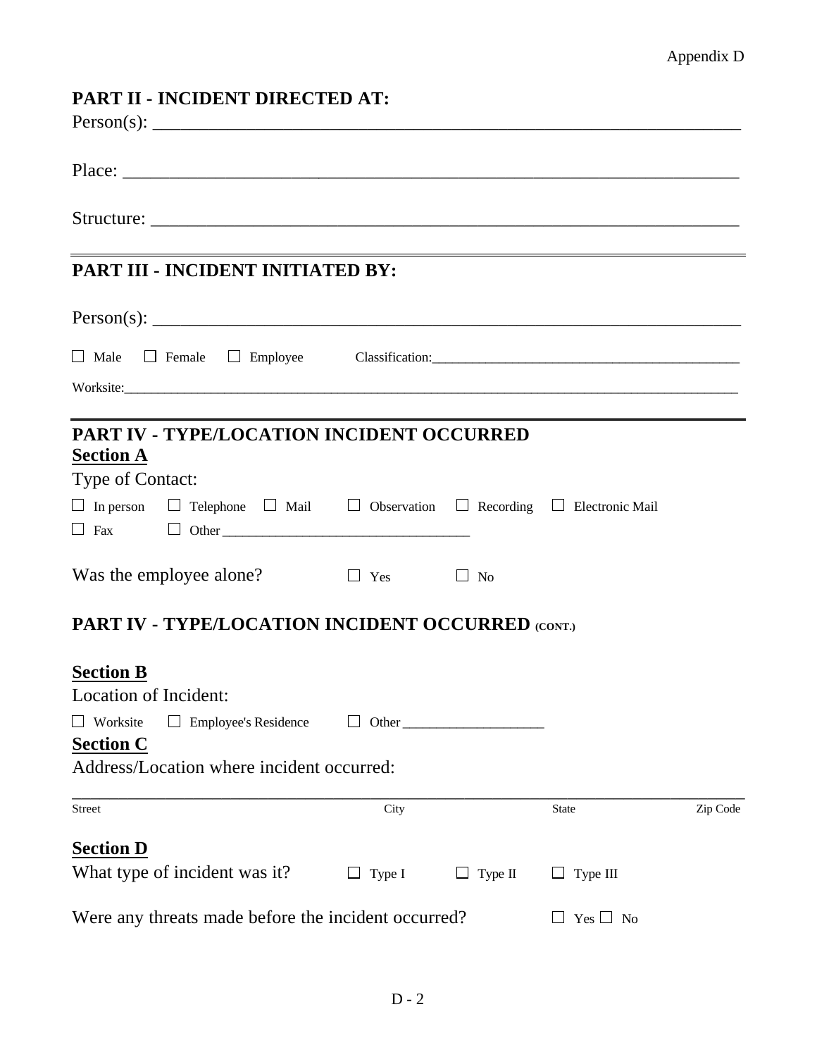Appendix D

## PART II - INCIDENT DIRECTED AT:

Person(s): ____________________________________________________________

Place: ______________________________________________________________

Structure: ____________________________________________________________

## PART III - INCIDENT INITIATED BY:

Person(s): ____________________________________________________________

☐ Male ☐ Female ☐ Employee Classification:_______________________________________________

Worksite:_______________________________________________________________________________________

## PART IV - TYPE/LOCATION INCIDENT OCCURRED

**Section A**

Type of Contact:

☐ In person ☐ Telephone ☐ Mail ☐ Observation ☐ Recording ☐ Electronic Mail

☐ Fax ☐ Other ____________________________________

Was the employee alone? ☐ Yes ☐ No

## PART IV - TYPE/LOCATION INCIDENT OCCURRED (CONT.)

**Section B**

Location of Incident:

☐ Worksite ☐ Employee's Residence ☐ Other ____________________

**Section C**

Address/Location where incident occurred:

| Street | City | State | Zip Code |
|---|---|---|---|
| | | | |

**Section D**

What type of incident was it? ☐ Type I ☐ Type II ☐ Type III

Were any threats made before the incident occurred? ☐ Yes ☐ No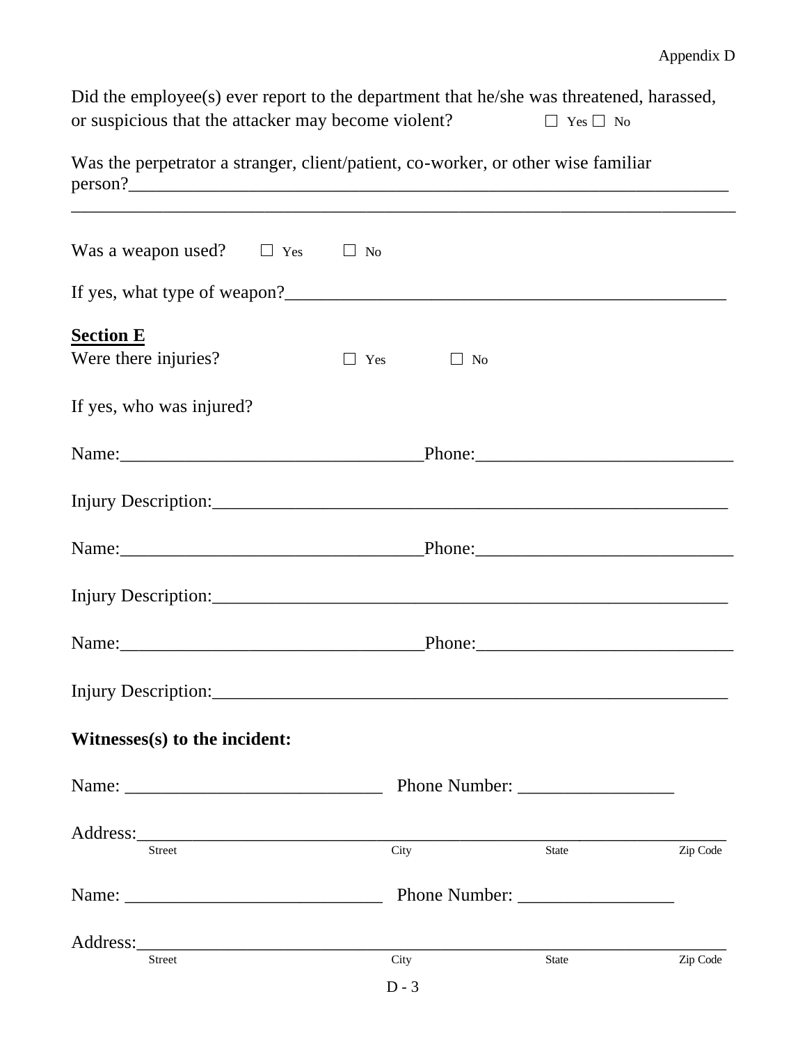Did the employee(s) ever report to the department that he/she was threatened, harassed, or suspicious that the attacker may become violent? ☐ Yes ☐ No

Was the perpetrator a stranger, client/patient, co-worker, or other wise familiar person?_______________________________________________________________

_______________________________________________________________________

Was a weapon used? ☐ Yes ☐ No

If yes, what type of weapon?_______________________________________________

**Section E**

Were there injuries? ☐ Yes ☐ No

If yes, who was injured?

Name:_________________________________Phone:___________________________

Injury Description:_________________________________________________________

Name:_________________________________Phone:___________________________

Injury Description:_________________________________________________________

Name:_________________________________Phone:___________________________

Injury Description:_________________________________________________________

**Witnesses(s) to the incident:**

Name: ____________________________ Phone Number: _________________

Address:_________________________________________________________________
Street City State Zip Code

Name: ____________________________ Phone Number: _________________

Address:_________________________________________________________________
Street City State Zip Code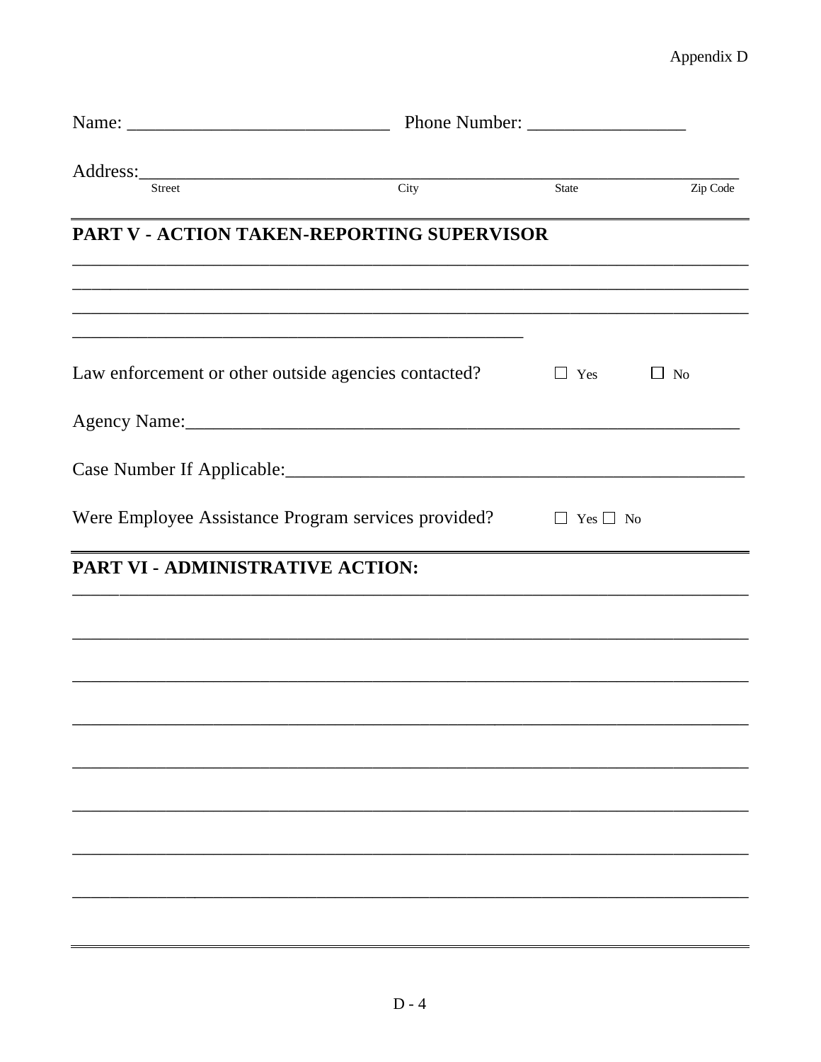Appendix D

Name: ____________________________ Phone Number: _________________

Address:______________________________________________________________
Street City State Zip Code

## PART V - ACTION TAKEN-REPORTING SUPERVISOR

_____________________________________________________________________________

_____________________________________________________________________________

_____________________________________________________________________________

__________________________________________________

Law enforcement or other outside agencies contacted? ☐ Yes ☐ No

Agency Name:____________________________________________________________

Case Number If Applicable:_________________________________________________

Were Employee Assistance Program services provided? ☐ Yes ☐ No

## PART VI - ADMINISTRATIVE ACTION:

_____________________________________________________________________________

_____________________________________________________________________________

_____________________________________________________________________________

_____________________________________________________________________________

_____________________________________________________________________________

_____________________________________________________________________________

_____________________________________________________________________________

_____________________________________________________________________________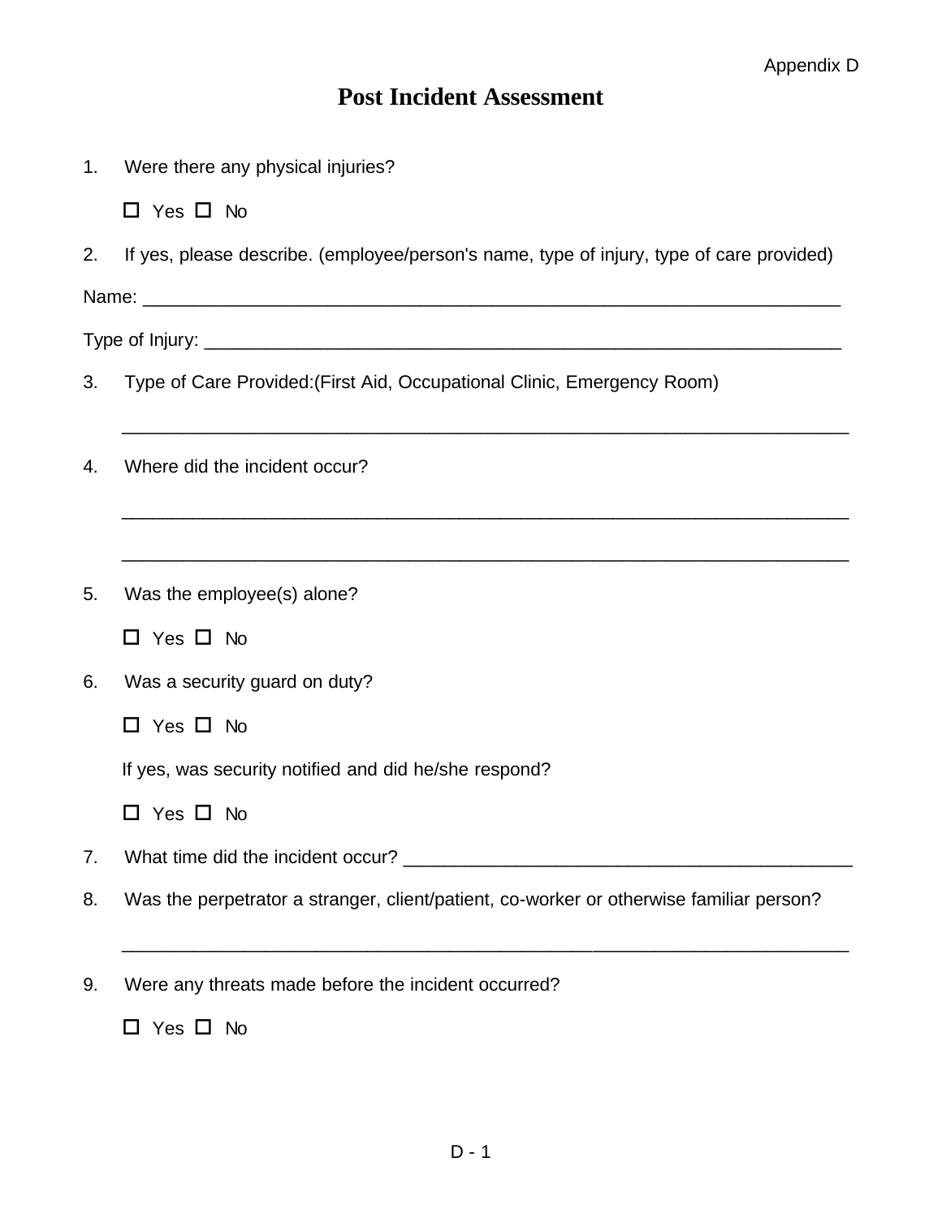Appendix D

# Post Incident Assessment

1. Were there any physical injuries?

   ☐ Yes ☐ No

2. If yes, please describe. (employee/person's name, type of injury, type of care provided)

Name: ______________________________________________________________________

Type of Injury: _________________________________________________________________

3. Type of Care Provided:(First Aid, Occupational Clinic, Emergency Room)

   ________________________________________________________________________

4. Where did the incident occur?

   ________________________________________________________________________

   ________________________________________________________________________

5. Was the employee(s) alone?

   ☐ Yes ☐ No

6. Was a security guard on duty?

   ☐ Yes ☐ No

   If yes, was security notified and did he/she respond?

   ☐ Yes ☐ No

7. What time did the incident occur? ___________________________________________

8. Was the perpetrator a stranger, client/patient, co-worker or otherwise familiar person?

   ________________________________________________________________________

9. Were any threats made before the incident occurred?

   ☐ Yes ☐ No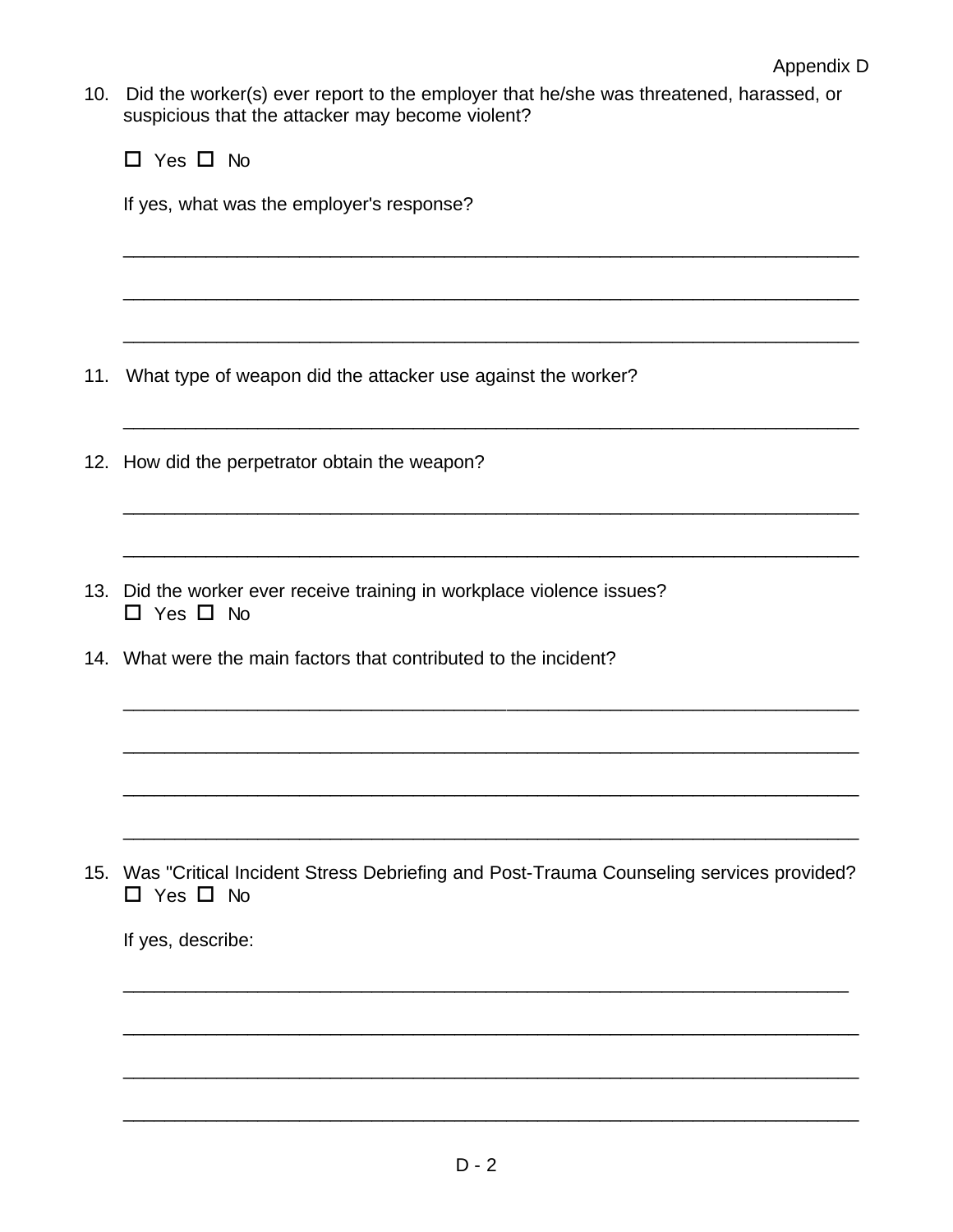10. Did the worker(s) ever report to the employer that he/she was threatened, harassed, or suspicious that the attacker may become violent?

    ☐ Yes ☐ No

    If yes, what was the employer's response?

    ______________________________________________________________________

    ______________________________________________________________________

    ______________________________________________________________________

11. What type of weapon did the attacker use against the worker?

    ______________________________________________________________________

12. How did the perpetrator obtain the weapon?

    ______________________________________________________________________

    ______________________________________________________________________

13. Did the worker ever receive training in workplace violence issues?
    ☐ Yes ☐ No

14. What were the main factors that contributed to the incident?

    ______________________________________________________________________

    ______________________________________________________________________

    ______________________________________________________________________

    ______________________________________________________________________

15. Was "Critical Incident Stress Debriefing and Post-Trauma Counseling services provided?
    ☐ Yes ☐ No

    If yes, describe:

    ______________________________________________________________________

    ______________________________________________________________________

    ______________________________________________________________________

    ______________________________________________________________________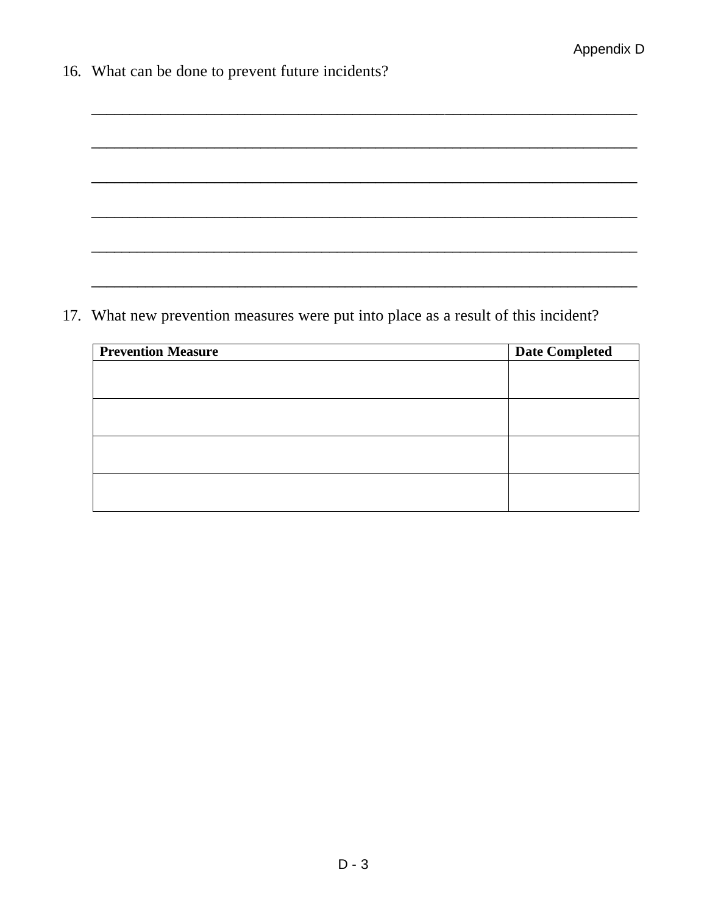16. What can be done to prevent future incidents?

    ______________________________________________________________________

    ______________________________________________________________________

    ______________________________________________________________________

    ______________________________________________________________________

    ______________________________________________________________________

    ______________________________________________________________________

17. What new prevention measures were put into place as a result of this incident?

| **Prevention Measure** | **Date Completed** |
| --- | --- |
| | |
| | |
| | |
| | |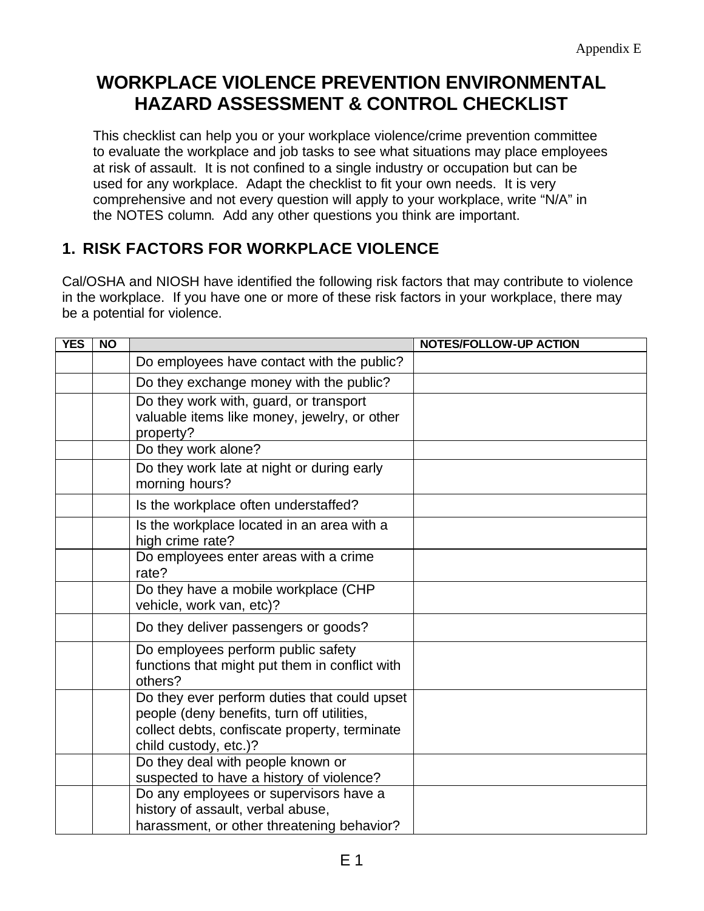# WORKPLACE VIOLENCE PREVENTION ENVIRONMENTAL HAZARD ASSESSMENT & CONTROL CHECKLIST

This checklist can help you or your workplace violence/crime prevention committee to evaluate the workplace and job tasks to see what situations may place employees at risk of assault. It is not confined to a single industry or occupation but can be used for any workplace. Adapt the checklist to fit your own needs. It is very comprehensive and not every question will apply to your workplace, write "N/A" in the NOTES column. Add any other questions you think are important.

## 1. RISK FACTORS FOR WORKPLACE VIOLENCE

Cal/OSHA and NIOSH have identified the following risk factors that may contribute to violence in the workplace. If you have one or more of these risk factors in your workplace, there may be a potential for violence.

| YES | NO | | NOTES/FOLLOW-UP ACTION |
|---|---|---|---|
| | | Do employees have contact with the public? | |
| | | Do they exchange money with the public? | |
| | | Do they work with, guard, or transport valuable items like money, jewelry, or other property? | |
| | | Do they work alone? | |
| | | Do they work late at night or during early morning hours? | |
| | | Is the workplace often understaffed? | |
| | | Is the workplace located in an area with a high crime rate? | |
| | | Do employees enter areas with a crime rate? | |
| | | Do they have a mobile workplace (CHP vehicle, work van, etc)? | |
| | | Do they deliver passengers or goods? | |
| | | Do employees perform public safety functions that might put them in conflict with others? | |
| | | Do they ever perform duties that could upset people (deny benefits, turn off utilities, collect debts, confiscate property, terminate child custody, etc.)? | |
| | | Do they deal with people known or suspected to have a history of violence? | |
| | | Do any employees or supervisors have a history of assault, verbal abuse, harassment, or other threatening behavior? | |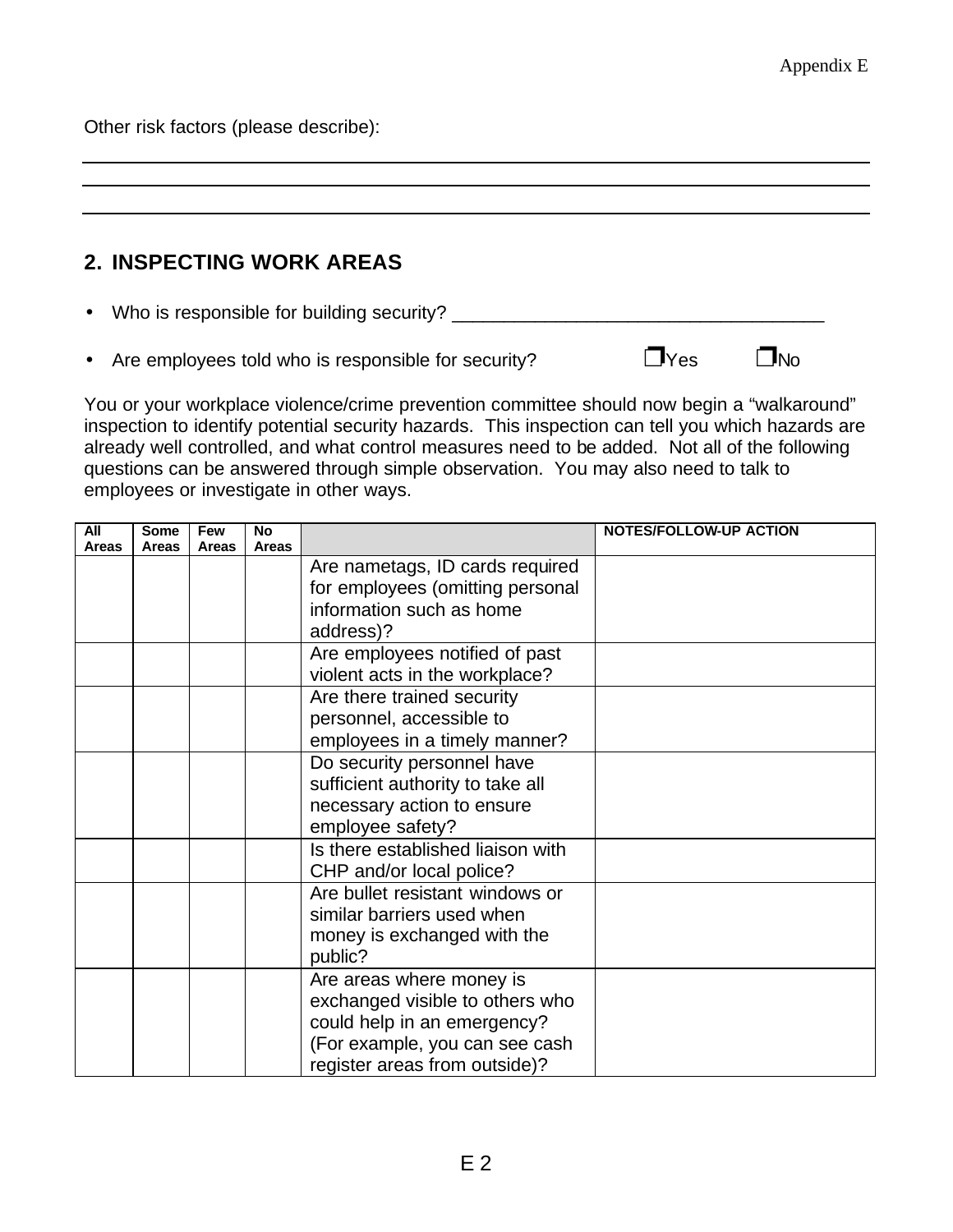Other risk factors (please describe):

\_\_\_\_\_\_\_\_\_\_\_\_\_\_\_\_\_\_\_\_\_\_\_\_\_\_\_\_\_\_\_\_\_\_\_\_\_\_\_\_\_\_\_\_\_\_\_\_\_\_\_\_\_\_\_\_\_\_\_\_\_\_\_\_\_\_\_\_\_\_\_\_\_\_\_\_

\_\_\_\_\_\_\_\_\_\_\_\_\_\_\_\_\_\_\_\_\_\_\_\_\_\_\_\_\_\_\_\_\_\_\_\_\_\_\_\_\_\_\_\_\_\_\_\_\_\_\_\_\_\_\_\_\_\_\_\_\_\_\_\_\_\_\_\_\_\_\_\_\_\_\_\_

\_\_\_\_\_\_\_\_\_\_\_\_\_\_\_\_\_\_\_\_\_\_\_\_\_\_\_\_\_\_\_\_\_\_\_\_\_\_\_\_\_\_\_\_\_\_\_\_\_\_\_\_\_\_\_\_\_\_\_\_\_\_\_\_\_\_\_\_\_\_\_\_\_\_\_\_

## 2. INSPECTING WORK AREAS

- Who is responsible for building security? \_\_\_\_\_\_\_\_\_\_\_\_\_\_\_\_\_\_\_\_\_\_\_\_\_\_\_\_\_\_\_\_\_\_\_\_\_\_
- Are employees told who is responsible for security? ❐Yes ❐No

You or your workplace violence/crime prevention committee should now begin a "walkaround" inspection to identify potential security hazards. This inspection can tell you which hazards are already well controlled, and what control measures need to be added. Not all of the following questions can be answered through simple observation. You may also need to talk to employees or investigate in other ways.

| All Areas | Some Areas | Few Areas | No Areas | | NOTES/FOLLOW-UP ACTION |
|---|---|---|---|---|---|
| | | | | Are nametags, ID cards required for employees (omitting personal information such as home address)? | |
| | | | | Are employees notified of past violent acts in the workplace? | |
| | | | | Are there trained security personnel, accessible to employees in a timely manner? | |
| | | | | Do security personnel have sufficient authority to take all necessary action to ensure employee safety? | |
| | | | | Is there established liaison with CHP and/or local police? | |
| | | | | Are bullet resistant windows or similar barriers used when money is exchanged with the public? | |
| | | | | Are areas where money is exchanged visible to others who could help in an emergency? (For example, you can see cash register areas from outside)? | |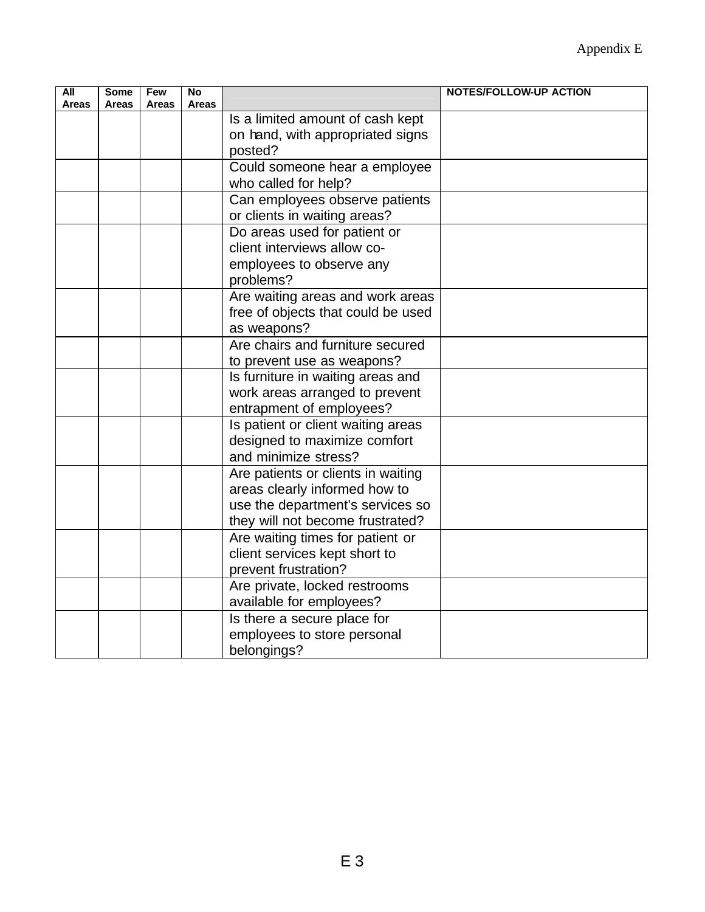| All Areas | Some Areas | Few Areas | No Areas | | NOTES/FOLLOW-UP ACTION |
|---|---|---|---|---|---|
| | | | | Is a limited amount of cash kept on hand, with appropriated signs posted? | |
| | | | | Could someone hear a employee who called for help? | |
| | | | | Can employees observe patients or clients in waiting areas? | |
| | | | | Do areas used for patient or client interviews allow co-employees to observe any problems? | |
| | | | | Are waiting areas and work areas free of objects that could be used as weapons? | |
| | | | | Are chairs and furniture secured to prevent use as weapons? | |
| | | | | Is furniture in waiting areas and work areas arranged to prevent entrapment of employees? | |
| | | | | Is patient or client waiting areas designed to maximize comfort and minimize stress? | |
| | | | | Are patients or clients in waiting areas clearly informed how to use the department's services so they will not become frustrated? | |
| | | | | Are waiting times for patient or client services kept short to prevent frustration? | |
| | | | | Are private, locked restrooms available for employees? | |
| | | | | Is there a secure place for employees to store personal belongings? | |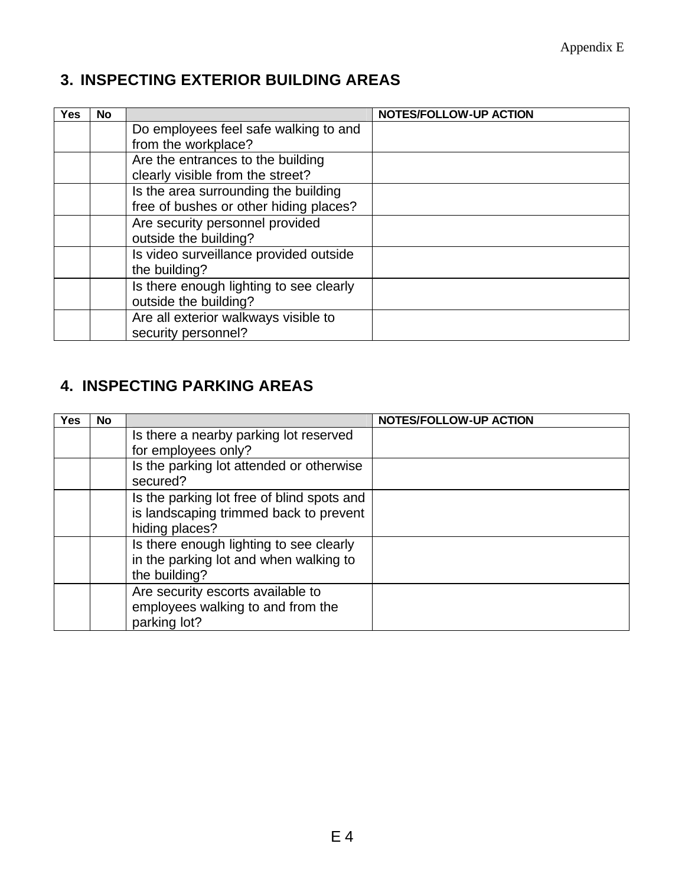## 3. INSPECTING EXTERIOR BUILDING AREAS

| Yes | No | | NOTES/FOLLOW-UP ACTION |
|---|---|---|---|
| | | Do employees feel safe walking to and from the workplace? | |
| | | Are the entrances to the building clearly visible from the street? | |
| | | Is the area surrounding the building free of bushes or other hiding places? | |
| | | Are security personnel provided outside the building? | |
| | | Is video surveillance provided outside the building? | |
| | | Is there enough lighting to see clearly outside the building? | |
| | | Are all exterior walkways visible to security personnel? | |

## 4. INSPECTING PARKING AREAS

| Yes | No | | NOTES/FOLLOW-UP ACTION |
|---|---|---|---|
| | | Is there a nearby parking lot reserved for employees only? | |
| | | Is the parking lot attended or otherwise secured? | |
| | | Is the parking lot free of blind spots and is landscaping trimmed back to prevent hiding places? | |
| | | Is there enough lighting to see clearly in the parking lot and when walking to the building? | |
| | | Are security escorts available to employees walking to and from the parking lot? | |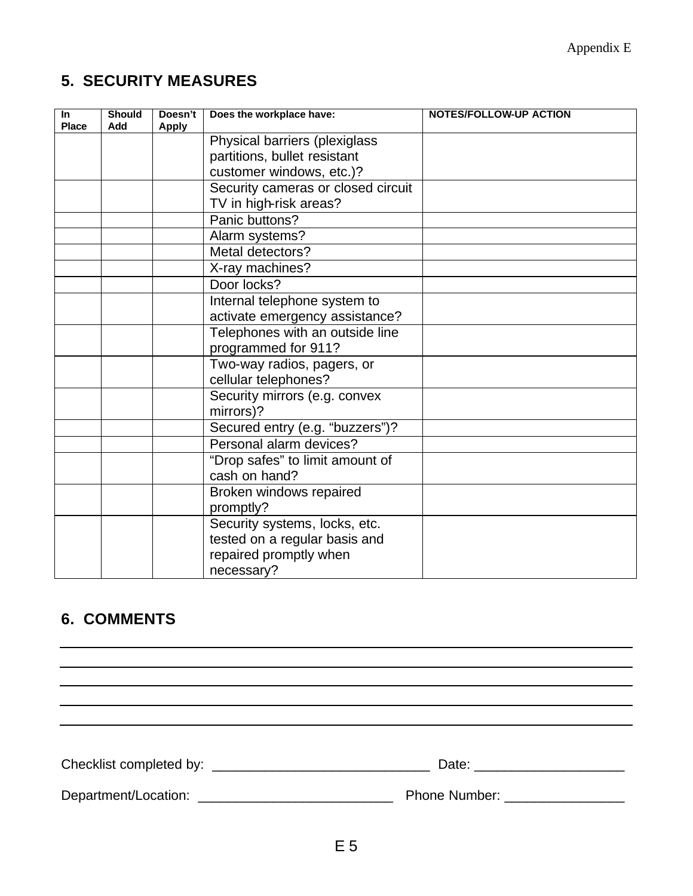## 5. SECURITY MEASURES

| In Place | Should Add | Doesn't Apply | Does the workplace have: | NOTES/FOLLOW-UP ACTION |
|---|---|---|---|---|
| | | | Physical barriers (plexiglass partitions, bullet resistant customer windows, etc.)? | |
| | | | Security cameras or closed circuit TV in high-risk areas? | |
| | | | Panic buttons? | |
| | | | Alarm systems? | |
| | | | Metal detectors? | |
| | | | X-ray machines? | |
| | | | Door locks? | |
| | | | Internal telephone system to activate emergency assistance? | |
| | | | Telephones with an outside line programmed for 911? | |
| | | | Two-way radios, pagers, or cellular telephones? | |
| | | | Security mirrors (e.g. convex mirrors)? | |
| | | | Secured entry (e.g. "buzzers")? | |
| | | | Personal alarm devices? | |
| | | | "Drop safes" to limit amount of cash on hand? | |
| | | | Broken windows repaired promptly? | |
| | | | Security systems, locks, etc. tested on a regular basis and repaired promptly when necessary? | |

## 6. COMMENTS

______________________________________________________________________________

______________________________________________________________________________

______________________________________________________________________________

______________________________________________________________________________

______________________________________________________________________________

Checklist completed by: _____________________________ Date: ____________________

Department/Location: __________________________ Phone Number: ________________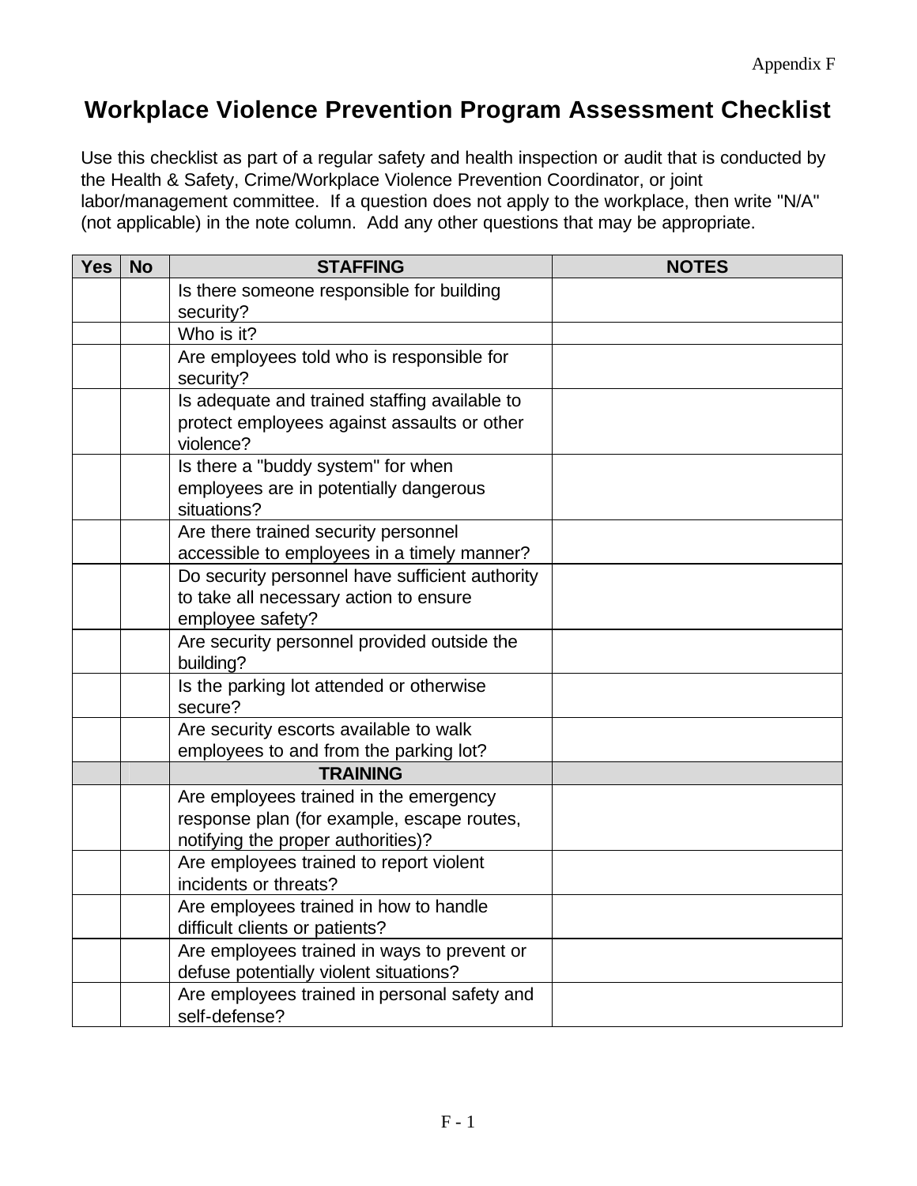Appendix F

# Workplace Violence Prevention Program Assessment Checklist

Use this checklist as part of a regular safety and health inspection or audit that is conducted by the Health & Safety, Crime/Workplace Violence Prevention Coordinator, or joint labor/management committee. If a question does not apply to the workplace, then write "N/A" (not applicable) in the note column. Add any other questions that may be appropriate.

| Yes | No | STAFFING | NOTES |
|---|---|---|---|
| | | Is there someone responsible for building security? | |
| | | Who is it? | |
| | | Are employees told who is responsible for security? | |
| | | Is adequate and trained staffing available to protect employees against assaults or other violence? | |
| | | Is there a "buddy system" for when employees are in potentially dangerous situations? | |
| | | Are there trained security personnel accessible to employees in a timely manner? | |
| | | Do security personnel have sufficient authority to take all necessary action to ensure employee safety? | |
| | | Are security personnel provided outside the building? | |
| | | Is the parking lot attended or otherwise secure? | |
| | | Are security escorts available to walk employees to and from the parking lot? | |
| | | **TRAINING** | |
| | | Are employees trained in the emergency response plan (for example, escape routes, notifying the proper authorities)? | |
| | | Are employees trained to report violent incidents or threats? | |
| | | Are employees trained in how to handle difficult clients or patients? | |
| | | Are employees trained in ways to prevent or defuse potentially violent situations? | |
| | | Are employees trained in personal safety and self-defense? | |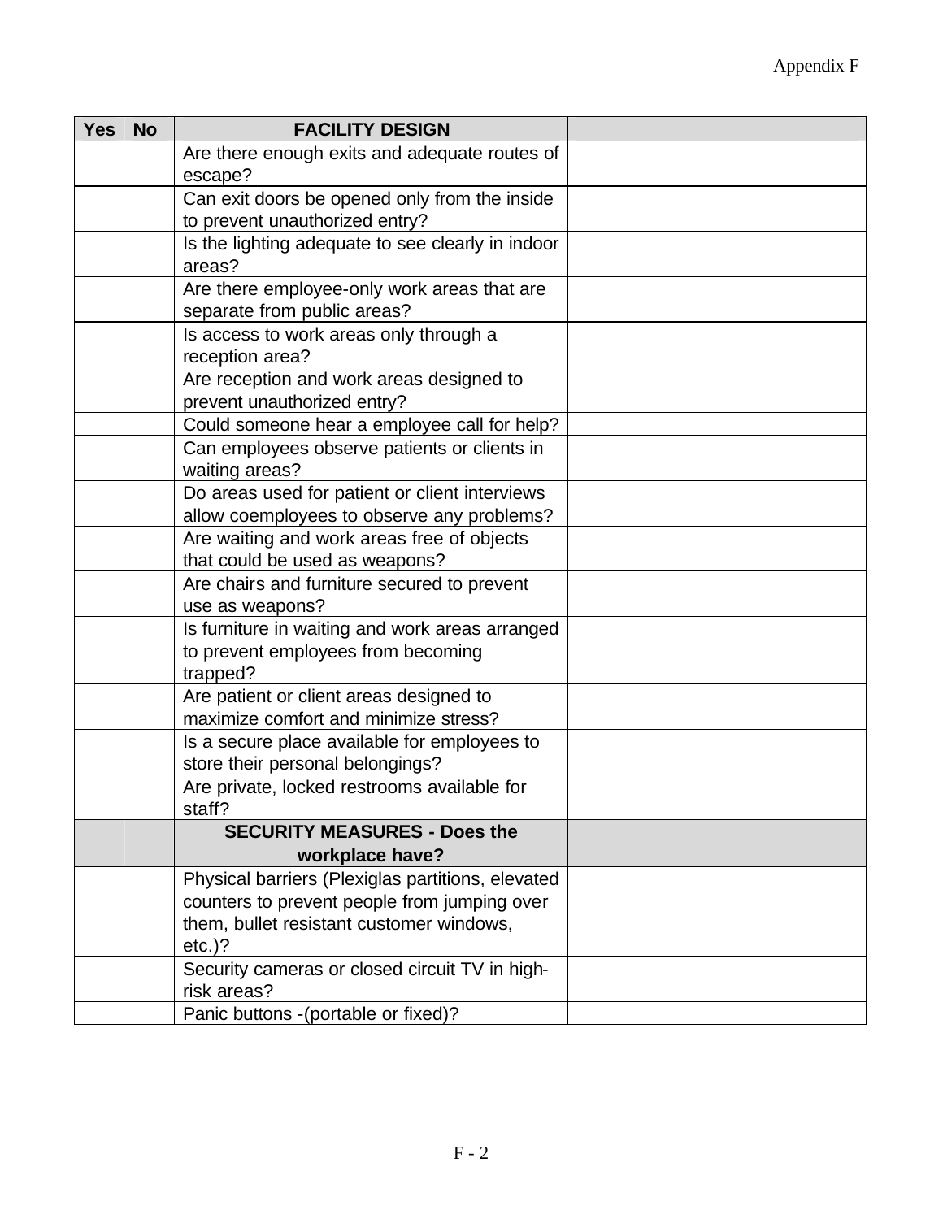| Yes | No | FACILITY DESIGN | |
|---|---|---|---|
| | | Are there enough exits and adequate routes of escape? | |
| | | Can exit doors be opened only from the inside to prevent unauthorized entry? | |
| | | Is the lighting adequate to see clearly in indoor areas? | |
| | | Are there employee-only work areas that are separate from public areas? | |
| | | Is access to work areas only through a reception area? | |
| | | Are reception and work areas designed to prevent unauthorized entry? | |
| | | Could someone hear a employee call for help? | |
| | | Can employees observe patients or clients in waiting areas? | |
| | | Do areas used for patient or client interviews allow coemployees to observe any problems? | |
| | | Are waiting and work areas free of objects that could be used as weapons? | |
| | | Are chairs and furniture secured to prevent use as weapons? | |
| | | Is furniture in waiting and work areas arranged to prevent employees from becoming trapped? | |
| | | Are patient or client areas designed to maximize comfort and minimize stress? | |
| | | Is a secure place available for employees to store their personal belongings? | |
| | | Are private, locked restrooms available for staff? | |
| | | **SECURITY MEASURES - Does the workplace have?** | |
| | | Physical barriers (Plexiglas partitions, elevated counters to prevent people from jumping over them, bullet resistant customer windows, etc.)? | |
| | | Security cameras or closed circuit TV in high-risk areas? | |
| | | Panic buttons -(portable or fixed)? | |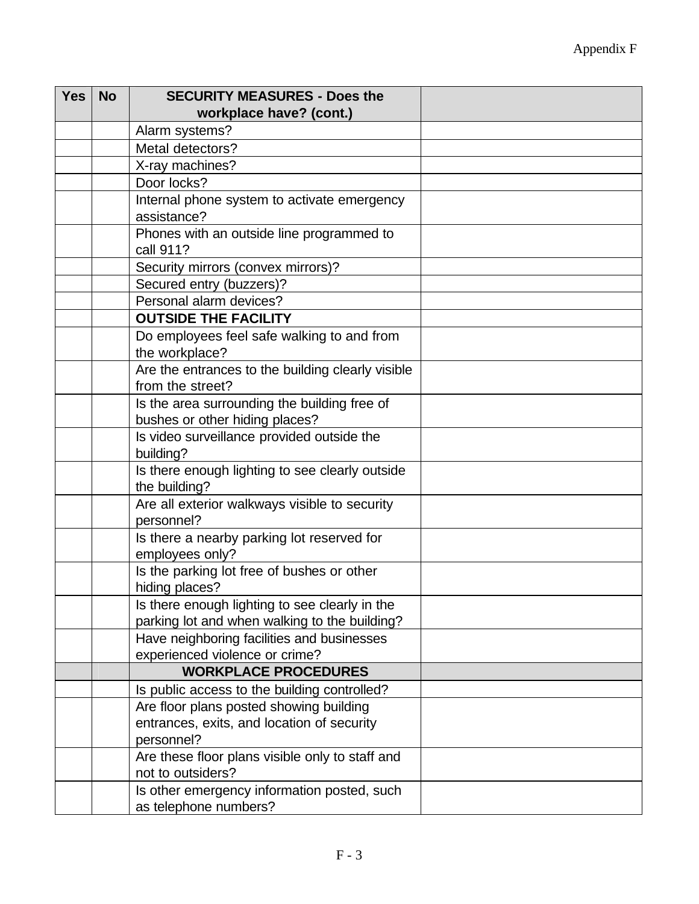| Yes | No | SECURITY MEASURES - Does the workplace have? (cont.) | |
|---|---|---|---|
| | | Alarm systems? | |
| | | Metal detectors? | |
| | | X-ray machines? | |
| | | Door locks? | |
| | | Internal phone system to activate emergency assistance? | |
| | | Phones with an outside line programmed to call 911? | |
| | | Security mirrors (convex mirrors)? | |
| | | Secured entry (buzzers)? | |
| | | Personal alarm devices? | |
| | | **OUTSIDE THE FACILITY** | |
| | | Do employees feel safe walking to and from the workplace? | |
| | | Are the entrances to the building clearly visible from the street? | |
| | | Is the area surrounding the building free of bushes or other hiding places? | |
| | | Is video surveillance provided outside the building? | |
| | | Is there enough lighting to see clearly outside the building? | |
| | | Are all exterior walkways visible to security personnel? | |
| | | Is there a nearby parking lot reserved for employees only? | |
| | | Is the parking lot free of bushes or other hiding places? | |
| | | Is there enough lighting to see clearly in the parking lot and when walking to the building? | |
| | | Have neighboring facilities and businesses experienced violence or crime? | |
| | | **WORKPLACE PROCEDURES** | |
| | | Is public access to the building controlled? | |
| | | Are floor plans posted showing building entrances, exits, and location of security personnel? | |
| | | Are these floor plans visible only to staff and not to outsiders? | |
| | | Is other emergency information posted, such as telephone numbers? | |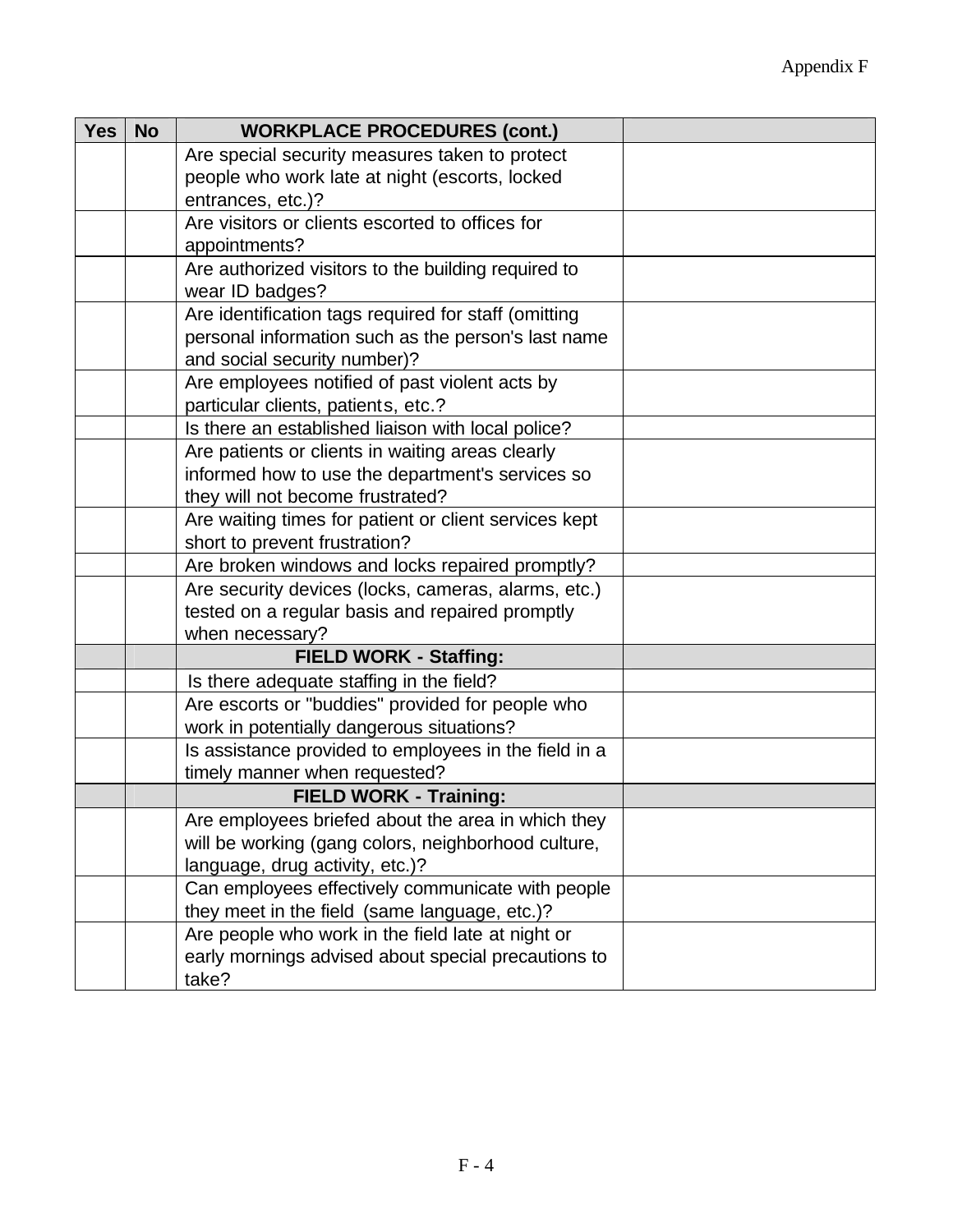| Yes | No | WORKPLACE PROCEDURES (cont.) | |
|---|---|---|---|
| | | Are special security measures taken to protect people who work late at night (escorts, locked entrances, etc.)? | |
| | | Are visitors or clients escorted to offices for appointments? | |
| | | Are authorized visitors to the building required to wear ID badges? | |
| | | Are identification tags required for staff (omitting personal information such as the person's last name and social security number)? | |
| | | Are employees notified of past violent acts by particular clients, patients, etc.? | |
| | | Is there an established liaison with local police? | |
| | | Are patients or clients in waiting areas clearly informed how to use the department's services so they will not become frustrated? | |
| | | Are waiting times for patient or client services kept short to prevent frustration? | |
| | | Are broken windows and locks repaired promptly? | |
| | | Are security devices (locks, cameras, alarms, etc.) tested on a regular basis and repaired promptly when necessary? | |
| | | **FIELD WORK - Staffing:** | |
| | | Is there adequate staffing in the field? | |
| | | Are escorts or "buddies" provided for people who work in potentially dangerous situations? | |
| | | Is assistance provided to employees in the field in a timely manner when requested? | |
| | | **FIELD WORK - Training:** | |
| | | Are employees briefed about the area in which they will be working (gang colors, neighborhood culture, language, drug activity, etc.)? | |
| | | Can employees effectively communicate with people they meet in the field (same language, etc.)? | |
| | | Are people who work in the field late at night or early mornings advised about special precautions to take? | |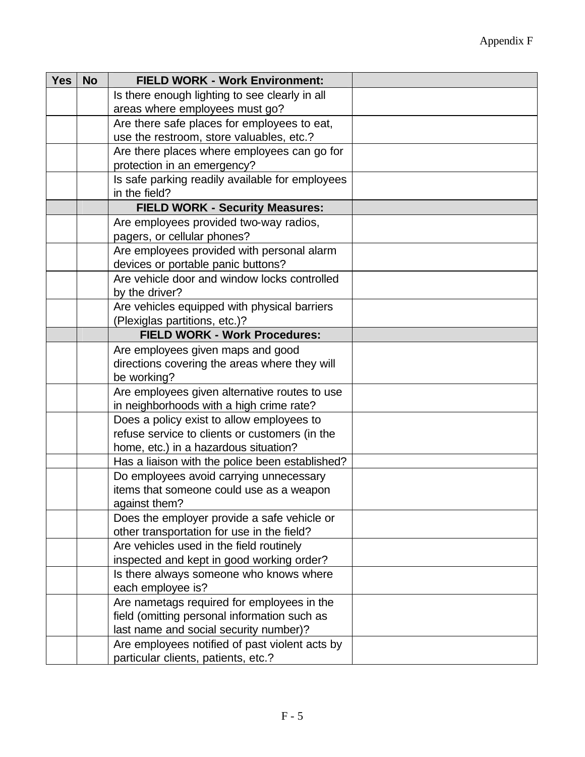| Yes | No | FIELD WORK - Work Environment: | |
|---|---|---|---|
| | | Is there enough lighting to see clearly in all areas where employees must go? | |
| | | Are there safe places for employees to eat, use the restroom, store valuables, etc.? | |
| | | Are there places where employees can go for protection in an emergency? | |
| | | Is safe parking readily available for employees in the field? | |
| | | **FIELD WORK - Security Measures:** | |
| | | Are employees provided two-way radios, pagers, or cellular phones? | |
| | | Are employees provided with personal alarm devices or portable panic buttons? | |
| | | Are vehicle door and window locks controlled by the driver? | |
| | | Are vehicles equipped with physical barriers (Plexiglas partitions, etc.)? | |
| | | **FIELD WORK - Work Procedures:** | |
| | | Are employees given maps and good directions covering the areas where they will be working? | |
| | | Are employees given alternative routes to use in neighborhoods with a high crime rate? | |
| | | Does a policy exist to allow employees to refuse service to clients or customers (in the home, etc.) in a hazardous situation? | |
| | | Has a liaison with the police been established? | |
| | | Do employees avoid carrying unnecessary items that someone could use as a weapon against them? | |
| | | Does the employer provide a safe vehicle or other transportation for use in the field? | |
| | | Are vehicles used in the field routinely inspected and kept in good working order? | |
| | | Is there always someone who knows where each employee is? | |
| | | Are nametags required for employees in the field (omitting personal information such as last name and social security number)? | |
| | | Are employees notified of past violent acts by particular clients, patients, etc.? | |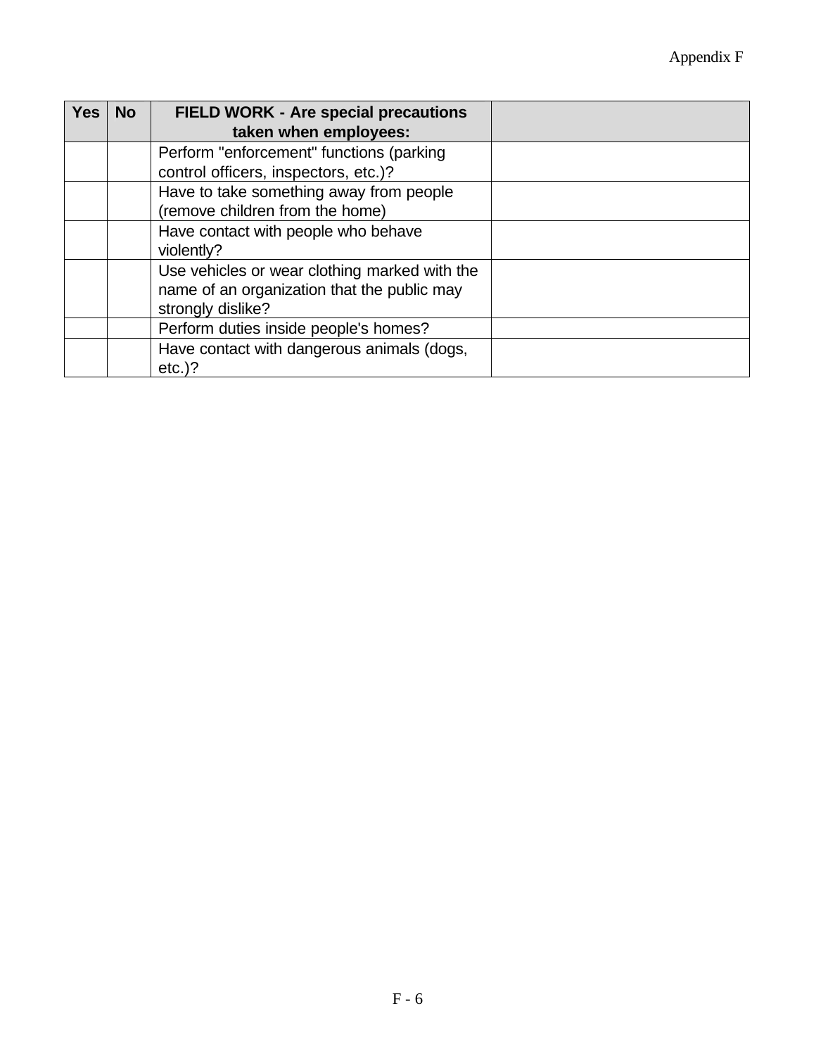| Yes | No | FIELD WORK - Are special precautions taken when employees: | |
|---|---|---|---|
| | | Perform "enforcement" functions (parking control officers, inspectors, etc.)? | |
| | | Have to take something away from people (remove children from the home) | |
| | | Have contact with people who behave violently? | |
| | | Use vehicles or wear clothing marked with the name of an organization that the public may strongly dislike? | |
| | | Perform duties inside people's homes? | |
| | | Have contact with dangerous animals (dogs, etc.)? | |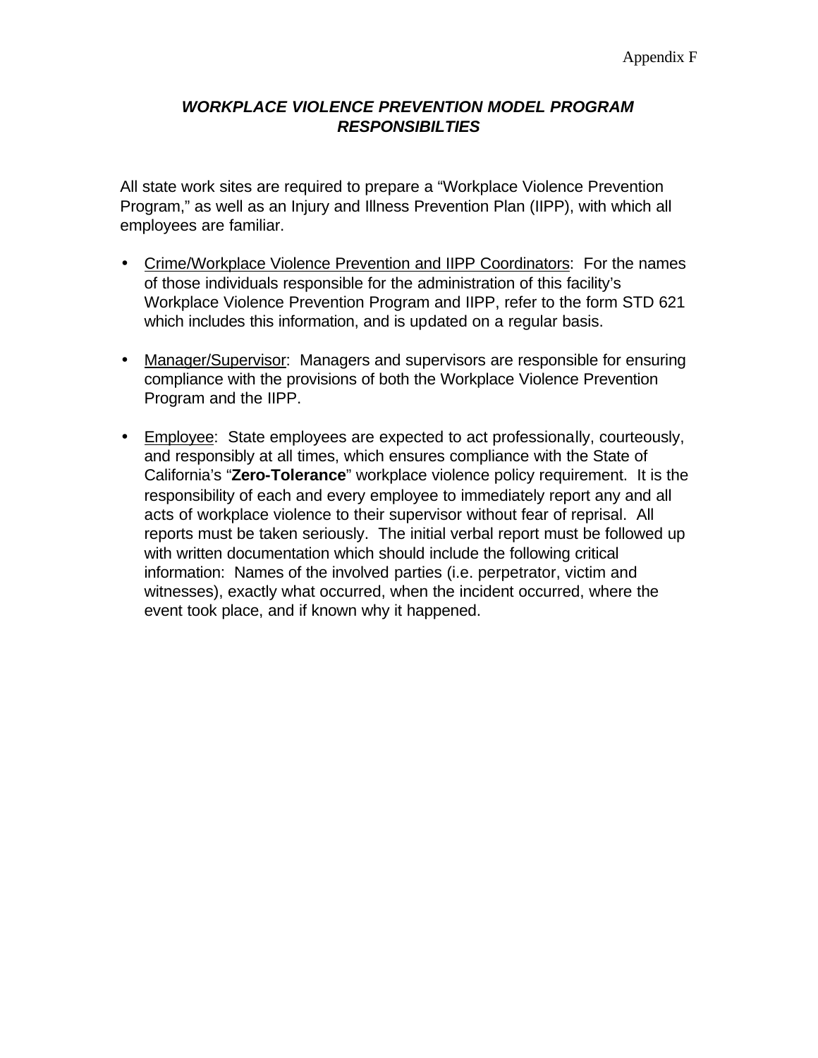Appendix F

# *WORKPLACE VIOLENCE PREVENTION MODEL PROGRAM RESPONSIBILTIES*

All state work sites are required to prepare a "Workplace Violence Prevention Program," as well as an Injury and Illness Prevention Plan (IIPP), with which all employees are familiar.

- Crime/Workplace Violence Prevention and IIPP Coordinators: For the names of those individuals responsible for the administration of this facility's Workplace Violence Prevention Program and IIPP, refer to the form STD 621 which includes this information, and is updated on a regular basis.

- Manager/Supervisor: Managers and supervisors are responsible for ensuring compliance with the provisions of both the Workplace Violence Prevention Program and the IIPP.

- Employee: State employees are expected to act professionally, courteously, and responsibly at all times, which ensures compliance with the State of California's "**Zero-Tolerance**" workplace violence policy requirement. It is the responsibility of each and every employee to immediately report any and all acts of workplace violence to their supervisor without fear of reprisal. All reports must be taken seriously. The initial verbal report must be followed up with written documentation which should include the following critical information: Names of the involved parties (i.e. perpetrator, victim and witnesses), exactly what occurred, when the incident occurred, where the event took place, and if known why it happened.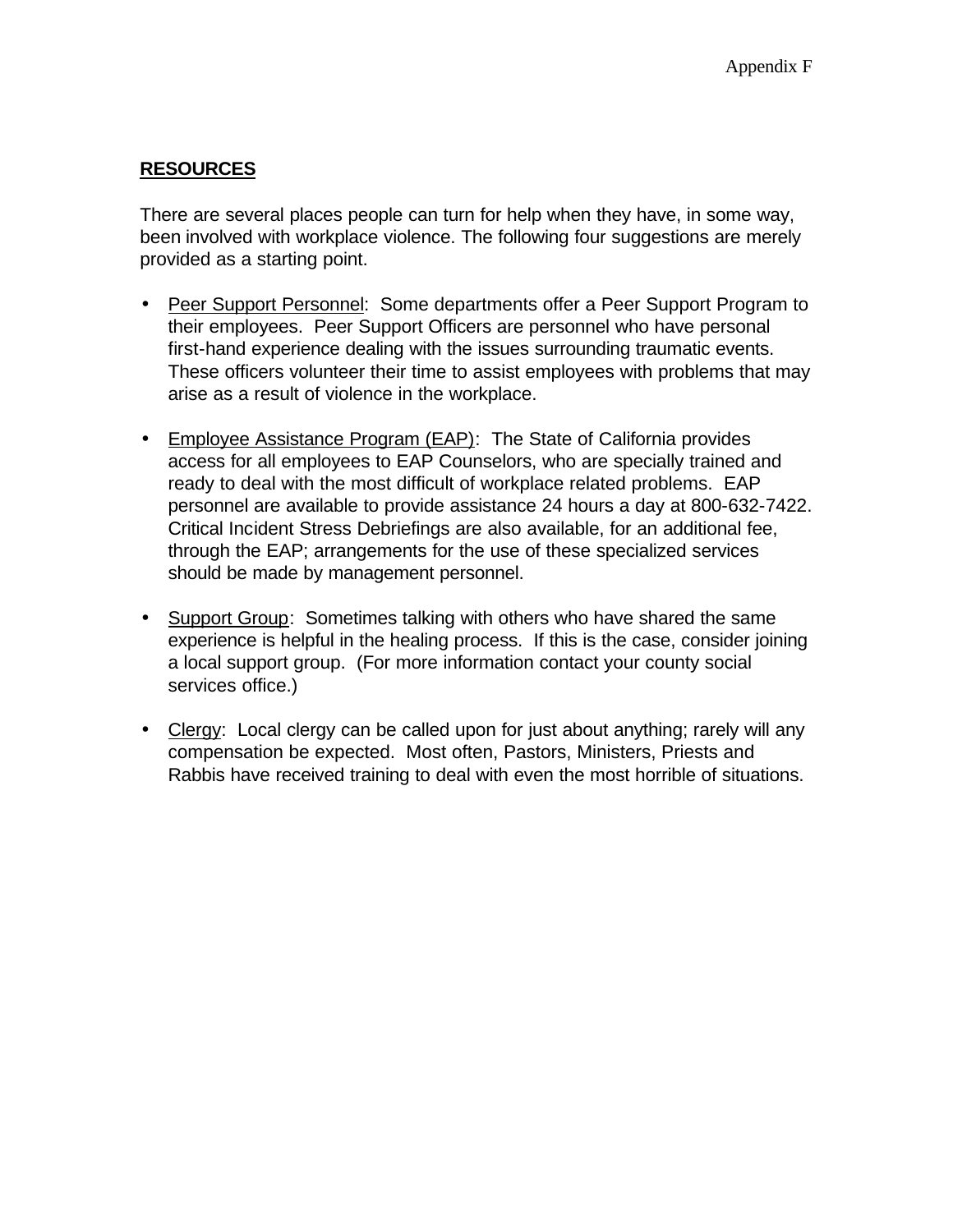## RESOURCES

There are several places people can turn for help when they have, in some way, been involved with workplace violence. The following four suggestions are merely provided as a starting point.

- Peer Support Personnel: Some departments offer a Peer Support Program to their employees. Peer Support Officers are personnel who have personal first-hand experience dealing with the issues surrounding traumatic events. These officers volunteer their time to assist employees with problems that may arise as a result of violence in the workplace.

- Employee Assistance Program (EAP): The State of California provides access for all employees to EAP Counselors, who are specially trained and ready to deal with the most difficult of workplace related problems. EAP personnel are available to provide assistance 24 hours a day at 800-632-7422. Critical Incident Stress Debriefings are also available, for an additional fee, through the EAP; arrangements for the use of these specialized services should be made by management personnel.

- Support Group: Sometimes talking with others who have shared the same experience is helpful in the healing process. If this is the case, consider joining a local support group. (For more information contact your county social services office.)

- Clergy: Local clergy can be called upon for just about anything; rarely will any compensation be expected. Most often, Pastors, Ministers, Priests and Rabbis have received training to deal with even the most horrible of situations.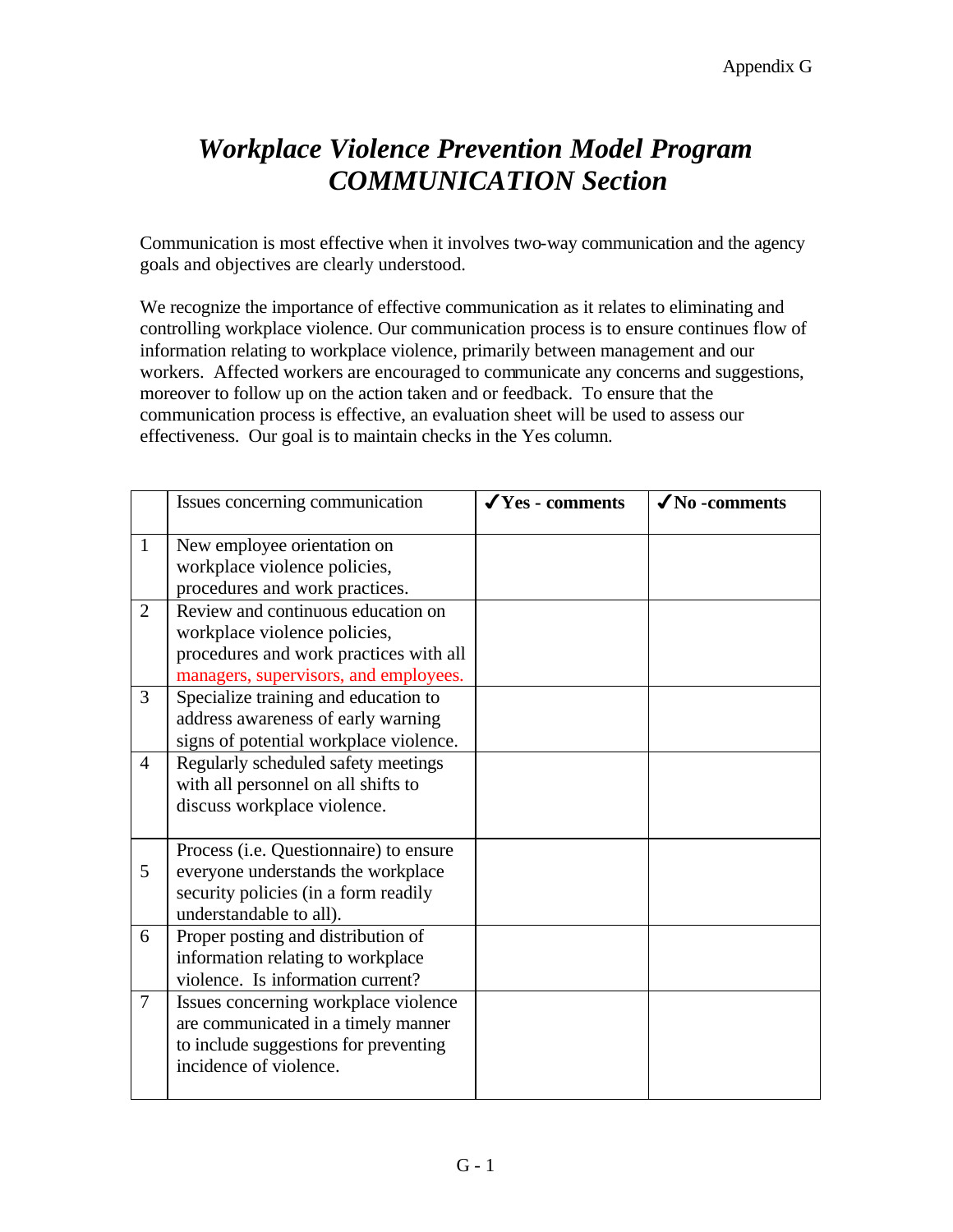Appendix G

# *Workplace Violence Prevention Model Program*
# *COMMUNICATION Section*

Communication is most effective when it involves two-way communication and the agency goals and objectives are clearly understood.

We recognize the importance of effective communication as it relates to eliminating and controlling workplace violence. Our communication process is to ensure continues flow of information relating to workplace violence, primarily between management and our workers. Affected workers are encouraged to communicate any concerns and suggestions, moreover to follow up on the action taken and or feedback. To ensure that the communication process is effective, an evaluation sheet will be used to assess our effectiveness. Our goal is to maintain checks in the Yes column.

| | Issues concerning communication | ✓**Yes - comments** | ✓**No -comments** |
|---|---|---|---|
| 1 | New employee orientation on workplace violence policies, procedures and work practices. | | |
| 2 | Review and continuous education on workplace violence policies, procedures and work practices with all managers, supervisors, and employees. | | |
| 3 | Specialize training and education to address awareness of early warning signs of potential workplace violence. | | |
| 4 | Regularly scheduled safety meetings with all personnel on all shifts to discuss workplace violence. | | |
| 5 | Process (i.e. Questionnaire) to ensure everyone understands the workplace security policies (in a form readily understandable to all). | | |
| 6 | Proper posting and distribution of information relating to workplace violence. Is information current? | | |
| 7 | Issues concerning workplace violence are communicated in a timely manner to include suggestions for preventing incidence of violence. | | |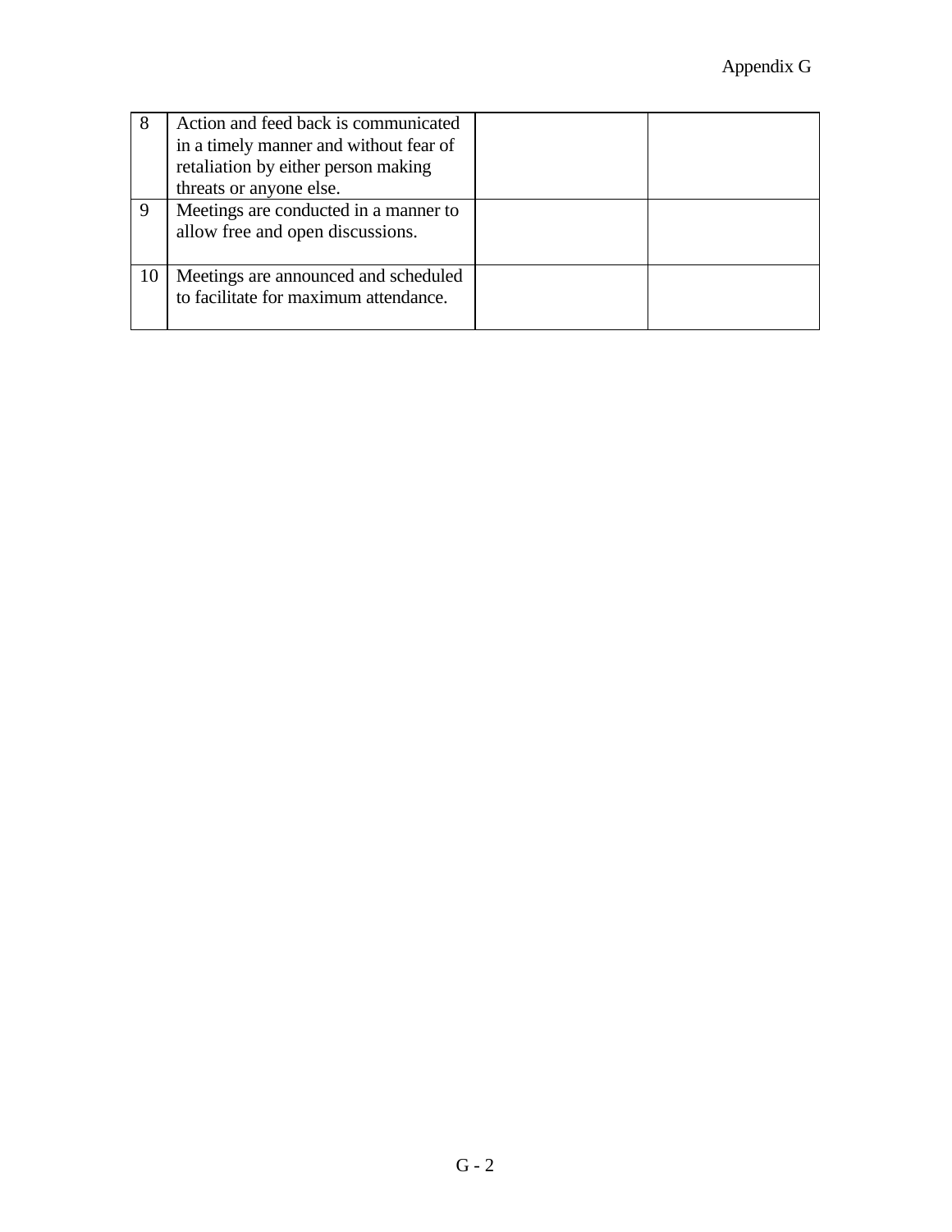| | | | |
|---|---|---|---|
| 8 | Action and feed back is communicated in a timely manner and without fear of retaliation by either person making threats or anyone else. | | |
| 9 | Meetings are conducted in a manner to allow free and open discussions. | | |
| 10 | Meetings are announced and scheduled to facilitate for maximum attendance. | | |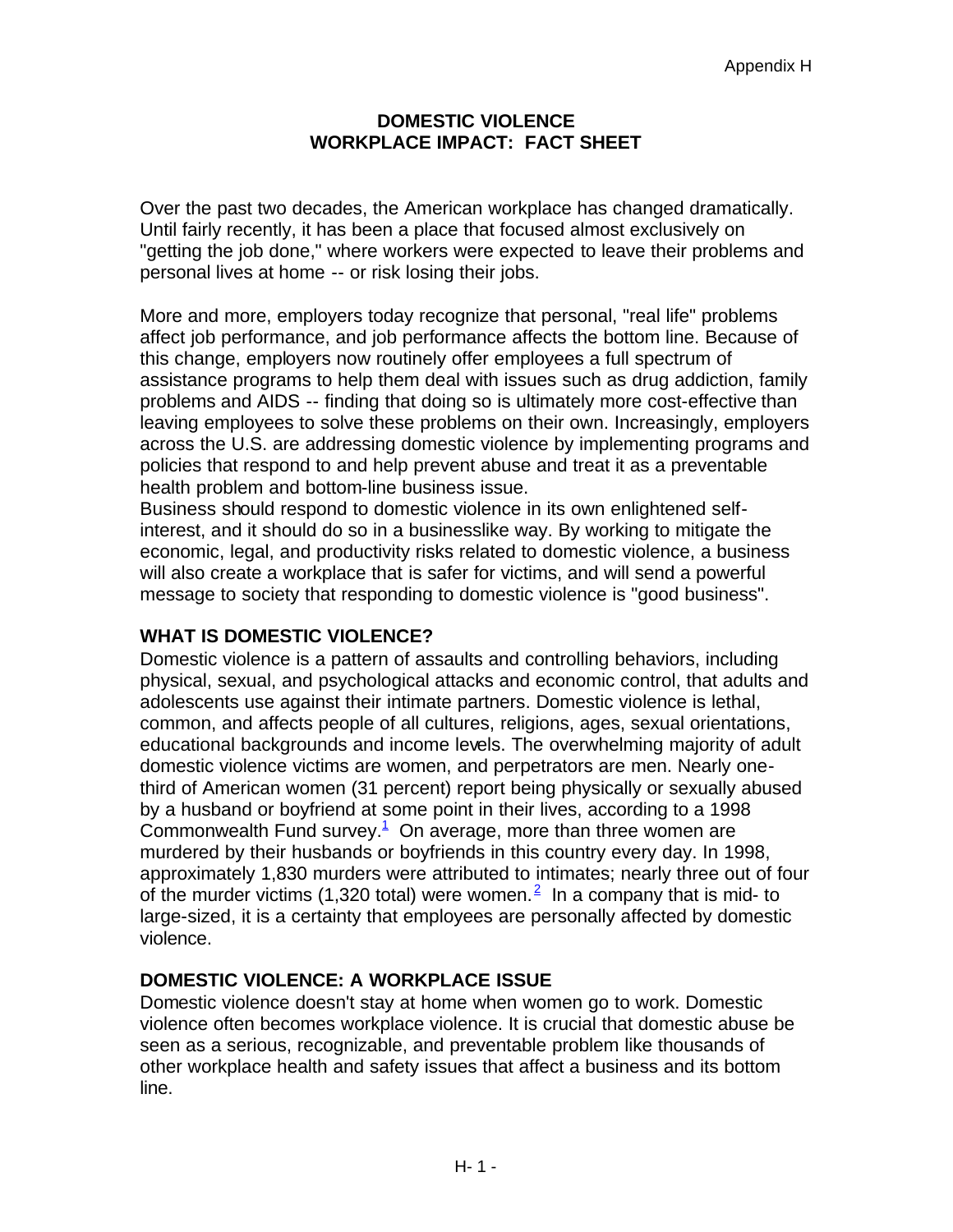# DOMESTIC VIOLENCE WORKPLACE IMPACT: FACT SHEET

Over the past two decades, the American workplace has changed dramatically. Until fairly recently, it has been a place that focused almost exclusively on "getting the job done," where workers were expected to leave their problems and personal lives at home -- or risk losing their jobs.

More and more, employers today recognize that personal, "real life" problems affect job performance, and job performance affects the bottom line. Because of this change, employers now routinely offer employees a full spectrum of assistance programs to help them deal with issues such as drug addiction, family problems and AIDS -- finding that doing so is ultimately more cost-effective than leaving employees to solve these problems on their own. Increasingly, employers across the U.S. are addressing domestic violence by implementing programs and policies that respond to and help prevent abuse and treat it as a preventable health problem and bottom-line business issue.

Business should respond to domestic violence in its own enlightened self-interest, and it should do so in a businesslike way. By working to mitigate the economic, legal, and productivity risks related to domestic violence, a business will also create a workplace that is safer for victims, and will send a powerful message to society that responding to domestic violence is "good business".

## WHAT IS DOMESTIC VIOLENCE?

Domestic violence is a pattern of assaults and controlling behaviors, including physical, sexual, and psychological attacks and economic control, that adults and adolescents use against their intimate partners. Domestic violence is lethal, common, and affects people of all cultures, religions, ages, sexual orientations, educational backgrounds and income levels. The overwhelming majority of adult domestic violence victims are women, and perpetrators are men. Nearly one-third of American women (31 percent) report being physically or sexually abused by a husband or boyfriend at some point in their lives, according to a 1998 Commonwealth Fund survey.[1] On average, more than three women are murdered by their husbands or boyfriends in this country every day. In 1998, approximately 1,830 murders were attributed to intimates; nearly three out of four of the murder victims (1,320 total) were women.[2] In a company that is mid- to large-sized, it is a certainty that employees are personally affected by domestic violence.

## DOMESTIC VIOLENCE: A WORKPLACE ISSUE

Domestic violence doesn't stay at home when women go to work. Domestic violence often becomes workplace violence. It is crucial that domestic abuse be seen as a serious, recognizable, and preventable problem like thousands of other workplace health and safety issues that affect a business and its bottom line.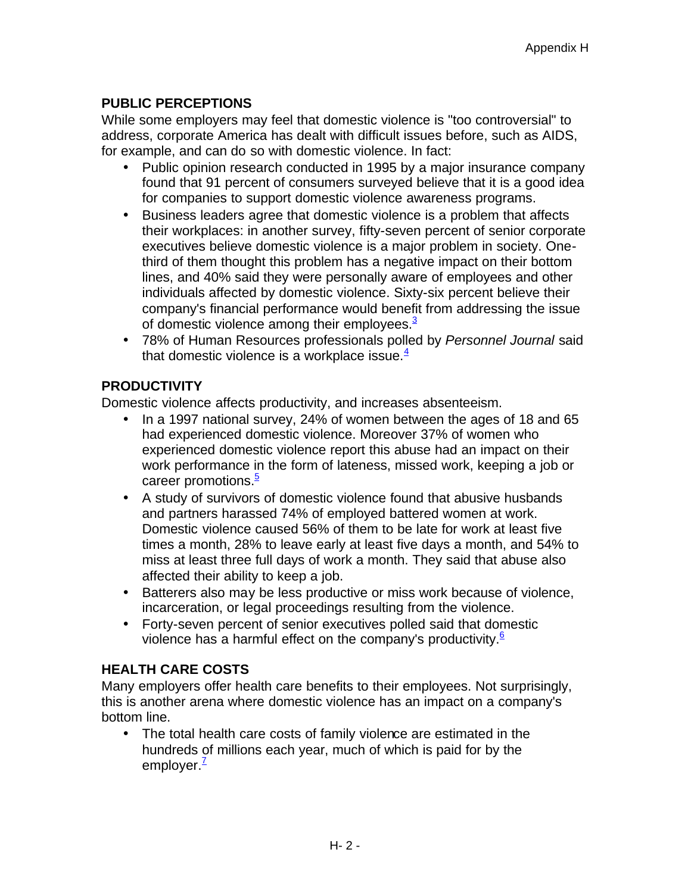## PUBLIC PERCEPTIONS

While some employers may feel that domestic violence is "too controversial" to address, corporate America has dealt with difficult issues before, such as AIDS, for example, and can do so with domestic violence. In fact:

- Public opinion research conducted in 1995 by a major insurance company found that 91 percent of consumers surveyed believe that it is a good idea for companies to support domestic violence awareness programs.
- Business leaders agree that domestic violence is a problem that affects their workplaces: in another survey, fifty-seven percent of senior corporate executives believe domestic violence is a major problem in society. One-third of them thought this problem has a negative impact on their bottom lines, and 40% said they were personally aware of employees and other individuals affected by domestic violence. Sixty-six percent believe their company's financial performance would benefit from addressing the issue of domestic violence among their employees.[3]
- 78% of Human Resources professionals polled by *Personnel Journal* said that domestic violence is a workplace issue.[4]

## PRODUCTIVITY

Domestic violence affects productivity, and increases absenteeism.

- In a 1997 national survey, 24% of women between the ages of 18 and 65 had experienced domestic violence. Moreover 37% of women who experienced domestic violence report this abuse had an impact on their work performance in the form of lateness, missed work, keeping a job or career promotions.[5]
- A study of survivors of domestic violence found that abusive husbands and partners harassed 74% of employed battered women at work. Domestic violence caused 56% of them to be late for work at least five times a month, 28% to leave early at least five days a month, and 54% to miss at least three full days of work a month. They said that abuse also affected their ability to keep a job.
- Batterers also may be less productive or miss work because of violence, incarceration, or legal proceedings resulting from the violence.
- Forty-seven percent of senior executives polled said that domestic violence has a harmful effect on the company's productivity.[6]

## HEALTH CARE COSTS

Many employers offer health care benefits to their employees. Not surprisingly, this is another arena where domestic violence has an impact on a company's bottom line.

- The total health care costs of family violence are estimated in the hundreds of millions each year, much of which is paid for by the employer.[7]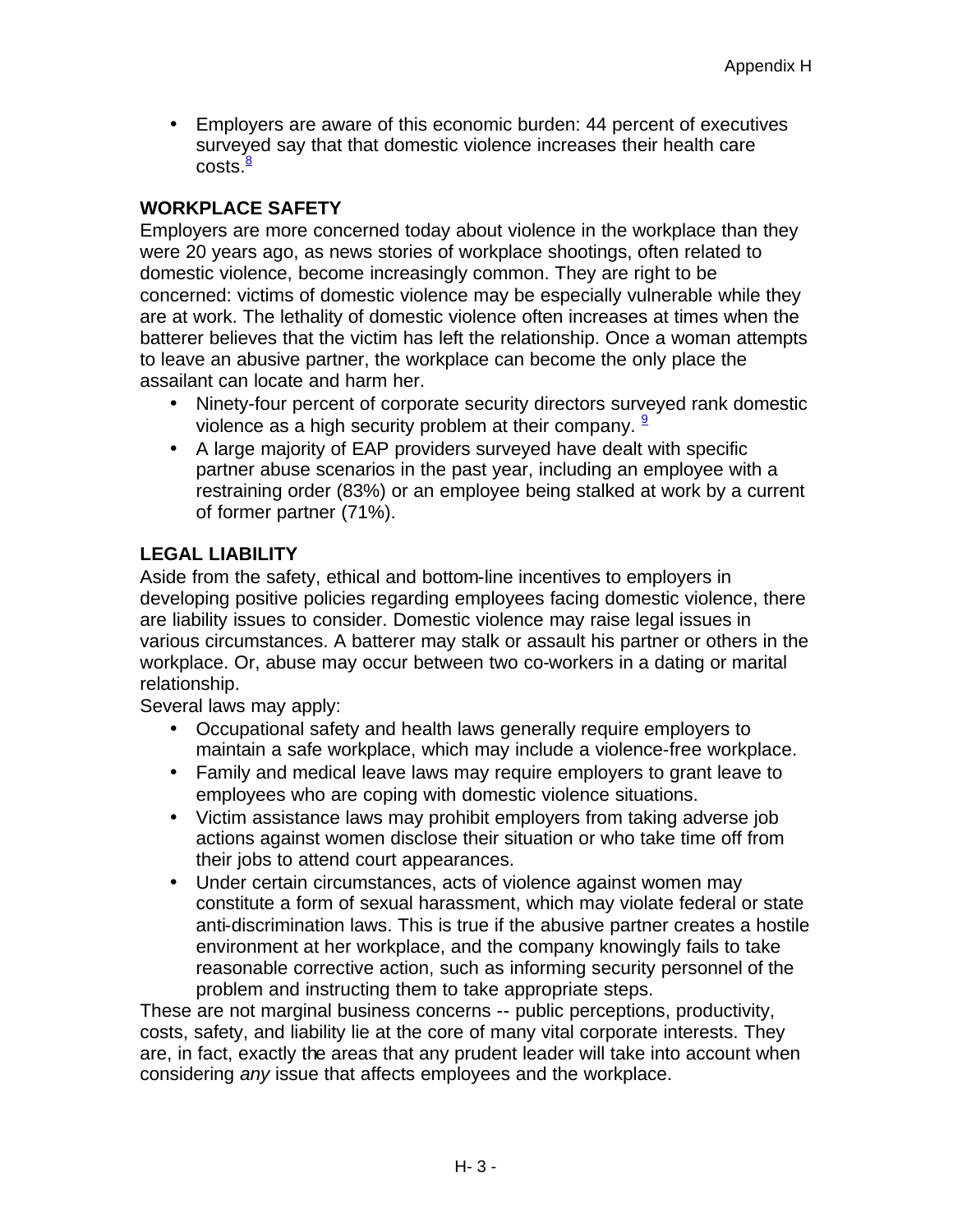- Employers are aware of this economic burden: 44 percent of executives surveyed say that that domestic violence increases their health care costs.[8]

**WORKPLACE SAFETY**

Employers are more concerned today about violence in the workplace than they were 20 years ago, as news stories of workplace shootings, often related to domestic violence, become increasingly common. They are right to be concerned: victims of domestic violence may be especially vulnerable while they are at work. The lethality of domestic violence often increases at times when the batterer believes that the victim has left the relationship. Once a woman attempts to leave an abusive partner, the workplace can become the only place the assailant can locate and harm her.

- Ninety-four percent of corporate security directors surveyed rank domestic violence as a high security problem at their company. [9]
- A large majority of EAP providers surveyed have dealt with specific partner abuse scenarios in the past year, including an employee with a restraining order (83%) or an employee being stalked at work by a current of former partner (71%).

**LEGAL LIABILITY**

Aside from the safety, ethical and bottom-line incentives to employers in developing positive policies regarding employees facing domestic violence, there are liability issues to consider. Domestic violence may raise legal issues in various circumstances. A batterer may stalk or assault his partner or others in the workplace. Or, abuse may occur between two co-workers in a dating or marital relationship.

Several laws may apply:

- Occupational safety and health laws generally require employers to maintain a safe workplace, which may include a violence-free workplace.
- Family and medical leave laws may require employers to grant leave to employees who are coping with domestic violence situations.
- Victim assistance laws may prohibit employers from taking adverse job actions against women disclose their situation or who take time off from their jobs to attend court appearances.
- Under certain circumstances, acts of violence against women may constitute a form of sexual harassment, which may violate federal or state anti-discrimination laws. This is true if the abusive partner creates a hostile environment at her workplace, and the company knowingly fails to take reasonable corrective action, such as informing security personnel of the problem and instructing them to take appropriate steps.

These are not marginal business concerns -- public perceptions, productivity, costs, safety, and liability lie at the core of many vital corporate interests. They are, in fact, exactly the areas that any prudent leader will take into account when considering *any* issue that affects employees and the workplace.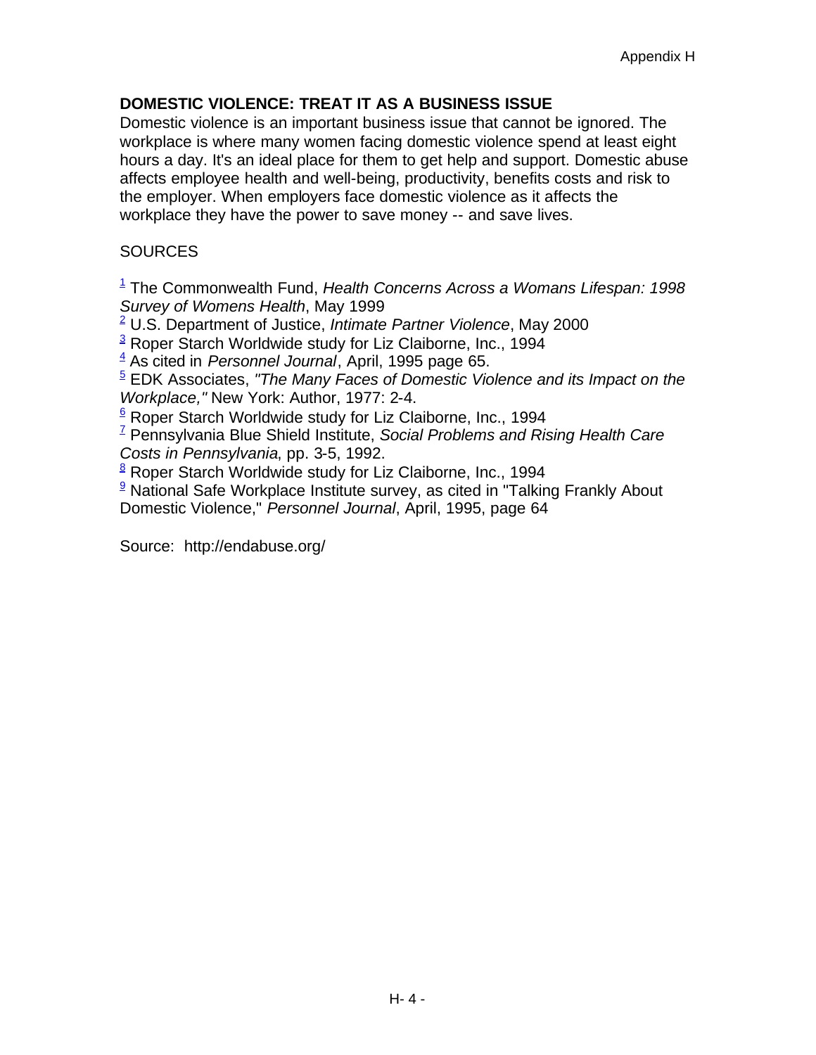## DOMESTIC VIOLENCE: TREAT IT AS A BUSINESS ISSUE

Domestic violence is an important business issue that cannot be ignored. The workplace is where many women facing domestic violence spend at least eight hours a day. It's an ideal place for them to get help and support. Domestic abuse affects employee health and well-being, productivity, benefits costs and risk to the employer. When employers face domestic violence as it affects the workplace they have the power to save money -- and save lives.

SOURCES

[1] The Commonwealth Fund, *Health Concerns Across a Womans Lifespan: 1998 Survey of Womens Health*, May 1999
[2] U.S. Department of Justice, *Intimate Partner Violence*, May 2000
[3] Roper Starch Worldwide study for Liz Claiborne, Inc., 1994
[4] As cited in *Personnel Journal*, April, 1995 page 65.
[5] EDK Associates, *"The Many Faces of Domestic Violence and its Impact on the Workplace,"* New York: Author, 1977: 2-4.
[6] Roper Starch Worldwide study for Liz Claiborne, Inc., 1994
[7] Pennsylvania Blue Shield Institute, *Social Problems and Rising Health Care Costs in Pennsylvania*, pp. 3-5, 1992.
[8] Roper Starch Worldwide study for Liz Claiborne, Inc., 1994
[9] National Safe Workplace Institute survey, as cited in "Talking Frankly About Domestic Violence," *Personnel Journal*, April, 1995, page 64

Source: http://endabuse.org/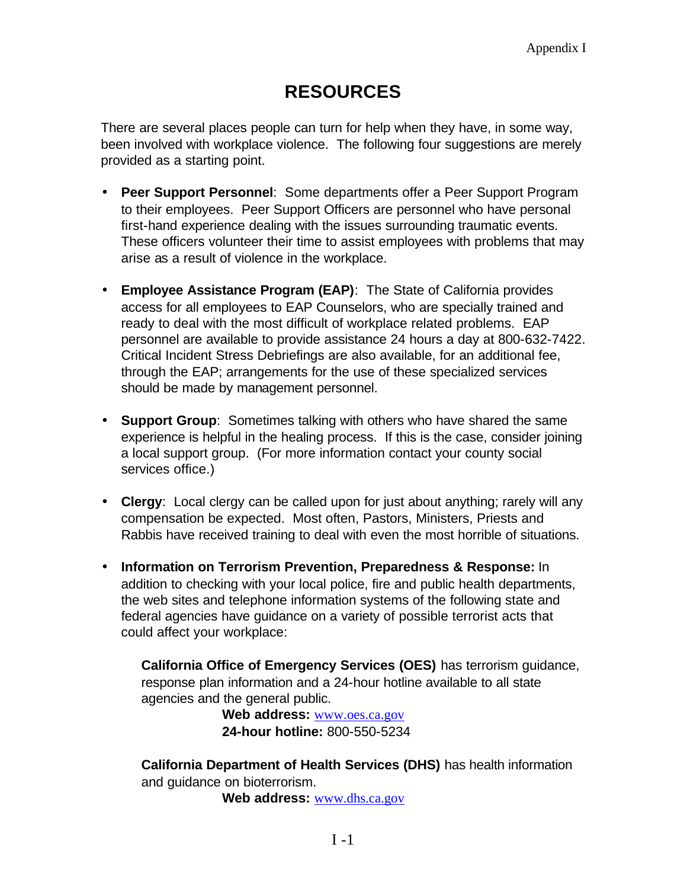# RESOURCES

There are several places people can turn for help when they have, in some way, been involved with workplace violence. The following four suggestions are merely provided as a starting point.

- **Peer Support Personnel**: Some departments offer a Peer Support Program to their employees. Peer Support Officers are personnel who have personal first-hand experience dealing with the issues surrounding traumatic events. These officers volunteer their time to assist employees with problems that may arise as a result of violence in the workplace.

- **Employee Assistance Program (EAP)**: The State of California provides access for all employees to EAP Counselors, who are specially trained and ready to deal with the most difficult of workplace related problems. EAP personnel are available to provide assistance 24 hours a day at 800-632-7422. Critical Incident Stress Debriefings are also available, for an additional fee, through the EAP; arrangements for the use of these specialized services should be made by management personnel.

- **Support Group**: Sometimes talking with others who have shared the same experience is helpful in the healing process. If this is the case, consider joining a local support group. (For more information contact your county social services office.)

- **Clergy**: Local clergy can be called upon for just about anything; rarely will any compensation be expected. Most often, Pastors, Ministers, Priests and Rabbis have received training to deal with even the most horrible of situations.

- **Information on Terrorism Prevention, Preparedness & Response:** In addition to checking with your local police, fire and public health departments, the web sites and telephone information systems of the following state and federal agencies have guidance on a variety of possible terrorist acts that could affect your workplace:

  **California Office of Emergency Services (OES)** has terrorism guidance, response plan information and a 24-hour hotline available to all state agencies and the general public.

  **Web address:** www.oes.ca.gov
  **24-hour hotline:** 800-550-5234

  **California Department of Health Services (DHS)** has health information and guidance on bioterrorism.

  **Web address:** www.dhs.ca.gov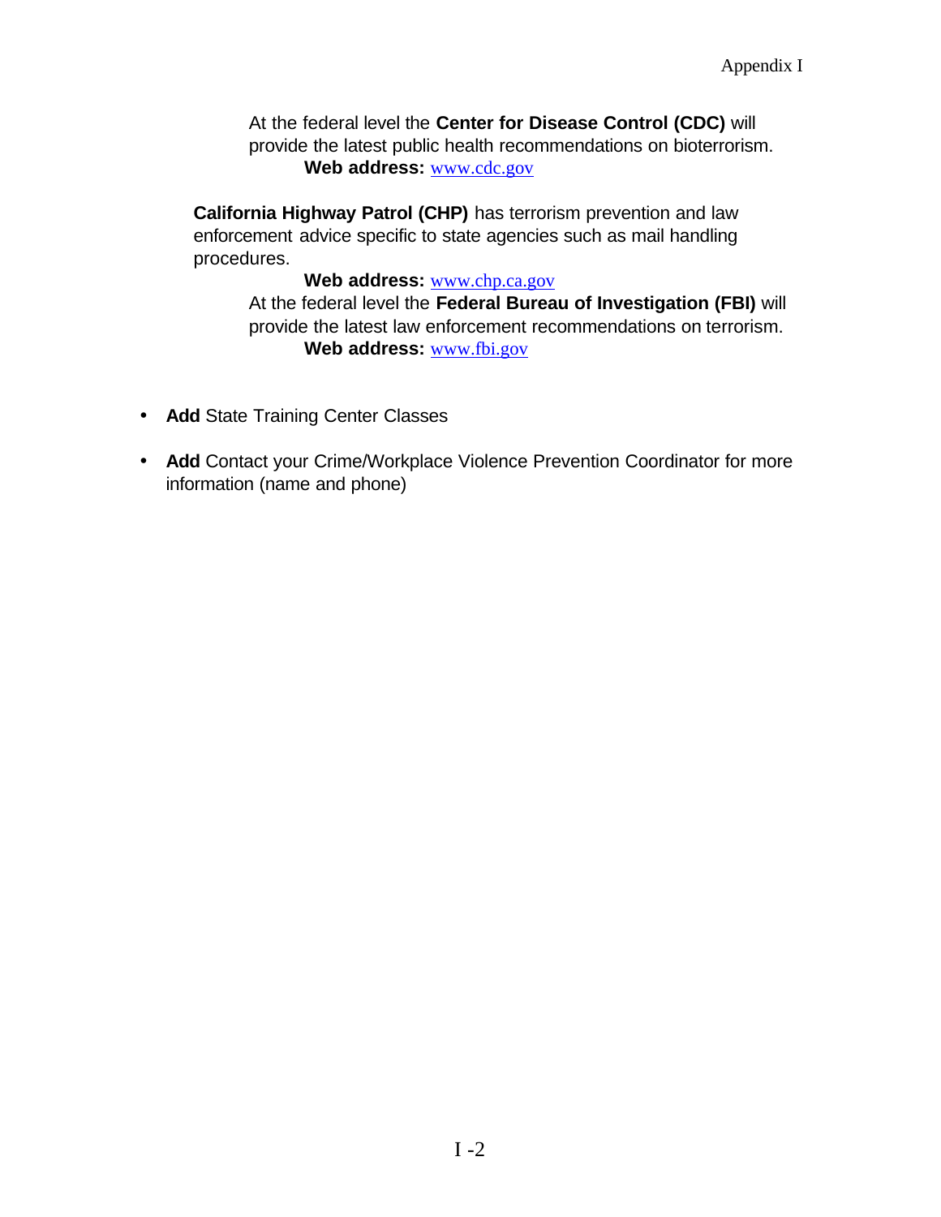At the federal level the **Center for Disease Control (CDC)** will provide the latest public health recommendations on bioterrorism.
**Web address:** www.cdc.gov

**California Highway Patrol (CHP)** has terrorism prevention and law enforcement advice specific to state agencies such as mail handling procedures.
**Web address:** www.chp.ca.gov

At the federal level the **Federal Bureau of Investigation (FBI)** will provide the latest law enforcement recommendations on terrorism.
**Web address:** www.fbi.gov

- **Add** State Training Center Classes
- **Add** Contact your Crime/Workplace Violence Prevention Coordinator for more information (name and phone)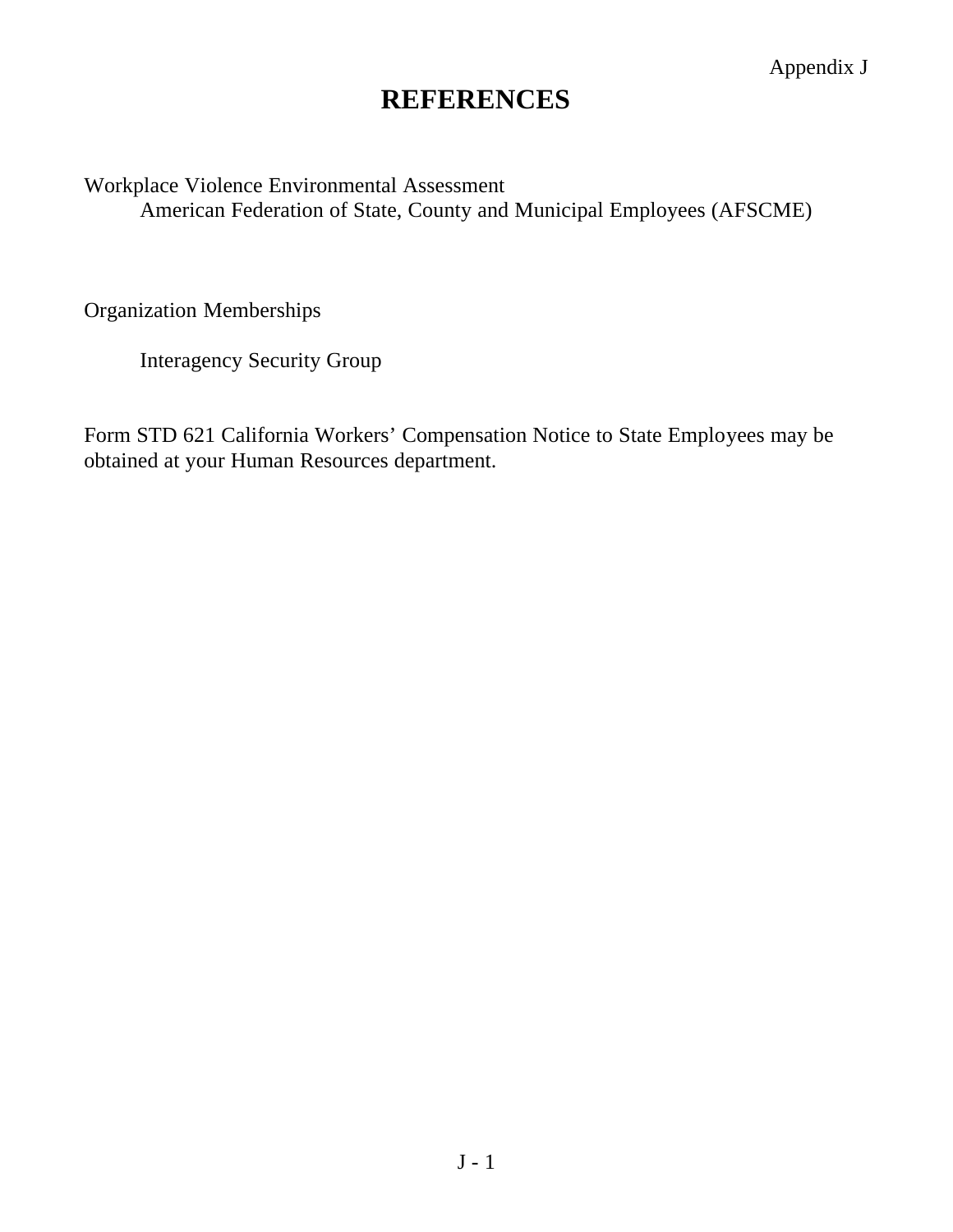Appendix J

# REFERENCES

Workplace Violence Environmental Assessment

American Federation of State, County and Municipal Employees (AFSCME)

Organization Memberships

Interagency Security Group

Form STD 621 California Workers' Compensation Notice to State Employees may be obtained at your Human Resources department.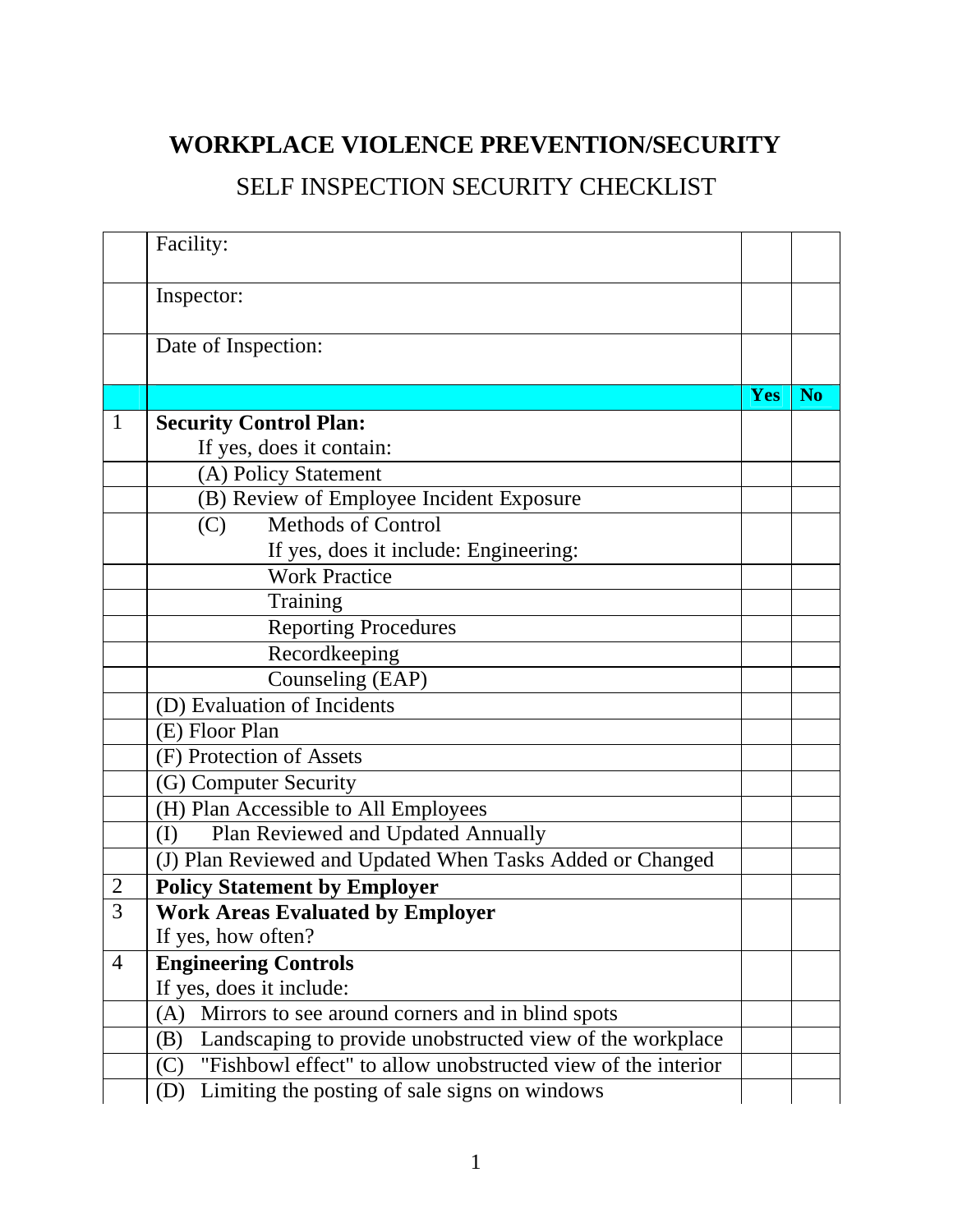# WORKPLACE VIOLENCE PREVENTION/SECURITY

## SELF INSPECTION SECURITY CHECKLIST

| | | | |
|---|---|---|---|
| | Facility: | | |
| | Inspector: | | |
| | Date of Inspection: | | |
| | | **Yes** | **No** |
| 1 | **Security Control Plan:**<br>If yes, does it contain: | | |
| | (A) Policy Statement | | |
| | (B) Review of Employee Incident Exposure | | |
| | (C) Methods of Control<br>If yes, does it include: Engineering: | | |
| | Work Practice | | |
| | Training | | |
| | Reporting Procedures | | |
| | Recordkeeping | | |
| | Counseling (EAP) | | |
| | (D) Evaluation of Incidents | | |
| | (E) Floor Plan | | |
| | (F) Protection of Assets | | |
| | (G) Computer Security | | |
| | (H) Plan Accessible to All Employees | | |
| | (I) Plan Reviewed and Updated Annually | | |
| | (J) Plan Reviewed and Updated When Tasks Added or Changed | | |
| 2 | **Policy Statement by Employer** | | |
| 3 | **Work Areas Evaluated by Employer**<br>If yes, how often? | | |
| 4 | **Engineering Controls**<br>If yes, does it include: | | |
| | (A) Mirrors to see around corners and in blind spots | | |
| | (B) Landscaping to provide unobstructed view of the workplace | | |
| | (C) "Fishbowl effect" to allow unobstructed view of the interior | | |
| | (D) Limiting the posting of sale signs on windows | | |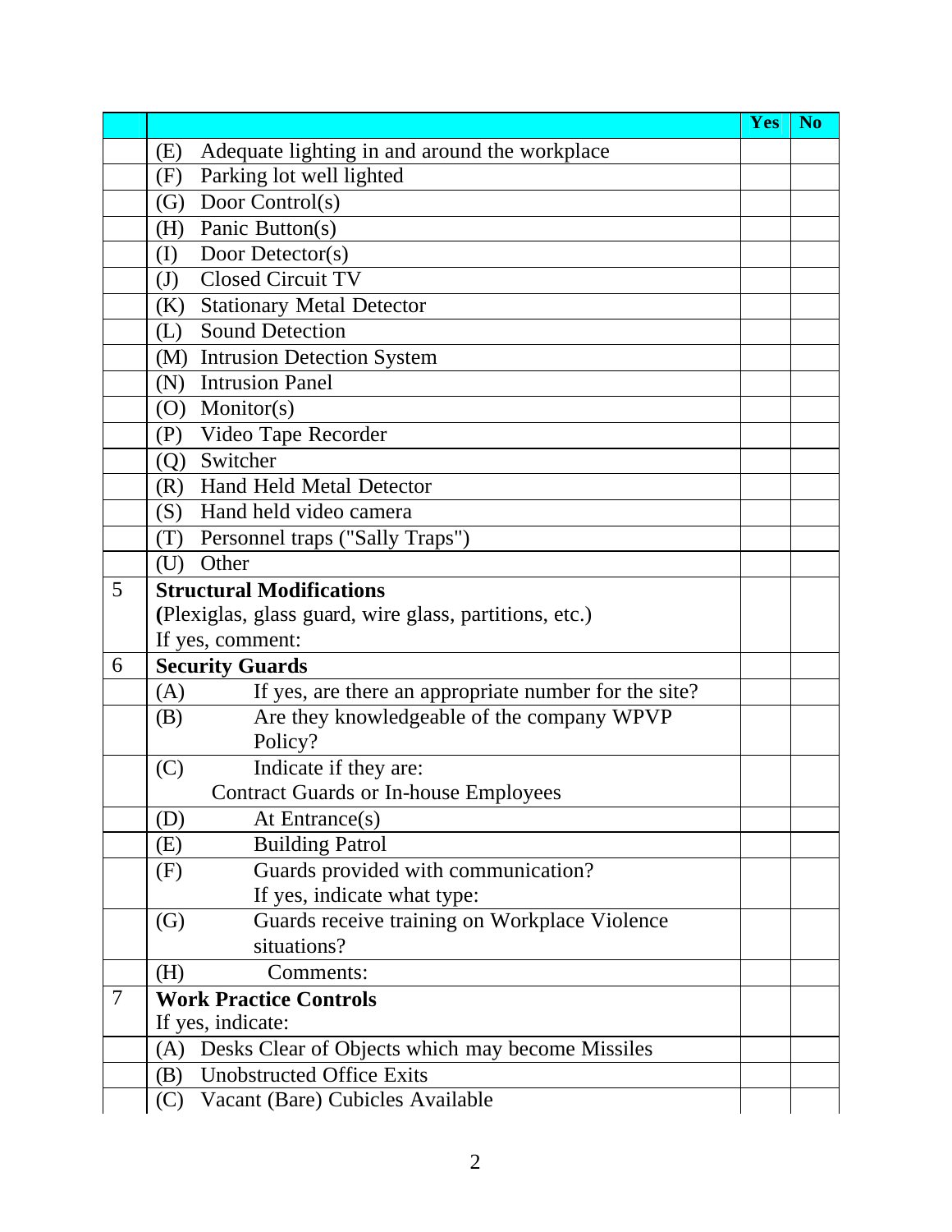| | | Yes | No |
|---|---|---|---|
| | (E) Adequate lighting in and around the workplace | | |
| | (F) Parking lot well lighted | | |
| | (G) Door Control(s) | | |
| | (H) Panic Button(s) | | |
| | (I) Door Detector(s) | | |
| | (J) Closed Circuit TV | | |
| | (K) Stationary Metal Detector | | |
| | (L) Sound Detection | | |
| | (M) Intrusion Detection System | | |
| | (N) Intrusion Panel | | |
| | (O) Monitor(s) | | |
| | (P) Video Tape Recorder | | |
| | (Q) Switcher | | |
| | (R) Hand Held Metal Detector | | |
| | (S) Hand held video camera | | |
| | (T) Personnel traps ("Sally Traps") | | |
| | (U) Other | | |
| 5 | **Structural Modifications** (Plexiglas, glass guard, wire glass, partitions, etc.) If yes, comment: | | |
| 6 | **Security Guards** | | |
| | (A) If yes, are there an appropriate number for the site? | | |
| | (B) Are they knowledgeable of the company WPVP Policy? | | |
| | (C) Indicate if they are: Contract Guards or In-house Employees | | |
| | (D) At Entrance(s) | | |
| | (E) Building Patrol | | |
| | (F) Guards provided with communication? If yes, indicate what type: | | |
| | (G) Guards receive training on Workplace Violence situations? | | |
| | (H) Comments: | | |
| 7 | **Work Practice Controls** If yes, indicate: | | |
| | (A) Desks Clear of Objects which may become Missiles | | |
| | (B) Unobstructed Office Exits | | |
| | (C) Vacant (Bare) Cubicles Available | | |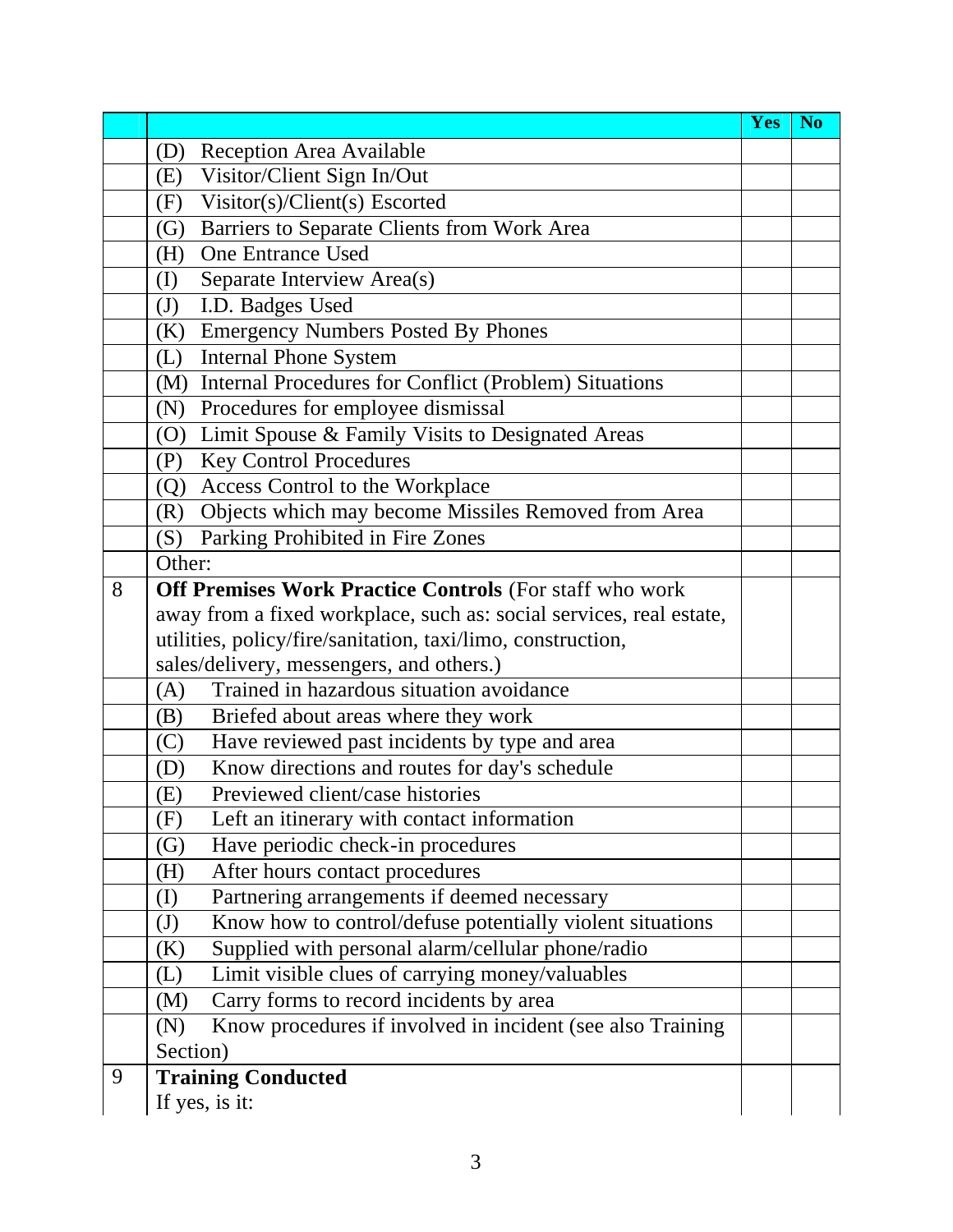| | | Yes | No |
|---|---|---|---|
| | (D) Reception Area Available | | |
| | (E) Visitor/Client Sign In/Out | | |
| | (F) Visitor(s)/Client(s) Escorted | | |
| | (G) Barriers to Separate Clients from Work Area | | |
| | (H) One Entrance Used | | |
| | (I) Separate Interview Area(s) | | |
| | (J) I.D. Badges Used | | |
| | (K) Emergency Numbers Posted By Phones | | |
| | (L) Internal Phone System | | |
| | (M) Internal Procedures for Conflict (Problem) Situations | | |
| | (N) Procedures for employee dismissal | | |
| | (O) Limit Spouse & Family Visits to Designated Areas | | |
| | (P) Key Control Procedures | | |
| | (Q) Access Control to the Workplace | | |
| | (R) Objects which may become Missiles Removed from Area | | |
| | (S) Parking Prohibited in Fire Zones | | |
| | Other: | | |
| 8 | **Off Premises Work Practice Controls** (For staff who work away from a fixed workplace, such as: social services, real estate, utilities, policy/fire/sanitation, taxi/limo, construction, sales/delivery, messengers, and others.) | | |
| | (A) Trained in hazardous situation avoidance | | |
| | (B) Briefed about areas where they work | | |
| | (C) Have reviewed past incidents by type and area | | |
| | (D) Know directions and routes for day's schedule | | |
| | (E) Previewed client/case histories | | |
| | (F) Left an itinerary with contact information | | |
| | (G) Have periodic check-in procedures | | |
| | (H) After hours contact procedures | | |
| | (I) Partnering arrangements if deemed necessary | | |
| | (J) Know how to control/defuse potentially violent situations | | |
| | (K) Supplied with personal alarm/cellular phone/radio | | |
| | (L) Limit visible clues of carrying money/valuables | | |
| | (M) Carry forms to record incidents by area | | |
| | (N) Know procedures if involved in incident (see also Training Section) | | |
| 9 | **Training Conducted**<br>If yes, is it: | | |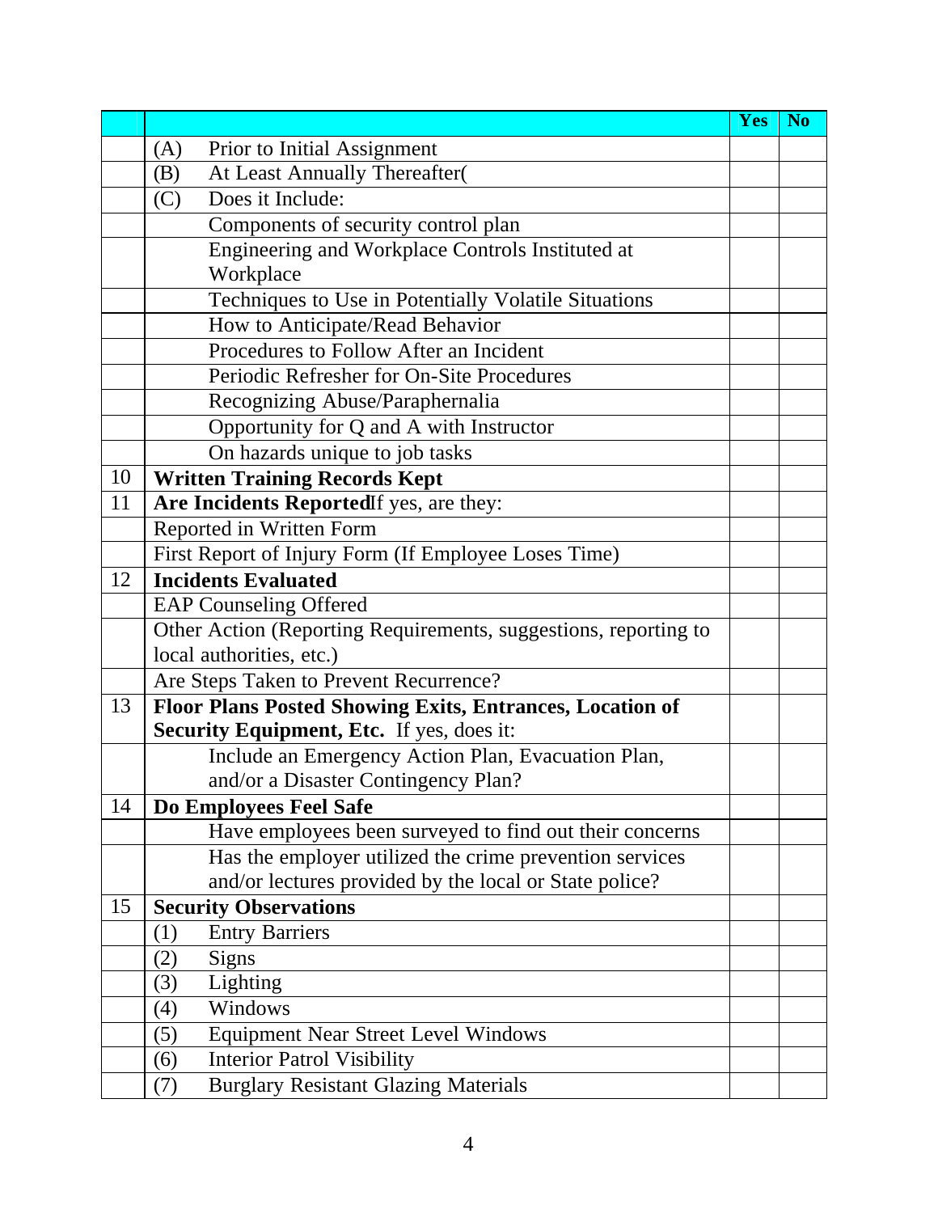| | | Yes | No |
|---|---|---|---|
| | (A) Prior to Initial Assignment | | |
| | (B) At Least Annually Thereafter( | | |
| | (C) Does it Include: | | |
| | Components of security control plan | | |
| | Engineering and Workplace Controls Instituted at Workplace | | |
| | Techniques to Use in Potentially Volatile Situations | | |
| | How to Anticipate/Read Behavior | | |
| | Procedures to Follow After an Incident | | |
| | Periodic Refresher for On-Site Procedures | | |
| | Recognizing Abuse/Paraphernalia | | |
| | Opportunity for Q and A with Instructor | | |
| | On hazards unique to job tasks | | |
| 10 | **Written Training Records Kept** | | |
| 11 | **Are Incidents Reported**If yes, are they: | | |
| | Reported in Written Form | | |
| | First Report of Injury Form (If Employee Loses Time) | | |
| 12 | **Incidents Evaluated** | | |
| | EAP Counseling Offered | | |
| | Other Action (Reporting Requirements, suggestions, reporting to local authorities, etc.) | | |
| | Are Steps Taken to Prevent Recurrence? | | |
| 13 | **Floor Plans Posted Showing Exits, Entrances, Location of Security Equipment, Etc.** If yes, does it: | | |
| | Include an Emergency Action Plan, Evacuation Plan, and/or a Disaster Contingency Plan? | | |
| 14 | **Do Employees Feel Safe** | | |
| | Have employees been surveyed to find out their concerns | | |
| | Has the employer utilized the crime prevention services and/or lectures provided by the local or State police? | | |
| 15 | **Security Observations** | | |
| | (1) Entry Barriers | | |
| | (2) Signs | | |
| | (3) Lighting | | |
| | (4) Windows | | |
| | (5) Equipment Near Street Level Windows | | |
| | (6) Interior Patrol Visibility | | |
| | (7) Burglary Resistant Glazing Materials | | |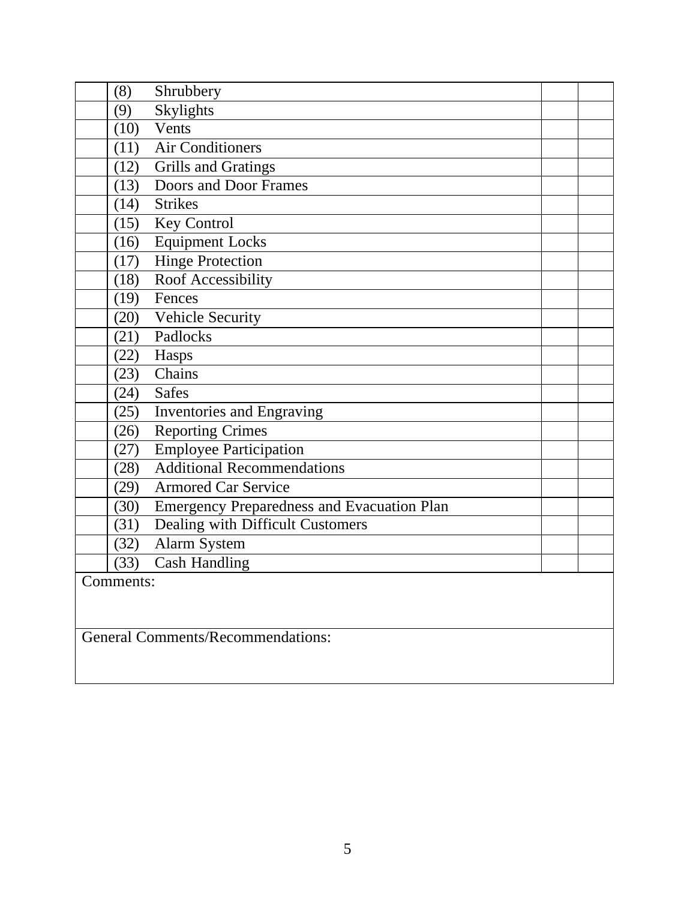| | | | |
|---|---|---|---|
| | (8) Shrubbery | | |
| | (9) Skylights | | |
| | (10) Vents | | |
| | (11) Air Conditioners | | |
| | (12) Grills and Gratings | | |
| | (13) Doors and Door Frames | | |
| | (14) Strikes | | |
| | (15) Key Control | | |
| | (16) Equipment Locks | | |
| | (17) Hinge Protection | | |
| | (18) Roof Accessibility | | |
| | (19) Fences | | |
| | (20) Vehicle Security | | |
| | (21) Padlocks | | |
| | (22) Hasps | | |
| | (23) Chains | | |
| | (24) Safes | | |
| | (25) Inventories and Engraving | | |
| | (26) Reporting Crimes | | |
| | (27) Employee Participation | | |
| | (28) Additional Recommendations | | |
| | (29) Armored Car Service | | |
| | (30) Emergency Preparedness and Evacuation Plan | | |
| | (31) Dealing with Difficult Customers | | |
| | (32) Alarm System | | |
| | (33) Cash Handling | | |
| Comments: | | | |
| General Comments/Recommendations: | | | |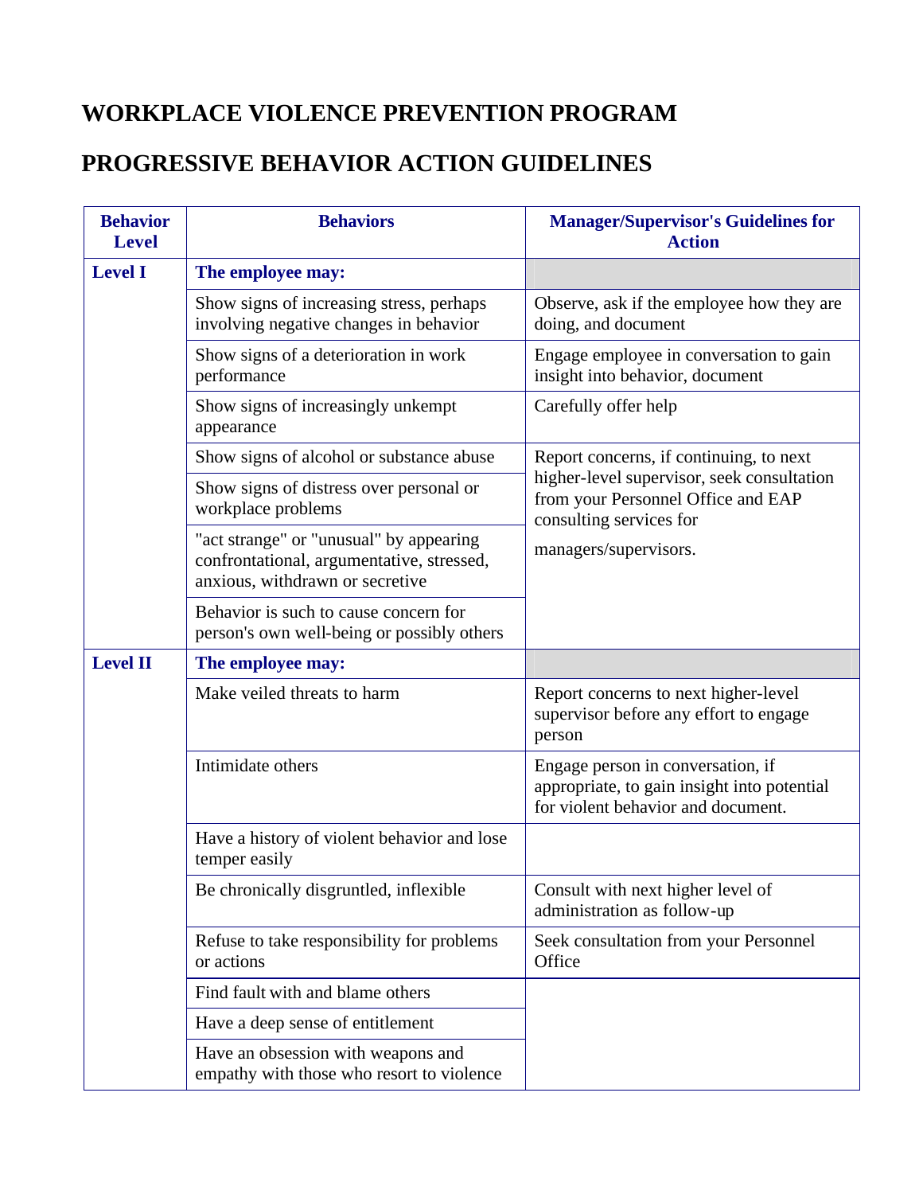# WORKPLACE VIOLENCE PREVENTION PROGRAM

# PROGRESSIVE BEHAVIOR ACTION GUIDELINES

| Behavior Level | Behaviors | Manager/Supervisor's Guidelines for Action |
|---|---|---|
| **Level I** | **The employee may:** | |
| | Show signs of increasing stress, perhaps involving negative changes in behavior | Observe, ask if the employee how they are doing, and document |
| | Show signs of a deterioration in work performance | Engage employee in conversation to gain insight into behavior, document |
| | Show signs of increasingly unkempt appearance | Carefully offer help |
| | Show signs of alcohol or substance abuse | Report concerns, if continuing, to next higher-level supervisor, seek consultation from your Personnel Office and EAP consulting services for managers/supervisors. |
| | Show signs of distress over personal or workplace problems | |
| | "act strange" or "unusual" by appearing confrontational, argumentative, stressed, anxious, withdrawn or secretive | |
| | Behavior is such to cause concern for person's own well-being or possibly others | |
| **Level II** | **The employee may:** | |
| | Make veiled threats to harm | Report concerns to next higher-level supervisor before any effort to engage person |
| | Intimidate others | Engage person in conversation, if appropriate, to gain insight into potential for violent behavior and document. |
| | Have a history of violent behavior and lose temper easily | |
| | Be chronically disgruntled, inflexible | Consult with next higher level of administration as follow-up |
| | Refuse to take responsibility for problems or actions | Seek consultation from your Personnel Office |
| | Find fault with and blame others | |
| | Have a deep sense of entitlement | |
| | Have an obsession with weapons and empathy with those who resort to violence | |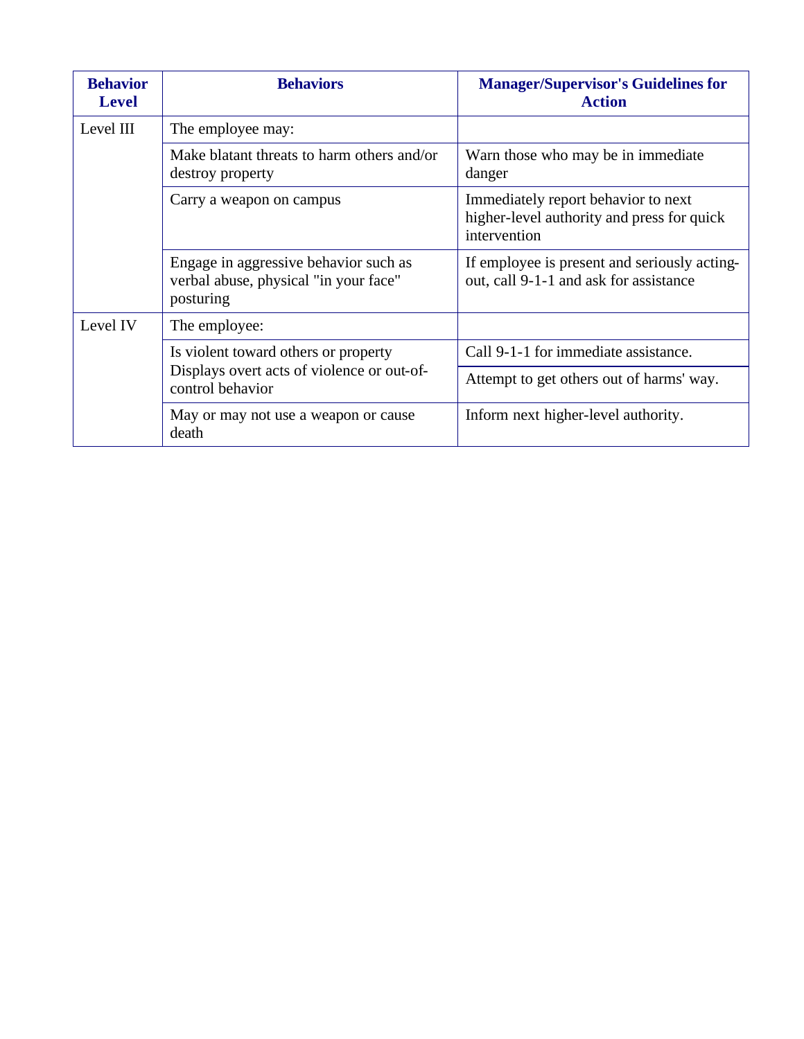| Behavior Level | Behaviors | Manager/Supervisor's Guidelines for Action |
|---|---|---|
| Level III | The employee may: | |
| | Make blatant threats to harm others and/or destroy property | Warn those who may be in immediate danger |
| | Carry a weapon on campus | Immediately report behavior to next higher-level authority and press for quick intervention |
| | Engage in aggressive behavior such as verbal abuse, physical "in your face" posturing | If employee is present and seriously acting-out, call 9-1-1 and ask for assistance |
| Level IV | The employee: | |
| | Is violent toward others or property<br>Displays overt acts of violence or out-of-control behavior | Call 9-1-1 for immediate assistance.<br>Attempt to get others out of harms' way. |
| | May or may not use a weapon or cause death | Inform next higher-level authority. |